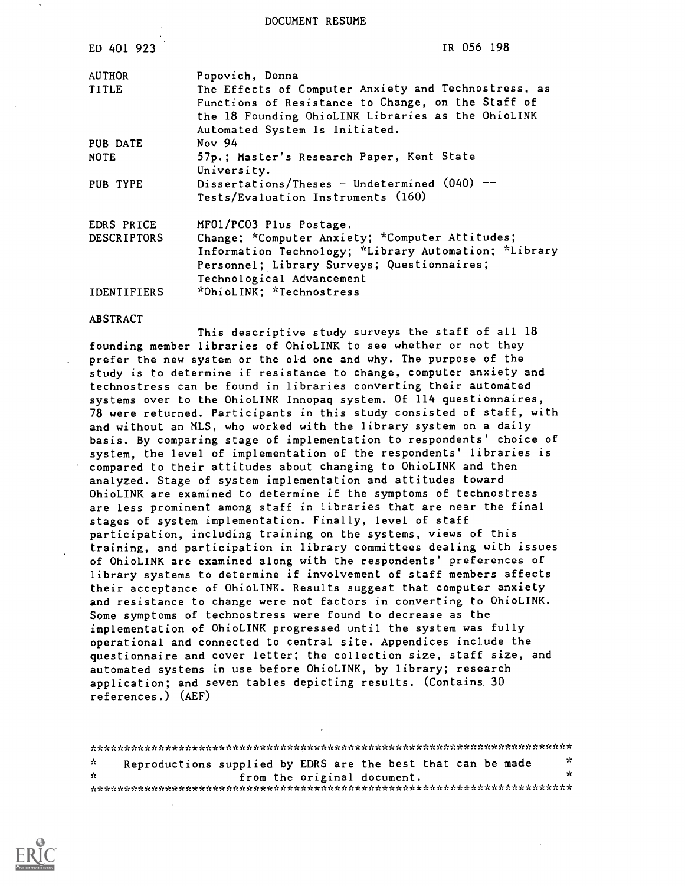DOCUMENT RESUME

| ED 401 923 | IR 056 198 |
|---|---|
| AUTHOR | Popovich, Donna |
| TITLE | The Effects of Computer Anxiety and Technostress, as Functions of Resistance to Change, on the Staff of the 18 Founding OhioLINK Libraries as the OhioLINK Automated System Is Initiated. |
| PUB DATE | Nov 94 |
| NOTE | 57p.; Master's Research Paper, Kent State University. |
| PUB TYPE | Dissertations/Theses - Undetermined (040) -- Tests/Evaluation Instruments (160) |
| EDRS PRICE | MF01/PC03 Plus Postage. |
| DESCRIPTORS | Change; *Computer Anxiety; *Computer Attitudes; Information Technology; *Library Automation; *Library Personnel; Library Surveys; Questionnaires; Technological Advancement |
| IDENTIFIERS | *OhioLINK; *Technostress |

ABSTRACT

This descriptive study surveys the staff of all 18 founding member libraries of OhioLINK to see whether or not they prefer the new system or the old one and why. The purpose of the study is to determine if resistance to change, computer anxiety and technostress can be found in libraries converting their automated systems over to the OhioLINK Innopaq system. Of 114 questionnaires, 78 were returned. Participants in this study consisted of staff, with and without an MLS, who worked with the library system on a daily basis. By comparing stage of implementation to respondents' choice of system, the level of implementation of the respondents' libraries is compared to their attitudes about changing to OhioLINK and then analyzed. Stage of system implementation and attitudes toward OhioLINK are examined to determine if the symptoms of technostress are less prominent among staff in libraries that are near the final stages of system implementation. Finally, level of staff participation, including training on the systems, views of this training, and participation in library committees dealing with issues of OhioLINK are examined along with the respondents' preferences of library systems to determine if involvement of staff members affects their acceptance of OhioLINK. Results suggest that computer anxiety and resistance to change were not factors in converting to OhioLINK. Some symptoms of technostress were found to decrease as the implementation of OhioLINK progressed until the system was fully operational and connected to central site. Appendices include the questionnaire and cover letter; the collection size, staff size, and automated systems in use before OhioLINK, by library; research application; and seven tables depicting results. (Contains 30 references.) (AEF)

***********************************************************************
* Reproductions supplied by EDRS are the best that can be made *
* from the original document. *
***********************************************************************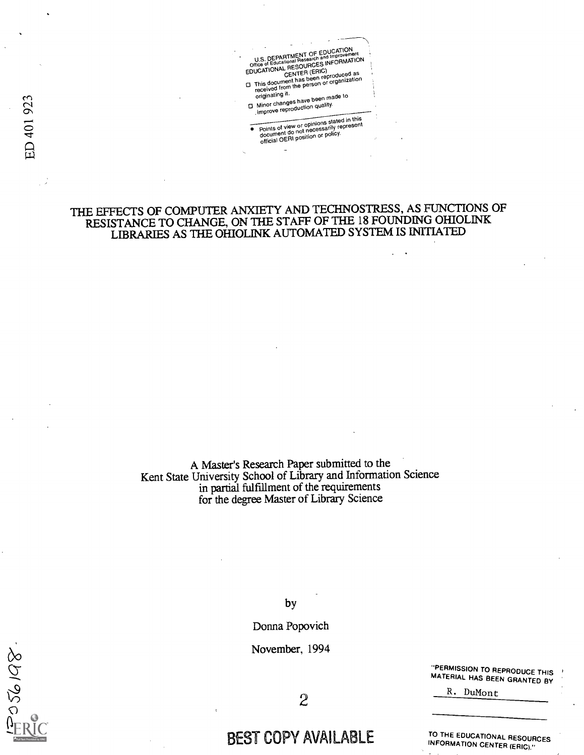U.S. DEPARTMENT OF EDUCATION
Office of Educational Research and Improvement
EDUCATIONAL RESOURCES INFORMATION CENTER (ERIC)

- This document has been reproduced as received from the person or organization originating it.
- Minor changes have been made to improve reproduction quality.

- Points of view or opinions stated in this document do not necessarily represent official OERI position or policy.

ED 401 923

# THE EFFECTS OF COMPUTER ANXIETY AND TECHNOSTRESS, AS FUNCTIONS OF RESISTANCE TO CHANGE, ON THE STAFF OF THE 18 FOUNDING OHIOLINK LIBRARIES AS THE OHIOLINK AUTOMATED SYSTEM IS INITIATED

A Master's Research Paper submitted to the
Kent State University School of Library and Information Science
in partial fulfillment of the requirements
for the degree Master of Library Science

by

Donna Popovich

November, 1994

"PERMISSION TO REPRODUCE THIS MATERIAL HAS BEEN GRANTED BY

R. DuMont

TO THE EDUCATIONAL RESOURCES INFORMATION CENTER (ERIC)."

BEST COPY AVAILABLE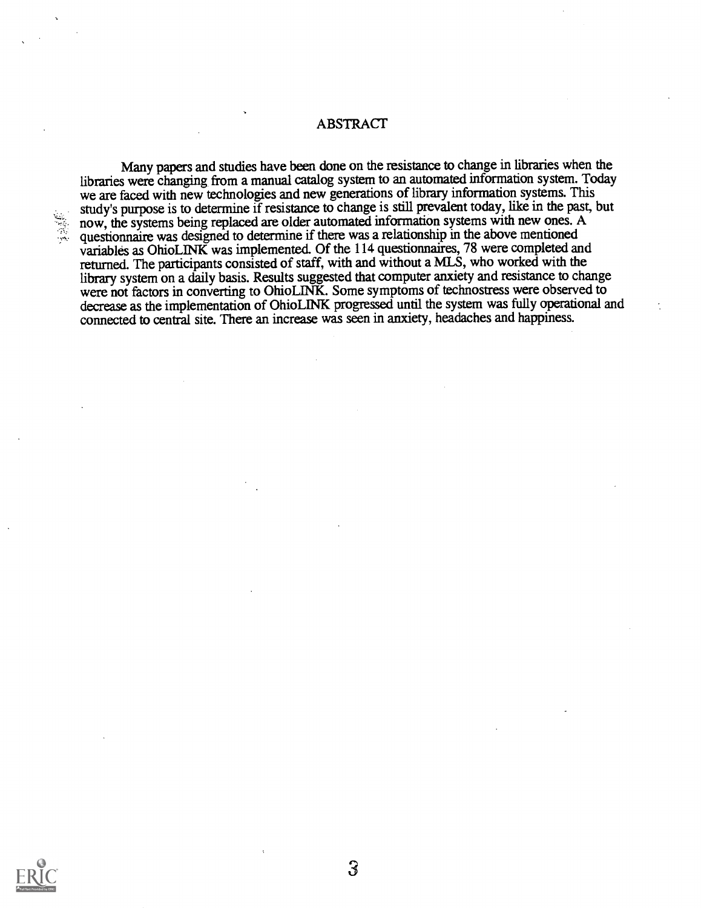# ABSTRACT

Many papers and studies have been done on the resistance to change in libraries when the libraries were changing from a manual catalog system to an automated information system. Today we are faced with new technologies and new generations of library information systems. This study's purpose is to determine if resistance to change is still prevalent today, like in the past, but now, the systems being replaced are older automated information systems with new ones. A questionnaire was designed to determine if there was a relationship in the above mentioned variables as OhioLINK was implemented. Of the 114 questionnaires, 78 were completed and returned. The participants consisted of staff, with and without a MLS, who worked with the library system on a daily basis. Results suggested that computer anxiety and resistance to change were not factors in converting to OhioLINK. Some symptoms of technostress were observed to decrease as the implementation of OhioLINK progressed until the system was fully operational and connected to central site. There an increase was seen in anxiety, headaches and happiness.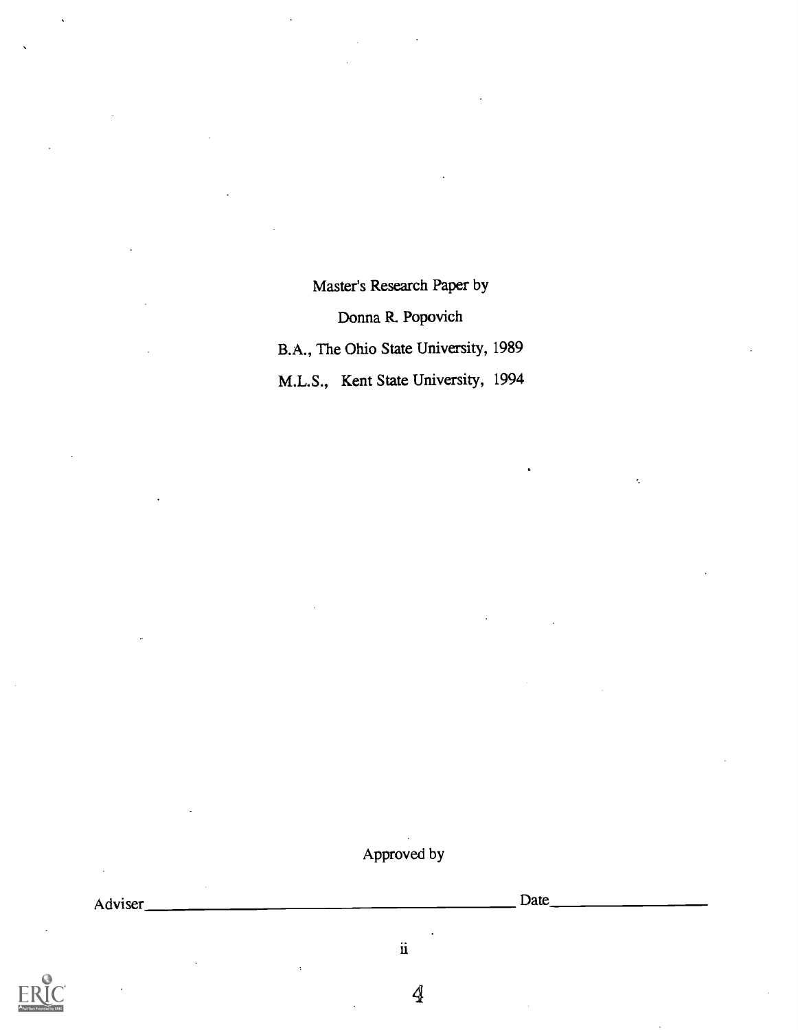Master's Research Paper by

Donna R. Popovich

B.A., The Ohio State University, 1989

M.L.S., Kent State University, 1994

Approved by

Adviser\_\_\_\_\_\_\_\_\_\_\_\_\_\_\_\_\_\_\_\_\_\_\_\_\_\_\_\_\_\_\_\_\_\_\_\_\_\_\_\_ Date\_\_\_\_\_\_\_\_\_\_\_\_\_\_\_\_\_\_\_\_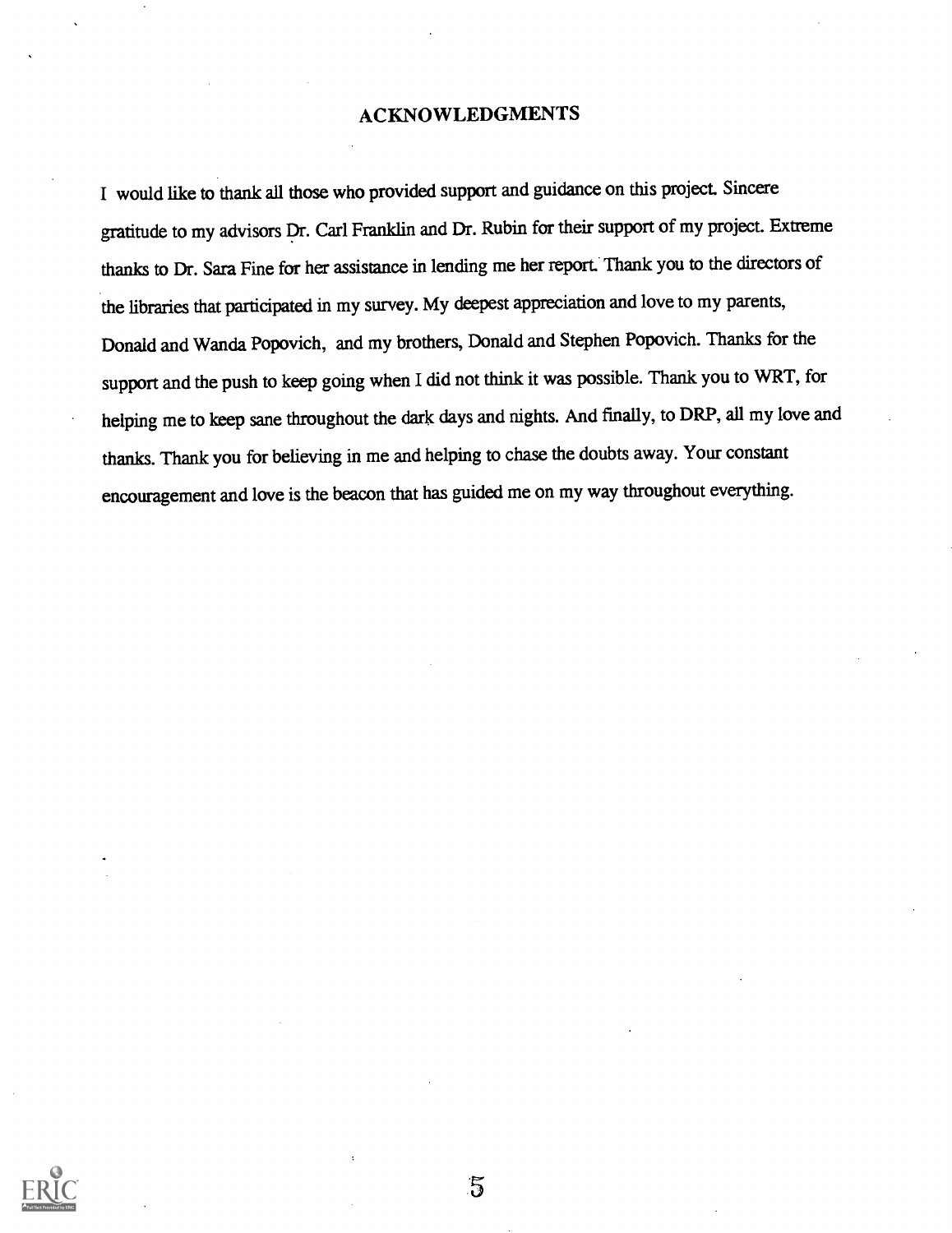# ACKNOWLEDGMENTS

I would like to thank all those who provided support and guidance on this project. Sincere gratitude to my advisors Dr. Carl Franklin and Dr. Rubin for their support of my project. Extreme thanks to Dr. Sara Fine for her assistance in lending me her report. Thank you to the directors of the libraries that participated in my survey. My deepest appreciation and love to my parents, Donald and Wanda Popovich, and my brothers, Donald and Stephen Popovich. Thanks for the support and the push to keep going when I did not think it was possible. Thank you to WRT, for helping me to keep sane throughout the dark days and nights. And finally, to DRP, all my love and thanks. Thank you for believing in me and helping to chase the doubts away. Your constant encouragement and love is the beacon that has guided me on my way throughout everything.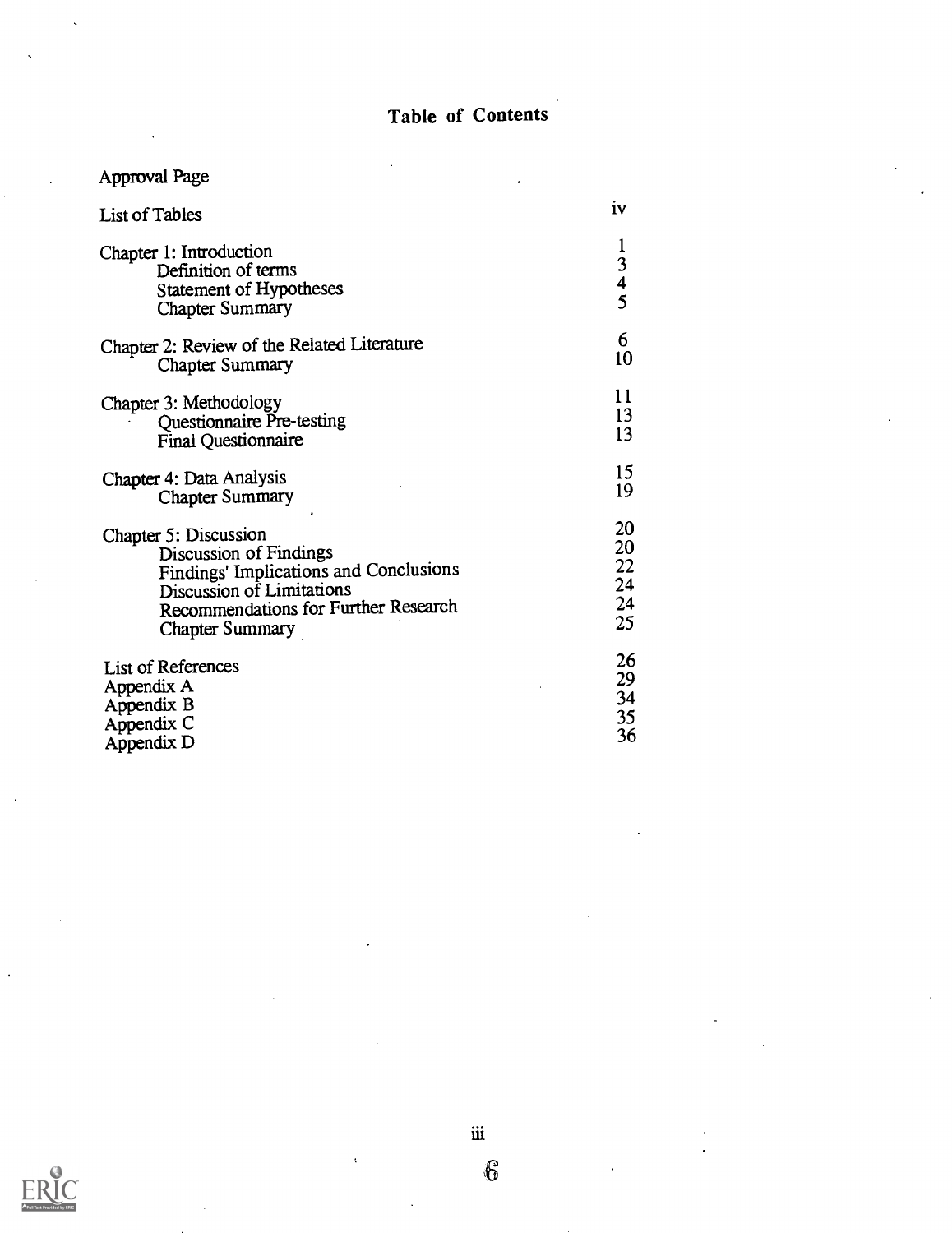# Table of Contents

| | |
|---|---|
| Approval Page | |
| List of Tables | iv |
| Chapter 1: Introduction | 1 |
| Definition of terms | 3 |
| Statement of Hypotheses | 4 |
| Chapter Summary | 5 |
| Chapter 2: Review of the Related Literature | 6 |
| Chapter Summary | 10 |
| Chapter 3: Methodology | 11 |
| Questionnaire Pre-testing | 13 |
| Final Questionnaire | 13 |
| Chapter 4: Data Analysis | 15 |
| Chapter Summary | 19 |
| Chapter 5: Discussion | 20 |
| Discussion of Findings | 20 |
| Findings' Implications and Conclusions | 22 |
| Discussion of Limitations | 24 |
| Recommendations for Further Research | 24 |
| Chapter Summary | 25 |
| List of References | 26 |
| Appendix A | 29 |
| Appendix B | 34 |
| Appendix C | 35 |
| Appendix D | 36 |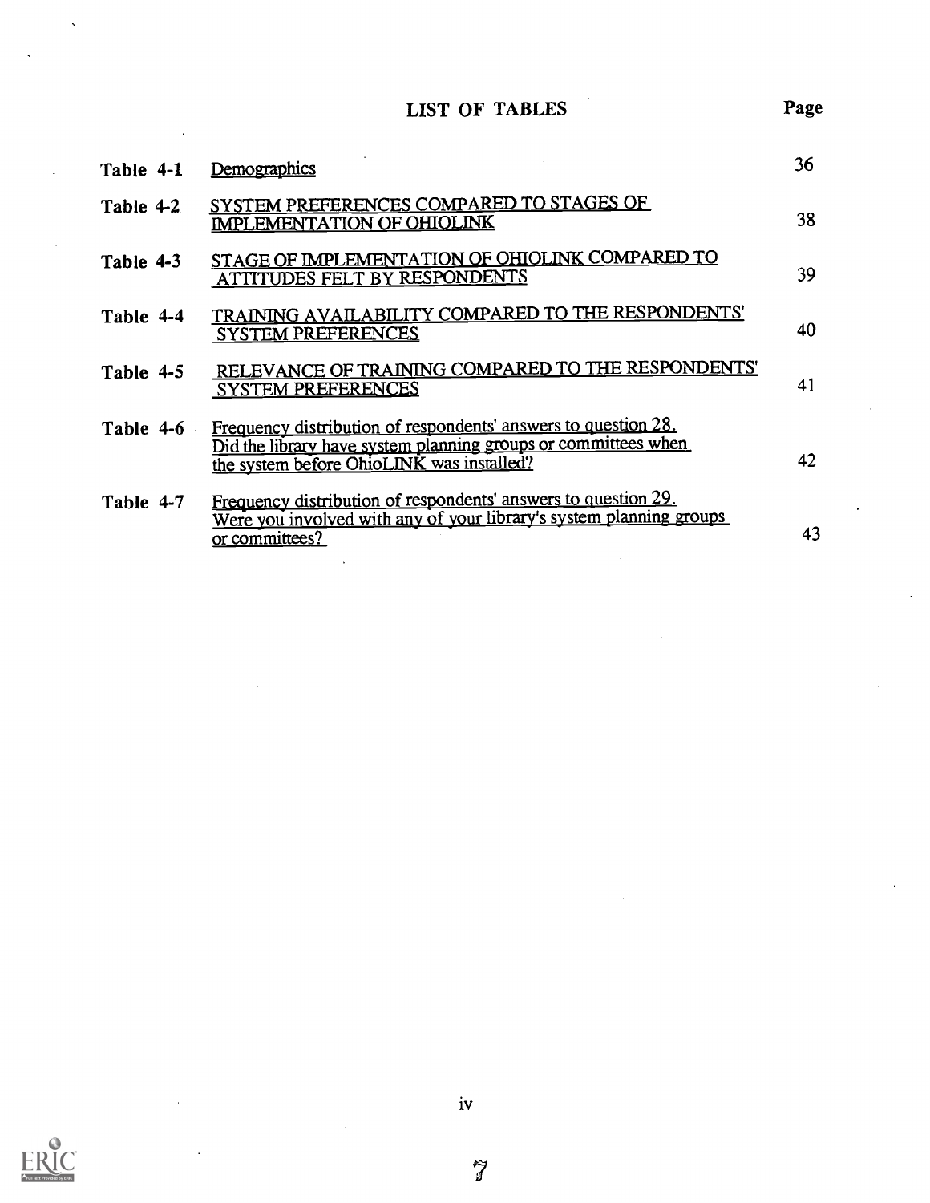# LIST OF TABLES

| | | Page |
|---|---|---|
| Table 4-1 | Demographics | 36 |
| Table 4-2 | SYSTEM PREFERENCES COMPARED TO STAGES OF IMPLEMENTATION OF OHIOLINK | 38 |
| Table 4-3 | STAGE OF IMPLEMENTATION OF OHIOLINK COMPARED TO ATTITUDES FELT BY RESPONDENTS | 39 |
| Table 4-4 | TRAINING AVAILABILITY COMPARED TO THE RESPONDENTS' SYSTEM PREFERENCES | 40 |
| Table 4-5 | RELEVANCE OF TRAINING COMPARED TO THE RESPONDENTS' SYSTEM PREFERENCES | 41 |
| Table 4-6 | Frequency distribution of respondents' answers to question 28. Did the library have system planning groups or committees when the system before OhioLINK was installed? | 42 |
| Table 4-7 | Frequency distribution of respondents' answers to question 29. Were you involved with any of your library's system planning groups or committees? | 43 |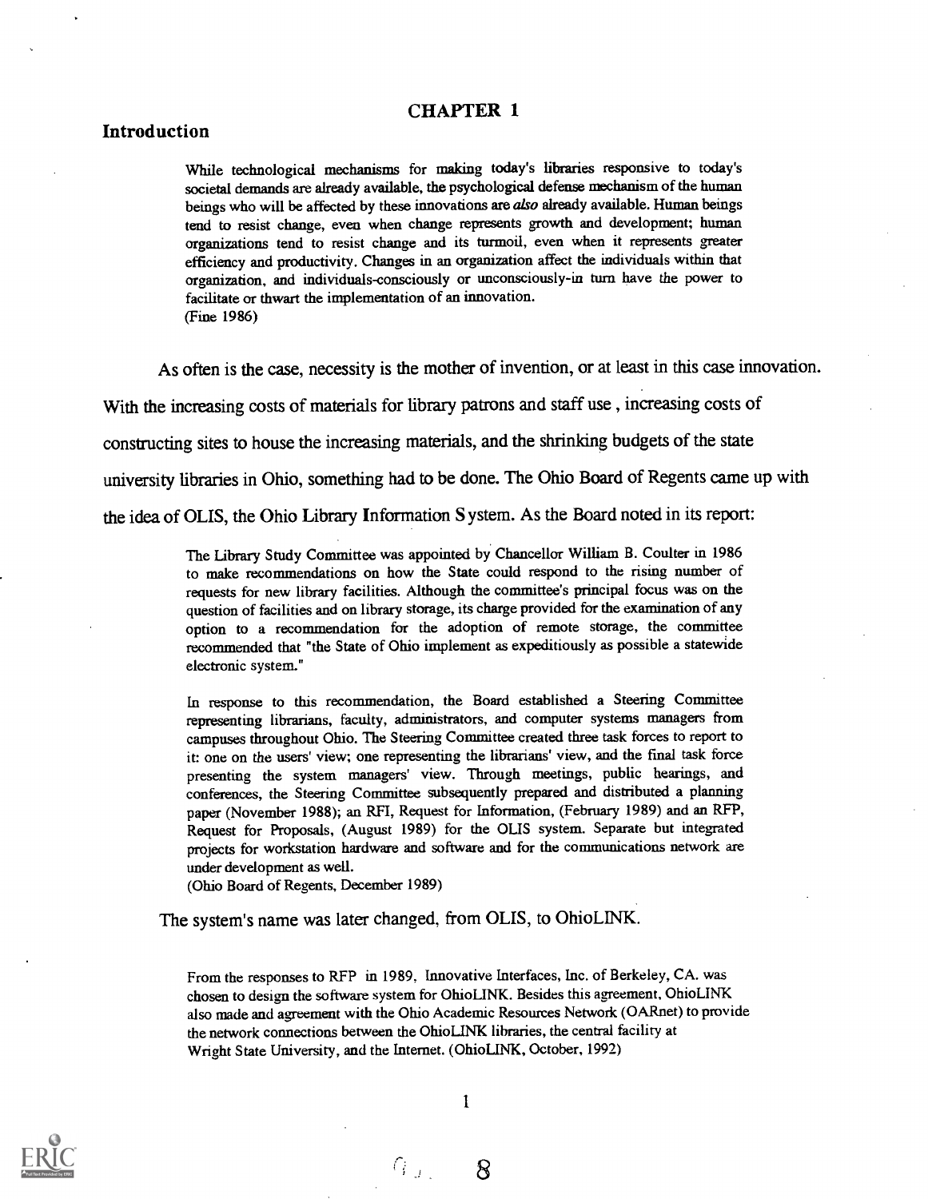# CHAPTER 1

## Introduction

> While technological mechanisms for making today's libraries responsive to today's societal demands are already available, the psychological defense mechanism of the human beings who will be affected by these innovations are *also* already available. Human beings tend to resist change, even when change represents growth and development; human organizations tend to resist change and its turmoil, even when it represents greater efficiency and productivity. Changes in an organization affect the individuals within that organization, and individuals-consciously or unconsciously-in turn have the power to facilitate or thwart the implementation of an innovation.
> (Fine 1986)

As often is the case, necessity is the mother of invention, or at least in this case innovation. With the increasing costs of materials for library patrons and staff use , increasing costs of constructing sites to house the increasing materials, and the shrinking budgets of the state university libraries in Ohio, something had to be done. The Ohio Board of Regents came up with the idea of OLIS, the Ohio Library Information System. As the Board noted in its report:

> The Library Study Committee was appointed by Chancellor William B. Coulter in 1986 to make recommendations on how the State could respond to the rising number of requests for new library facilities. Although the committee's principal focus was on the question of facilities and on library storage, its charge provided for the examination of any option to a recommendation for the adoption of remote storage, the committee recommended that "the State of Ohio implement as expeditiously as possible a statewide electronic system."
>
> In response to this recommendation, the Board established a Steering Committee representing librarians, faculty, administrators, and computer systems managers from campuses throughout Ohio. The Steering Committee created three task forces to report to it: one on the users' view; one representing the librarians' view, and the final task force presenting the system managers' view. Through meetings, public hearings, and conferences, the Steering Committee subsequently prepared and distributed a planning paper (November 1988); an RFI, Request for Information, (February 1989) and an RFP, Request for Proposals, (August 1989) for the OLIS system. Separate but integrated projects for workstation hardware and software and for the communications network are under development as well.
> (Ohio Board of Regents, December 1989)

The system's name was later changed, from OLIS, to OhioLINK.

> From the responses to RFP in 1989, Innovative Interfaces, Inc. of Berkeley, CA. was chosen to design the software system for OhioLINK. Besides this agreement, OhioLINK also made and agreement with the Ohio Academic Resources Network (OARnet) to provide the network connections between the OhioLINK libraries, the central facility at Wright State University, and the Internet. (OhioLINK, October, 1992)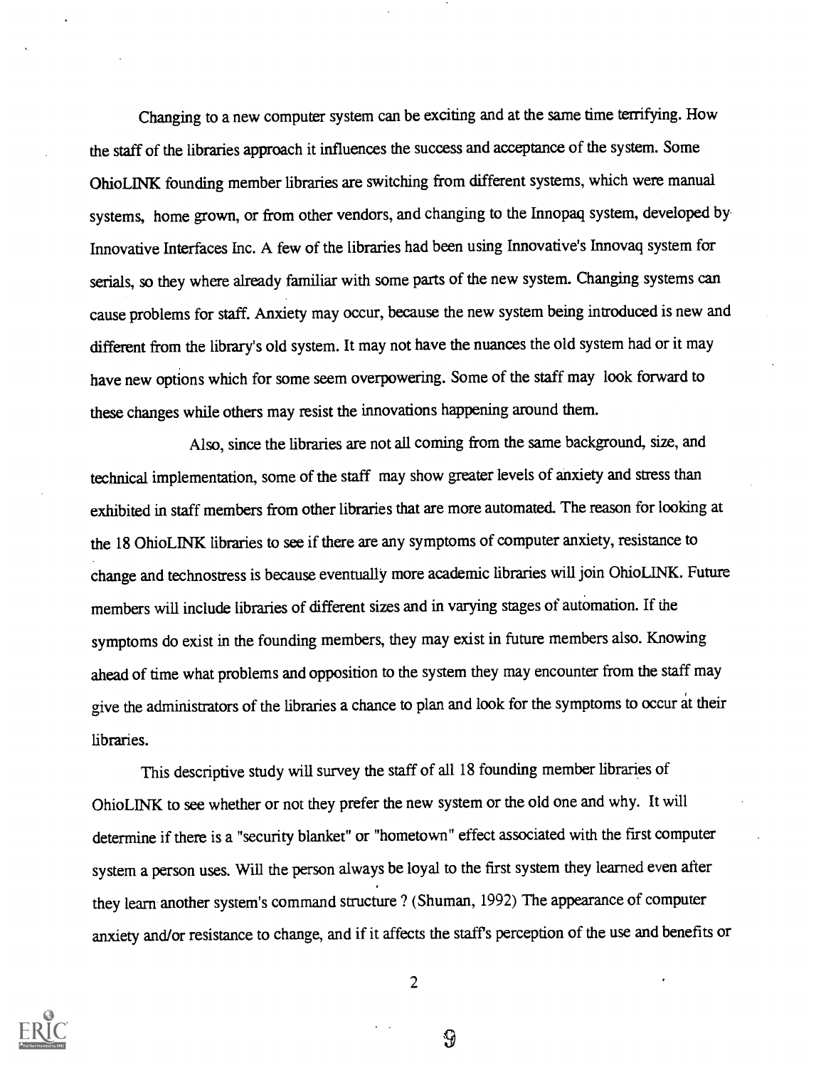Changing to a new computer system can be exciting and at the same time terrifying. How the staff of the libraries approach it influences the success and acceptance of the system. Some OhioLINK founding member libraries are switching from different systems, which were manual systems, home grown, or from other vendors, and changing to the Innopaq system, developed by Innovative Interfaces Inc. A few of the libraries had been using Innovative's Innovaq system for serials, so they where already familiar with some parts of the new system. Changing systems can cause problems for staff. Anxiety may occur, because the new system being introduced is new and different from the library's old system. It may not have the nuances the old system had or it may have new options which for some seem overpowering. Some of the staff may look forward to these changes while others may resist the innovations happening around them.

Also, since the libraries are not all coming from the same background, size, and technical implementation, some of the staff may show greater levels of anxiety and stress than exhibited in staff members from other libraries that are more automated. The reason for looking at the 18 OhioLINK libraries to see if there are any symptoms of computer anxiety, resistance to change and technostress is because eventually more academic libraries will join OhioLINK. Future members will include libraries of different sizes and in varying stages of automation. If the symptoms do exist in the founding members, they may exist in future members also. Knowing ahead of time what problems and opposition to the system they may encounter from the staff may give the administrators of the libraries a chance to plan and look for the symptoms to occur at their libraries.

This descriptive study will survey the staff of all 18 founding member libraries of OhioLINK to see whether or not they prefer the new system or the old one and why. It will determine if there is a "security blanket" or "hometown" effect associated with the first computer system a person uses. Will the person always be loyal to the first system they learned even after they learn another system's command structure ? (Shuman, 1992) The appearance of computer anxiety and/or resistance to change, and if it affects the staff's perception of the use and benefits or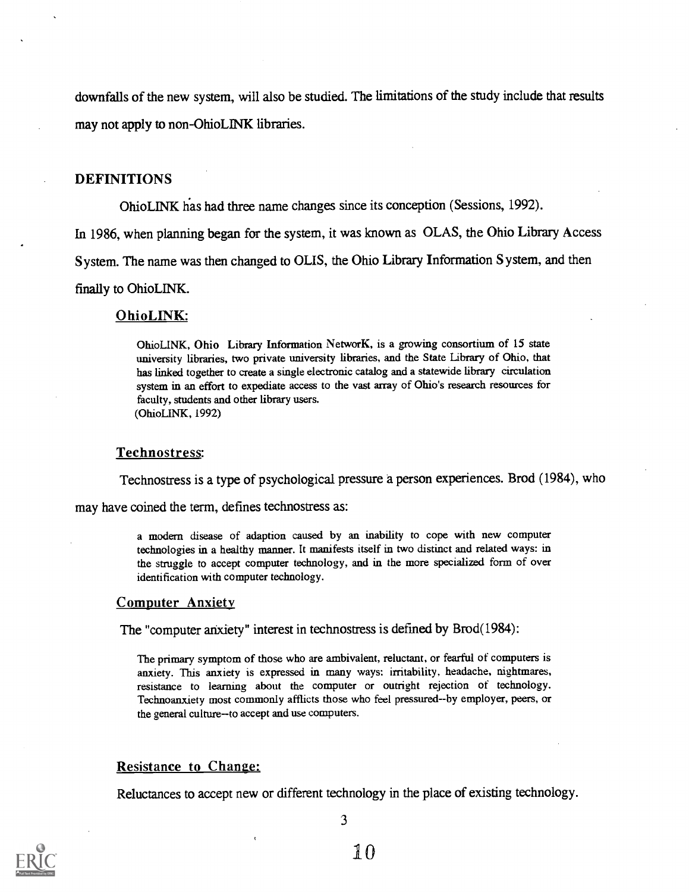downfalls of the new system, will also be studied. The limitations of the study include that results may not apply to non-OhioLINK libraries.

## DEFINITIONS

OhioLINK has had three name changes since its conception (Sessions, 1992). In 1986, when planning began for the system, it was known as OLAS, the Ohio Library Access System. The name was then changed to OLIS, the Ohio Library Information System, and then finally to OhioLINK.

### OhioLINK:

> OhioLINK, Ohio Library Information NetworK, is a growing consortium of 15 state university libraries, two private university libraries, and the State Library of Ohio, that has linked together to create a single electronic catalog and a statewide library circulation system in an effort to expediate access to the vast array of Ohio's research resources for faculty, students and other library users.
> (OhioLINK, 1992)

### Technostress:

Technostress is a type of psychological pressure a person experiences. Brod (1984), who may have coined the term, defines technostress as:

> a modern disease of adaption caused by an inability to cope with new computer technologies in a healthy manner. It manifests itself in two distinct and related ways: in the struggle to accept computer technology, and in the more specialized form of over identification with computer technology.

### Computer Anxiety

The "computer anxiety" interest in technostress is defined by Brod(1984):

> The primary symptom of those who are ambivalent, reluctant, or fearful of computers is anxiety. This anxiety is expressed in many ways: irritability, headache, nightmares, resistance to learning about the computer or outright rejection of technology. Technoanxiety most commonly afflicts those who feel pressured--by employer, peers, or the general culture--to accept and use computers.

### Resistance to Change:

Reluctances to accept new or different technology in the place of existing technology.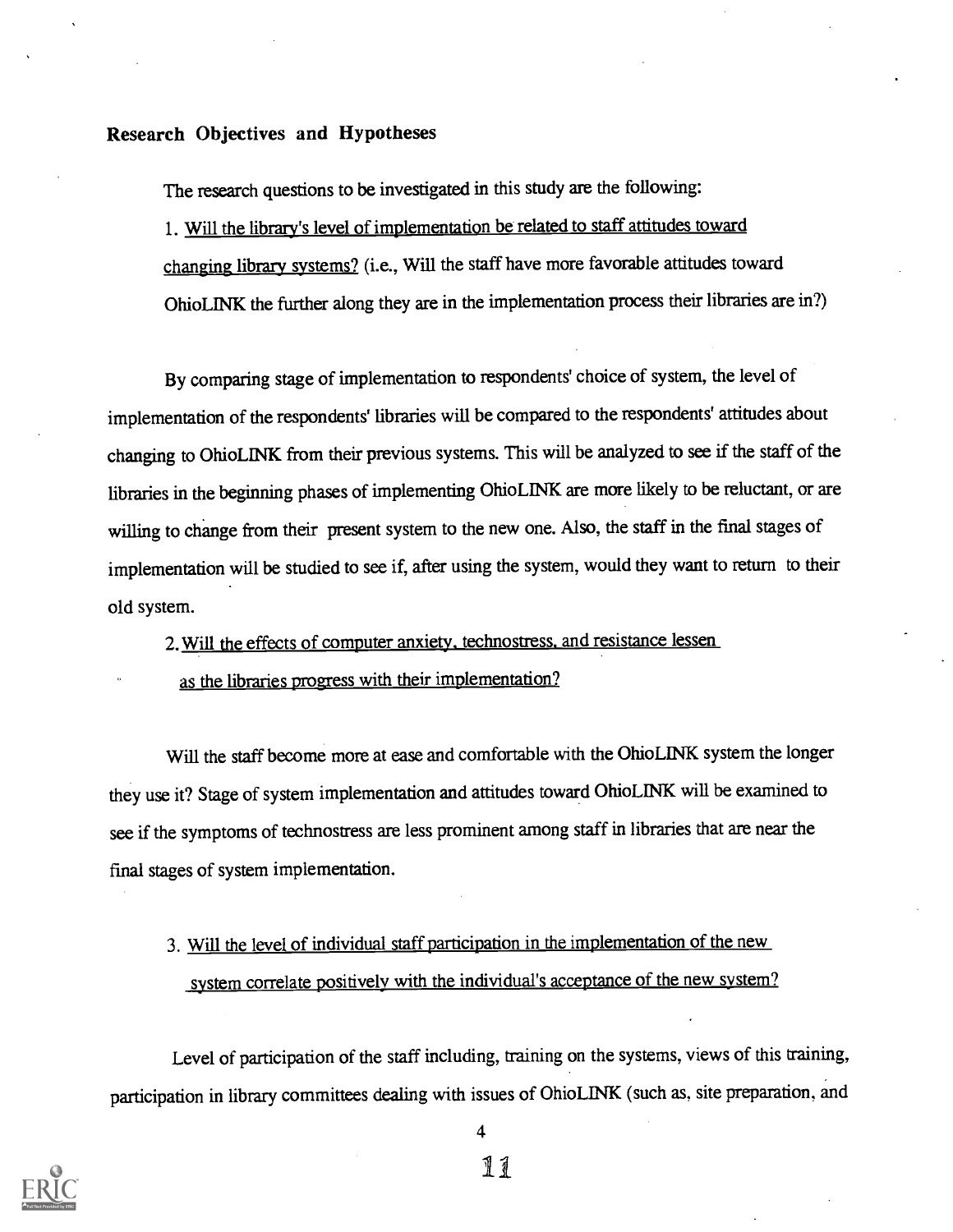## Research Objectives and Hypotheses

The research questions to be investigated in this study are the following:

1. <u>Will the library's level of implementation be related to staff attitudes toward changing library systems?</u> (i.e., Will the staff have more favorable attitudes toward OhioLINK the further along they are in the implementation process their libraries are in?)

By comparing stage of implementation to respondents' choice of system, the level of implementation of the respondents' libraries will be compared to the respondents' attitudes about changing to OhioLINK from their previous systems. This will be analyzed to see if the staff of the libraries in the beginning phases of implementing OhioLINK are more likely to be reluctant, or are willing to change from their present system to the new one. Also, the staff in the final stages of implementation will be studied to see if, after using the system, would they want to return to their old system.

2. <u>Will the effects of computer anxiety, technostress, and resistance lessen as the libraries progress with their implementation?</u>

Will the staff become more at ease and comfortable with the OhioLINK system the longer they use it? Stage of system implementation and attitudes toward OhioLINK will be examined to see if the symptoms of technostress are less prominent among staff in libraries that are near the final stages of system implementation.

3. <u>Will the level of individual staff participation in the implementation of the new system correlate positively with the individual's acceptance of the new system?</u>

Level of participation of the staff including, training on the systems, views of this training, participation in library committees dealing with issues of OhioLINK (such as, site preparation, and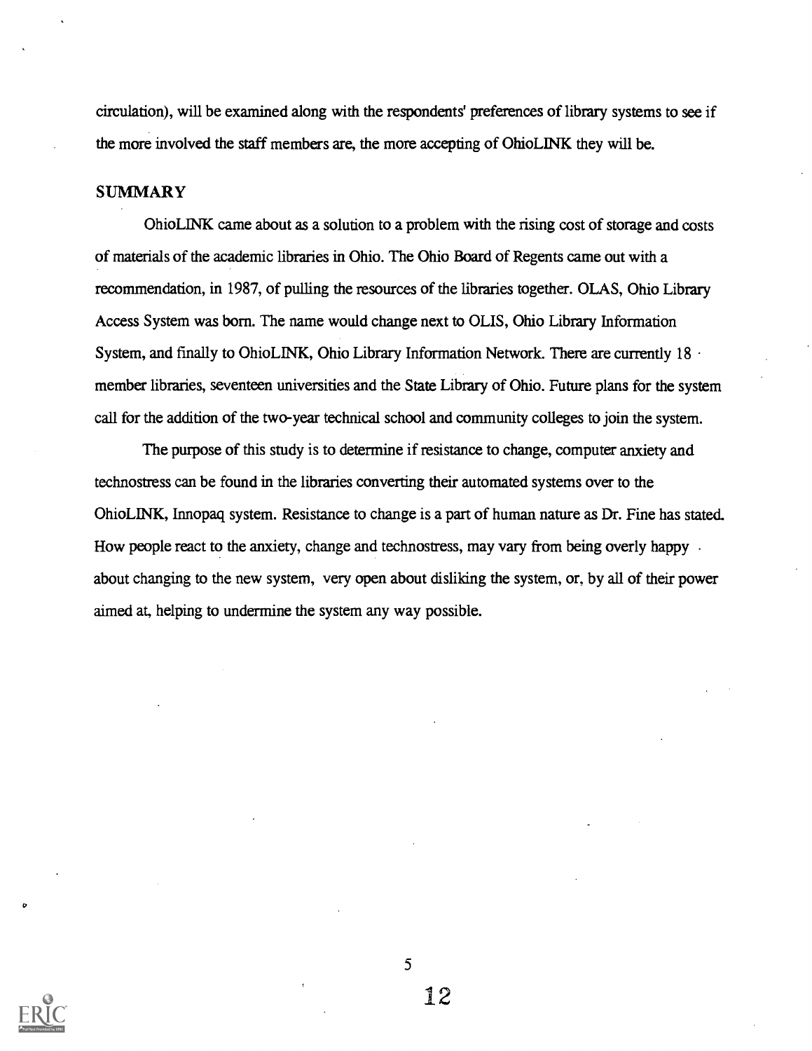circulation), will be examined along with the respondents' preferences of library systems to see if the more involved the staff members are, the more accepting of OhioLINK they will be.

## SUMMARY

OhioLINK came about as a solution to a problem with the rising cost of storage and costs of materials of the academic libraries in Ohio. The Ohio Board of Regents came out with a recommendation, in 1987, of pulling the resources of the libraries together. OLAS, Ohio Library Access System was born. The name would change next to OLIS, Ohio Library Information System, and finally to OhioLINK, Ohio Library Information Network. There are currently 18 member libraries, seventeen universities and the State Library of Ohio. Future plans for the system call for the addition of the two-year technical school and community colleges to join the system.

The purpose of this study is to determine if resistance to change, computer anxiety and technostress can be found in the libraries converting their automated systems over to the OhioLINK, Innopaq system. Resistance to change is a part of human nature as Dr. Fine has stated. How people react to the anxiety, change and technostress, may vary from being overly happy about changing to the new system, very open about disliking the system, or, by all of their power aimed at, helping to undermine the system any way possible.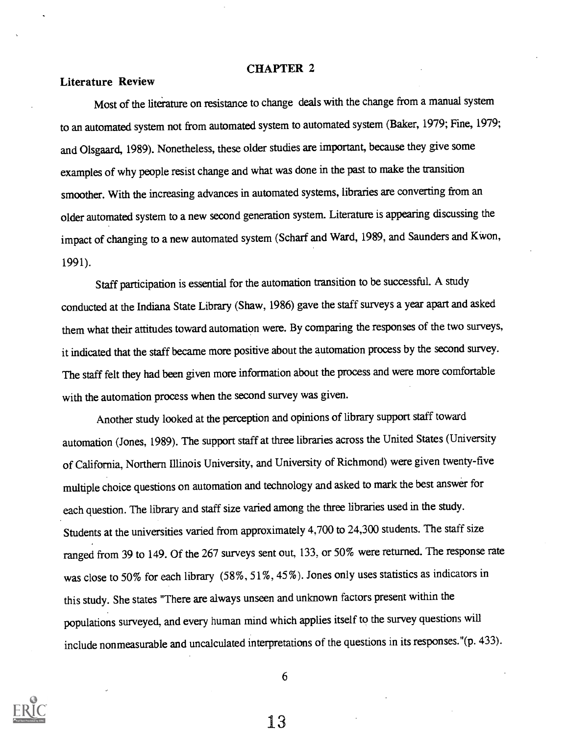## CHAPTER 2

### Literature Review

Most of the literature on resistance to change deals with the change from a manual system to an automated system not from automated system to automated system (Baker, 1979; Fine, 1979; and Olsgaard, 1989). Nonetheless, these older studies are important, because they give some examples of why people resist change and what was done in the past to make the transition smoother. With the increasing advances in automated systems, libraries are converting from an older automated system to a new second generation system. Literature is appearing discussing the impact of changing to a new automated system (Scharf and Ward, 1989, and Saunders and Kwon, 1991).

Staff participation is essential for the automation transition to be successful. A study conducted at the Indiana State Library (Shaw, 1986) gave the staff surveys a year apart and asked them what their attitudes toward automation were. By comparing the responses of the two surveys, it indicated that the staff became more positive about the automation process by the second survey. The staff felt they had been given more information about the process and were more comfortable with the automation process when the second survey was given.

Another study looked at the perception and opinions of library support staff toward automation (Jones, 1989). The support staff at three libraries across the United States (University of California, Northern Illinois University, and University of Richmond) were given twenty-five multiple choice questions on automation and technology and asked to mark the best answer for each question. The library and staff size varied among the three libraries used in the study. Students at the universities varied from approximately 4,700 to 24,300 students. The staff size ranged from 39 to 149. Of the 267 surveys sent out, 133, or 50% were returned. The response rate was close to 50% for each library (58%, 51%, 45%). Jones only uses statistics as indicators in this study. She states "There are always unseen and unknown factors present within the populations surveyed, and every human mind which applies itself to the survey questions will include nonmeasurable and uncalculated interpretations of the questions in its responses."(p. 433).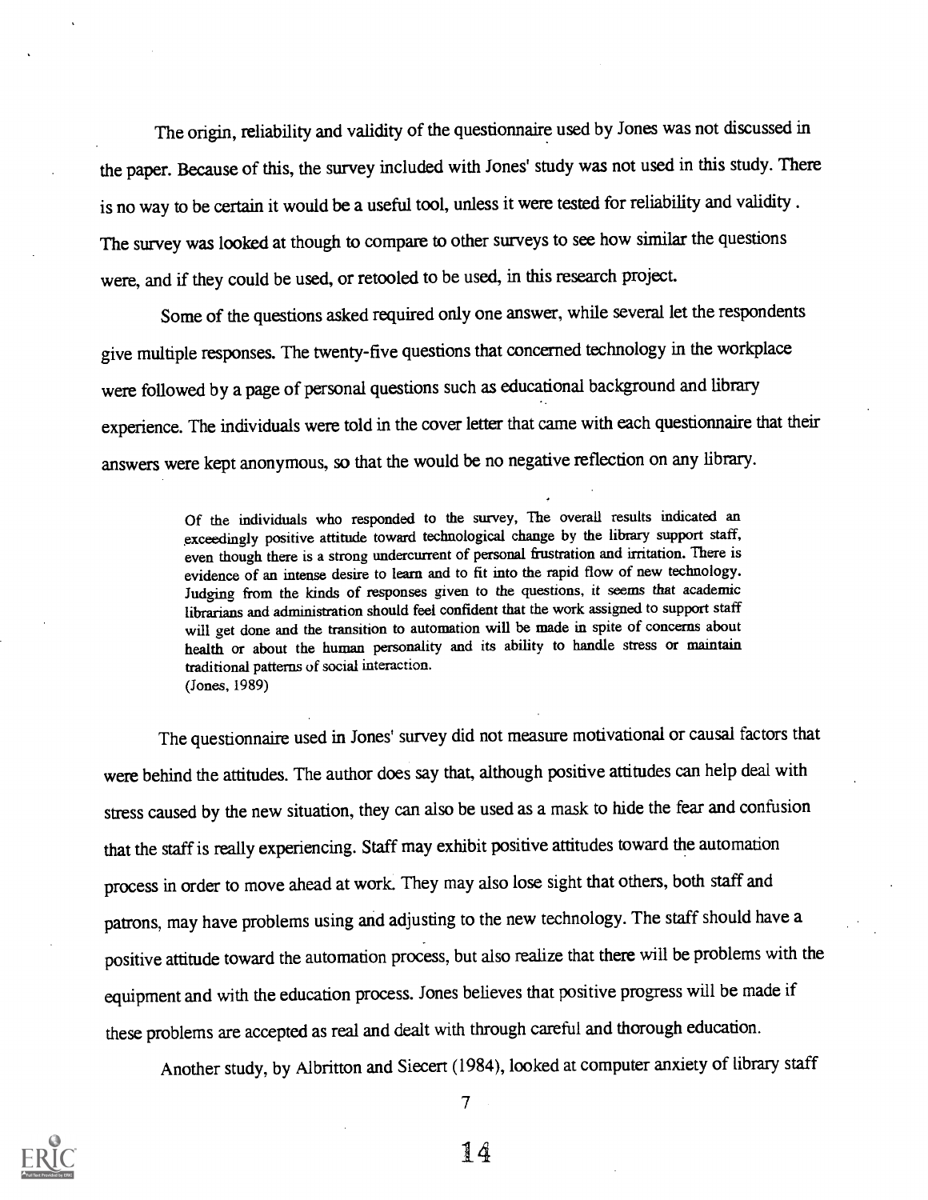The origin, reliability and validity of the questionnaire used by Jones was not discussed in the paper. Because of this, the survey included with Jones' study was not used in this study. There is no way to be certain it would be a useful tool, unless it were tested for reliability and validity . The survey was looked at though to compare to other surveys to see how similar the questions were, and if they could be used, or retooled to be used, in this research project.

Some of the questions asked required only one answer, while several let the respondents give multiple responses. The twenty-five questions that concerned technology in the workplace were followed by a page of personal questions such as educational background and library experience. The individuals were told in the cover letter that came with each questionnaire that their answers were kept anonymous, so that the would be no negative reflection on any library.

> Of the individuals who responded to the survey, The overall results indicated an exceedingly positive attitude toward technological change by the library support staff, even though there is a strong undercurrent of personal frustration and irritation. There is evidence of an intense desire to learn and to fit into the rapid flow of new technology. Judging from the kinds of responses given to the questions, it seems that academic librarians and administration should feel confident that the work assigned to support staff will get done and the transition to automation will be made in spite of concerns about health or about the human personality and its ability to handle stress or maintain traditional patterns of social interaction.
> (Jones, 1989)

The questionnaire used in Jones' survey did not measure motivational or causal factors that were behind the attitudes. The author does say that, although positive attitudes can help deal with stress caused by the new situation, they can also be used as a mask to hide the fear and confusion that the staff is really experiencing. Staff may exhibit positive attitudes toward the automation process in order to move ahead at work. They may also lose sight that others, both staff and patrons, may have problems using and adjusting to the new technology. The staff should have a positive attitude toward the automation process, but also realize that there will be problems with the equipment and with the education process. Jones believes that positive progress will be made if these problems are accepted as real and dealt with through careful and thorough education.

Another study, by Albritton and Siecert (1984), looked at computer anxiety of library staff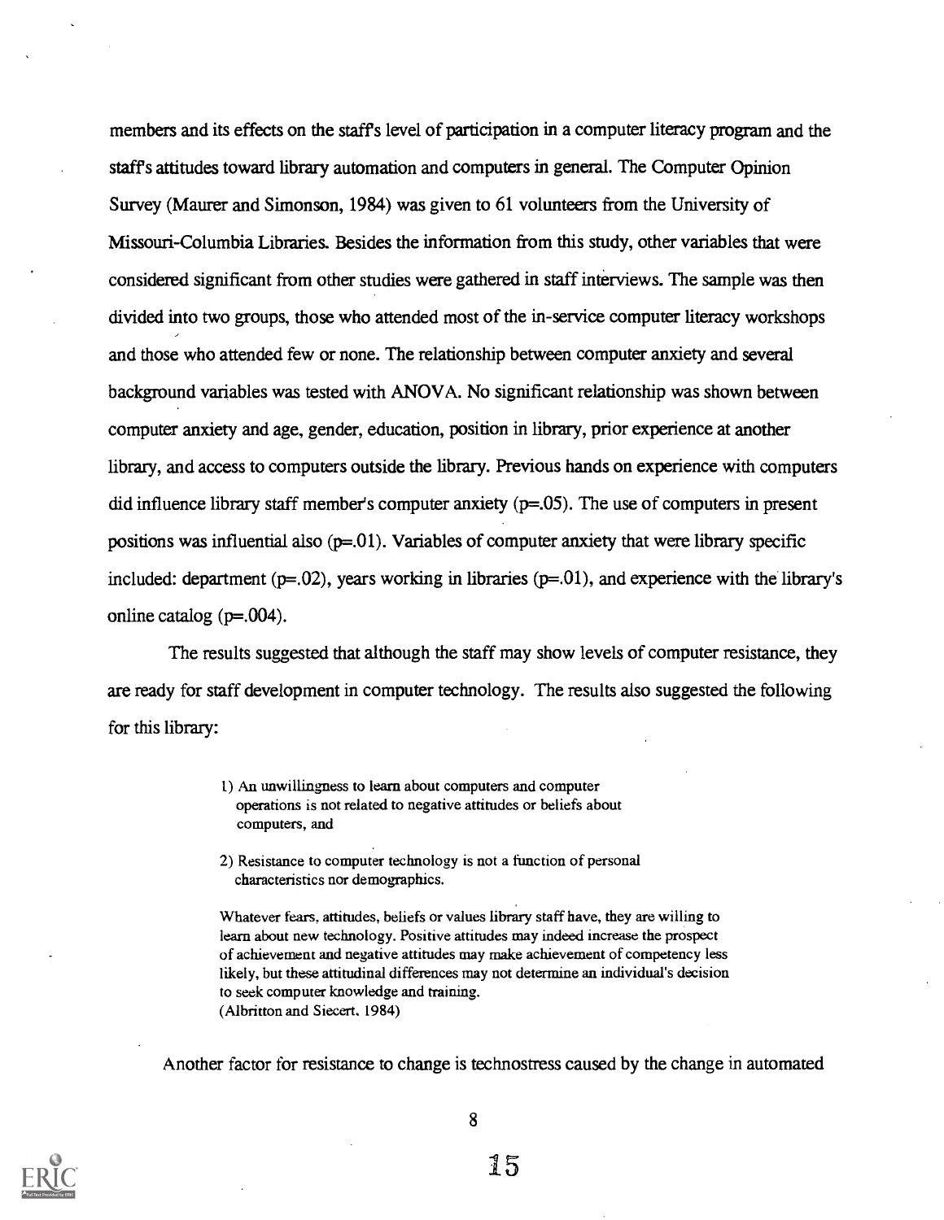members and its effects on the staff's level of participation in a computer literacy program and the staff's attitudes toward library automation and computers in general. The Computer Opinion Survey (Maurer and Simonson, 1984) was given to 61 volunteers from the University of Missouri-Columbia Libraries. Besides the information from this study, other variables that were considered significant from other studies were gathered in staff interviews. The sample was then divided into two groups, those who attended most of the in-service computer literacy workshops and those who attended few or none. The relationship between computer anxiety and several background variables was tested with ANOVA. No significant relationship was shown between computer anxiety and age, gender, education, position in library, prior experience at another library, and access to computers outside the library. Previous hands on experience with computers did influence library staff member's computer anxiety ($p=.05$). The use of computers in present positions was influential also ($p=.01$). Variables of computer anxiety that were library specific included: department ($p=.02$), years working in libraries ($p=.01$), and experience with the library's online catalog ($p=.004$).

The results suggested that although the staff may show levels of computer resistance, they are ready for staff development in computer technology. The results also suggested the following for this library:

> 1) An unwillingness to learn about computers and computer operations is not related to negative attitudes or beliefs about computers, and
>
> 2) Resistance to computer technology is not a function of personal characteristics nor demographics.
>
> Whatever fears, attitudes, beliefs or values library staff have, they are willing to learn about new technology. Positive attitudes may indeed increase the prospect of achievement and negative attitudes may make achievement of competency less likely, but these attitudinal differences may not determine an individual's decision to seek computer knowledge and training.
> (Albritton and Siecert, 1984)

Another factor for resistance to change is technostress caused by the change in automated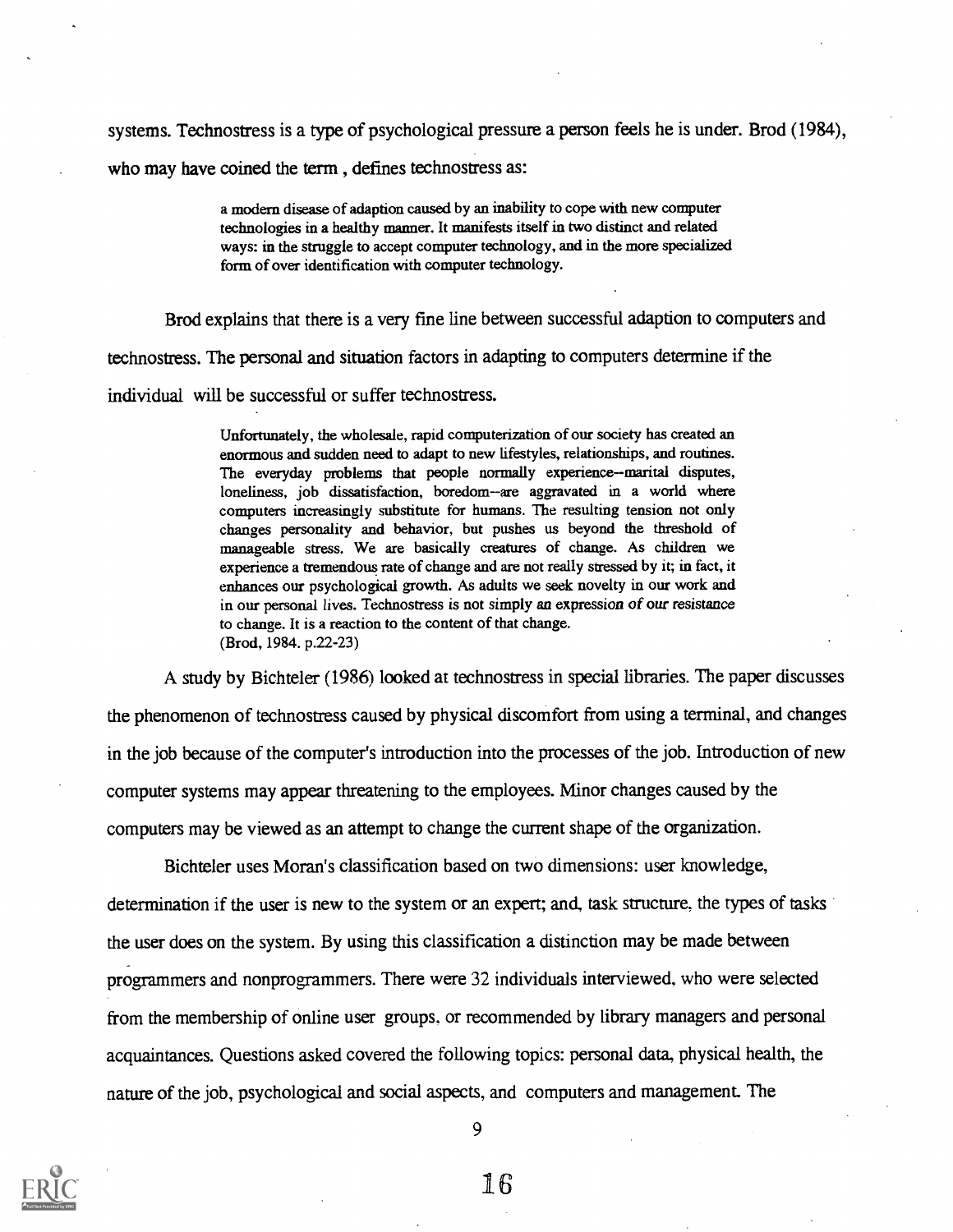systems. Technostress is a type of psychological pressure a person feels he is under. Brod (1984), who may have coined the term , defines technostress as:

> a modern disease of adaption caused by an inability to cope with new computer technologies in a healthy manner. It manifests itself in two distinct and related ways: in the struggle to accept computer technology, and in the more specialized form of over identification with computer technology.

Brod explains that there is a very fine line between successful adaption to computers and technostress. The personal and situation factors in adapting to computers determine if the individual will be successful or suffer technostress.

> Unfortunately, the wholesale, rapid computerization of our society has created an enormous and sudden need to adapt to new lifestyles, relationships, and routines. The everyday problems that people normally experience--marital disputes, loneliness, job dissatisfaction, boredom--are aggravated in a world where computers increasingly substitute for humans. The resulting tension not only changes personality and behavior, but pushes us beyond the threshold of manageable stress. We are basically creatures of change. As children we experience a tremendous rate of change and are not really stressed by it; in fact, it enhances our psychological growth. As adults we seek novelty in our work and in our personal lives. Technostress is not simply an expression of our resistance to change. It is a reaction to the content of that change.
> (Brod, 1984. p.22-23)

A study by Bichteler (1986) looked at technostress in special libraries. The paper discusses the phenomenon of technostress caused by physical discomfort from using a terminal, and changes in the job because of the computer's introduction into the processes of the job. Introduction of new computer systems may appear threatening to the employees. Minor changes caused by the computers may be viewed as an attempt to change the current shape of the organization.

Bichteler uses Moran's classification based on two dimensions: user knowledge, determination if the user is new to the system or an expert; and, task structure, the types of tasks the user does on the system. By using this classification a distinction may be made between programmers and nonprogrammers. There were 32 individuals interviewed, who were selected from the membership of online user groups, or recommended by library managers and personal acquaintances. Questions asked covered the following topics: personal data, physical health, the nature of the job, psychological and social aspects, and computers and management. The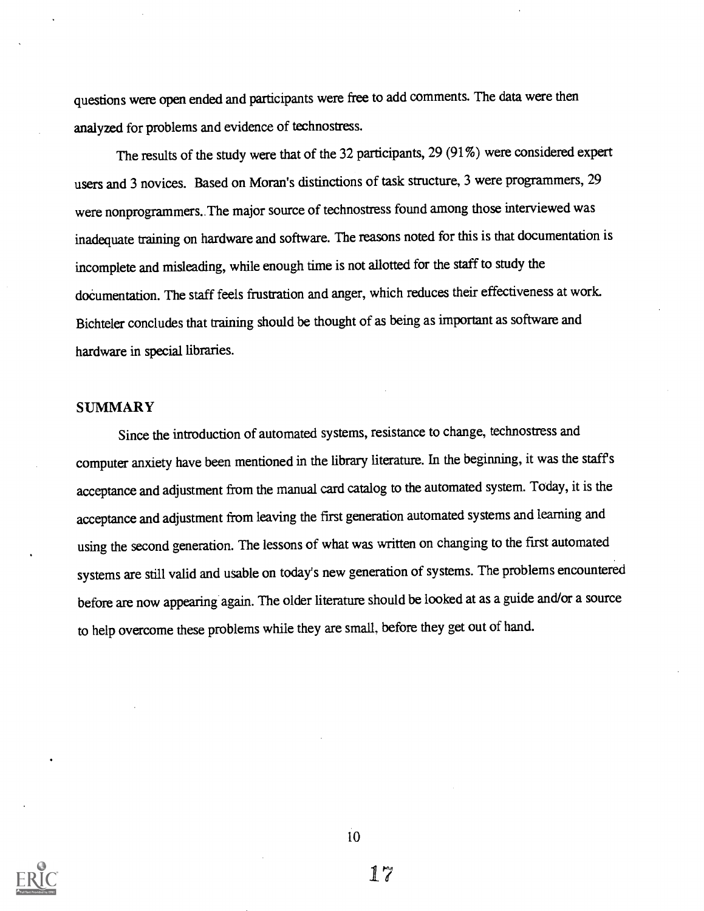questions were open ended and participants were free to add comments. The data were then analyzed for problems and evidence of technostress.

The results of the study were that of the 32 participants, 29 (91%) were considered expert users and 3 novices. Based on Moran's distinctions of task structure, 3 were programmers, 29 were nonprogrammers. The major source of technostress found among those interviewed was inadequate training on hardware and software. The reasons noted for this is that documentation is incomplete and misleading, while enough time is not allotted for the staff to study the documentation. The staff feels frustration and anger, which reduces their effectiveness at work. Bichteler concludes that training should be thought of as being as important as software and hardware in special libraries.

## SUMMARY

Since the introduction of automated systems, resistance to change, technostress and computer anxiety have been mentioned in the library literature. In the beginning, it was the staff's acceptance and adjustment from the manual card catalog to the automated system. Today, it is the acceptance and adjustment from leaving the first generation automated systems and learning and using the second generation. The lessons of what was written on changing to the first automated systems are still valid and usable on today's new generation of systems. The problems encountered before are now appearing again. The older literature should be looked at as a guide and/or a source to help overcome these problems while they are small, before they get out of hand.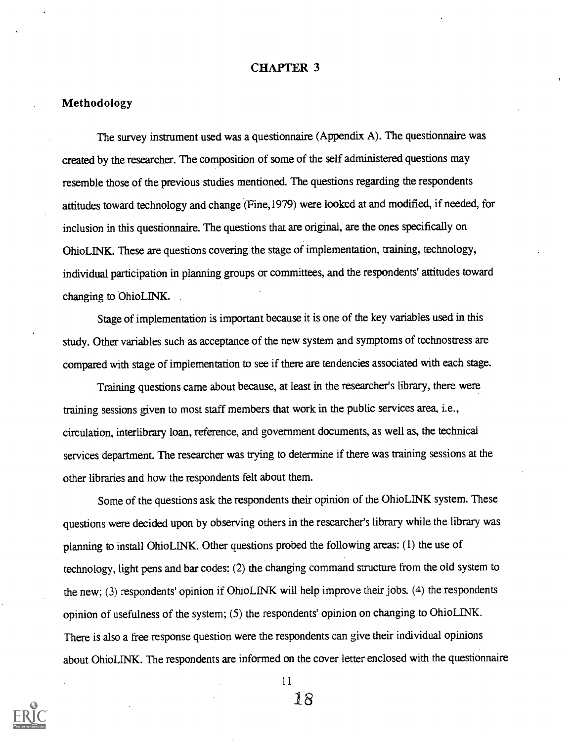# CHAPTER 3

## Methodology

The survey instrument used was a questionnaire (Appendix A). The questionnaire was created by the researcher. The composition of some of the self administered questions may resemble those of the previous studies mentioned. The questions regarding the respondents attitudes toward technology and change (Fine,1979) were looked at and modified, if needed, for inclusion in this questionnaire. The questions that are original, are the ones specifically on OhioLINK. These are questions covering the stage of implementation, training, technology, individual participation in planning groups or committees, and the respondents' attitudes toward changing to OhioLINK.

Stage of implementation is important because it is one of the key variables used in this study. Other variables such as acceptance of the new system and symptoms of technostress are compared with stage of implementation to see if there are tendencies associated with each stage.

Training questions came about because, at least in the researcher's library, there were training sessions given to most staff members that work in the public services area, i.e., circulation, interlibrary loan, reference, and government documents, as well as, the technical services department. The researcher was trying to determine if there was training sessions at the other libraries and how the respondents felt about them.

Some of the questions ask the respondents their opinion of the OhioLINK system. These questions were decided upon by observing others in the researcher's library while the library was planning to install OhioLINK. Other questions probed the following areas: (1) the use of technology, light pens and bar codes; (2) the changing command structure from the old system to the new; (3) respondents' opinion if OhioLINK will help improve their jobs. (4) the respondents opinion of usefulness of the system; (5) the respondents' opinion on changing to OhioLINK. There is also a free response question were the respondents can give their individual opinions about OhioLINK. The respondents are informed on the cover letter enclosed with the questionnaire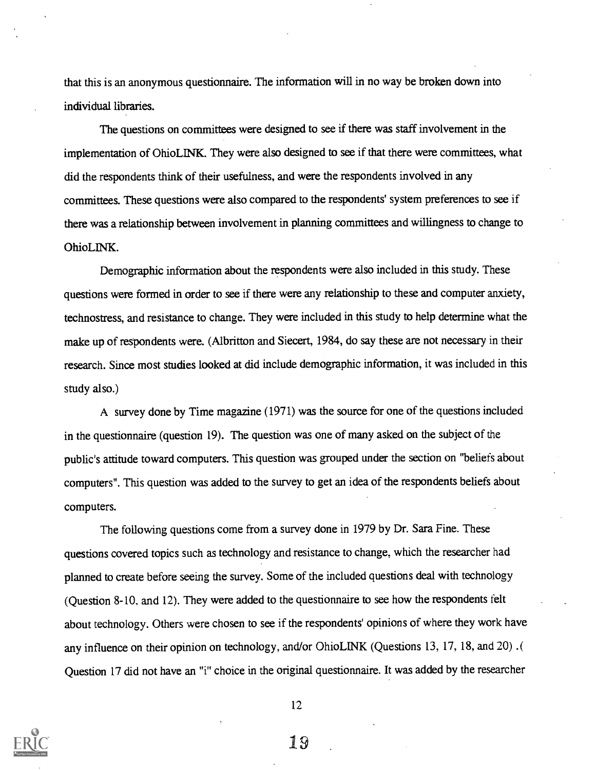that this is an anonymous questionnaire. The information will in no way be broken down into individual libraries.

The questions on committees were designed to see if there was staff involvement in the implementation of OhioLINK. They were also designed to see if that there were committees, what did the respondents think of their usefulness, and were the respondents involved in any committees. These questions were also compared to the respondents' system preferences to see if there was a relationship between involvement in planning committees and willingness to change to OhioLINK.

Demographic information about the respondents were also included in this study. These questions were formed in order to see if there were any relationship to these and computer anxiety, technostress, and resistance to change. They were included in this study to help determine what the make up of respondents were. (Albritton and Siecert, 1984, do say these are not necessary in their research. Since most studies looked at did include demographic information, it was included in this study also.)

A survey done by Time magazine (1971) was the source for one of the questions included in the questionnaire (question 19). The question was one of many asked on the subject of the public's attitude toward computers. This question was grouped under the section on "beliefs about computers". This question was added to the survey to get an idea of the respondents beliefs about computers.

The following questions come from a survey done in 1979 by Dr. Sara Fine. These questions covered topics such as technology and resistance to change, which the researcher had planned to create before seeing the survey. Some of the included questions deal with technology (Question 8-10, and 12). They were added to the questionnaire to see how the respondents felt about technology. Others were chosen to see if the respondents' opinions of where they work have any influence on their opinion on technology, and/or OhioLINK (Questions 13, 17, 18, and 20) .( Question 17 did not have an "i" choice in the original questionnaire. It was added by the researcher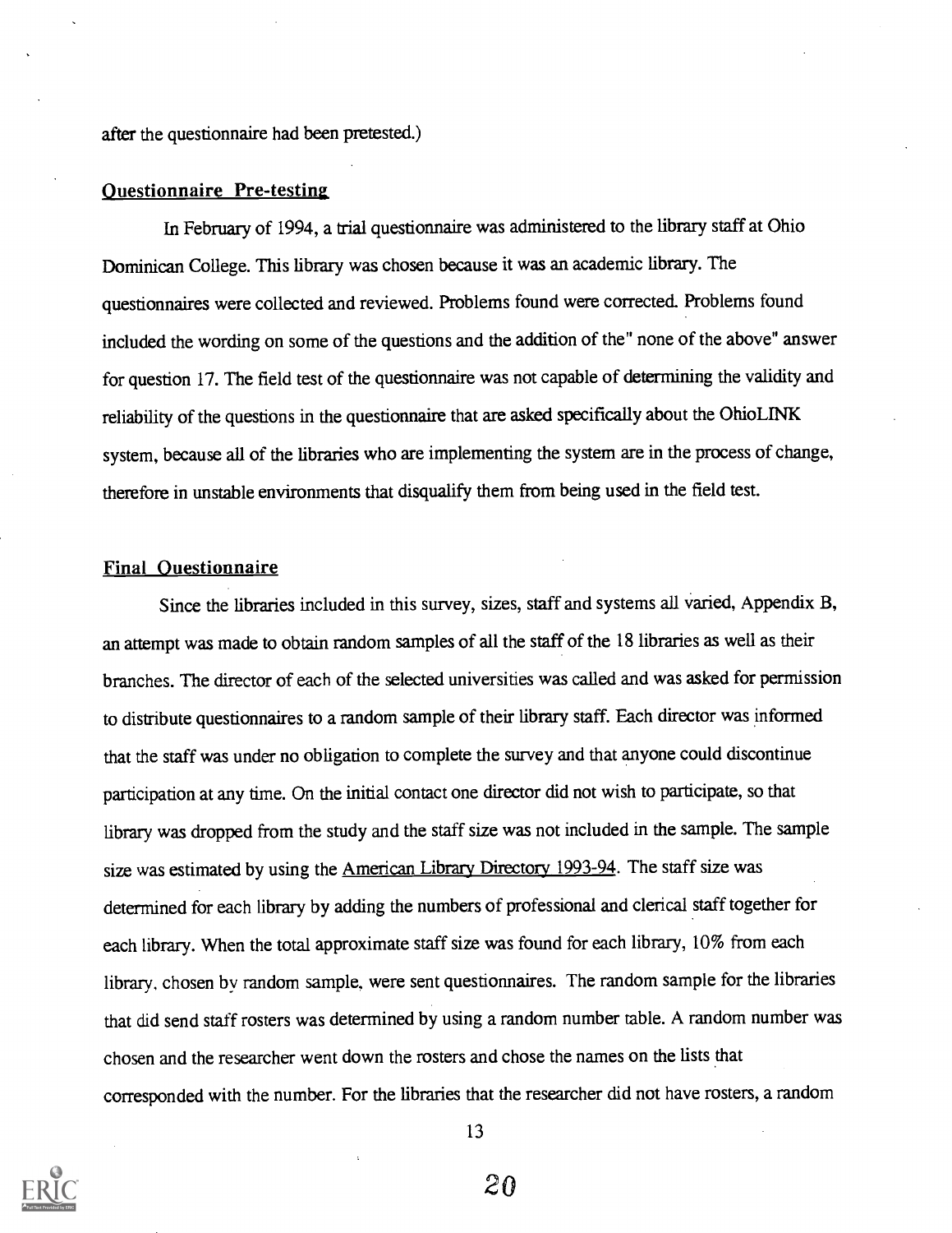after the questionnaire had been pretested.)

## Questionnaire Pre-testing

In February of 1994, a trial questionnaire was administered to the library staff at Ohio Dominican College. This library was chosen because it was an academic library. The questionnaires were collected and reviewed. Problems found were corrected. Problems found included the wording on some of the questions and the addition of the" none of the above" answer for question 17. The field test of the questionnaire was not capable of determining the validity and reliability of the questions in the questionnaire that are asked specifically about the OhioLINK system, because all of the libraries who are implementing the system are in the process of change, therefore in unstable environments that disqualify them from being used in the field test.

## Final Questionnaire

Since the libraries included in this survey, sizes, staff and systems all varied, Appendix B, an attempt was made to obtain random samples of all the staff of the 18 libraries as well as their branches. The director of each of the selected universities was called and was asked for permission to distribute questionnaires to a random sample of their library staff. Each director was informed that the staff was under no obligation to complete the survey and that anyone could discontinue participation at any time. On the initial contact one director did not wish to participate, so that library was dropped from the study and the staff size was not included in the sample. The sample size was estimated by using the American Library Directory 1993-94. The staff size was determined for each library by adding the numbers of professional and clerical staff together for each library. When the total approximate staff size was found for each library, 10% from each library, chosen by random sample, were sent questionnaires. The random sample for the libraries that did send staff rosters was determined by using a random number table. A random number was chosen and the researcher went down the rosters and chose the names on the lists that corresponded with the number. For the libraries that the researcher did not have rosters, a random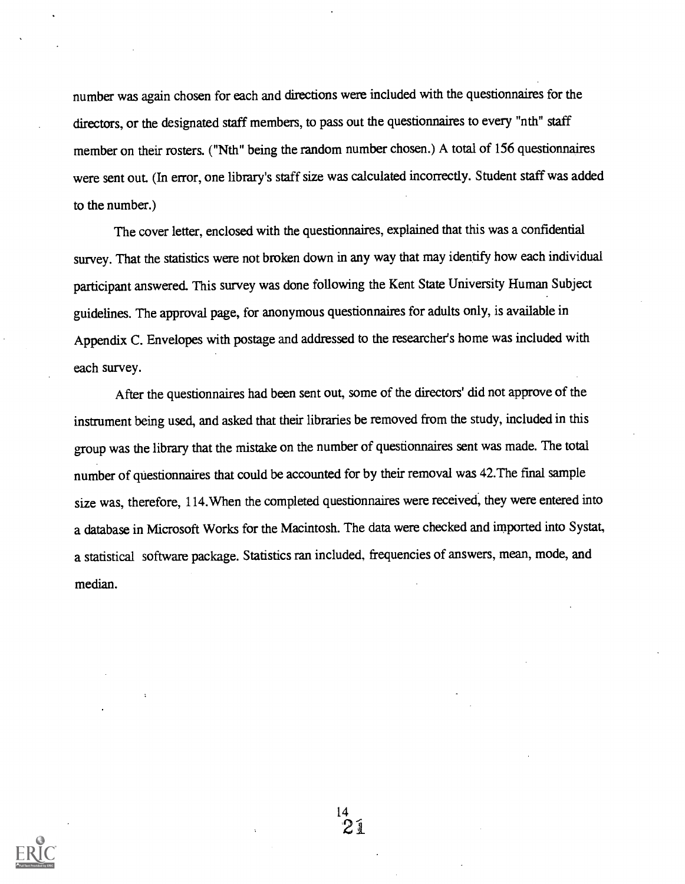number was again chosen for each and directions were included with the questionnaires for the directors, or the designated staff members, to pass out the questionnaires to every "nth" staff member on their rosters. ("Nth" being the random number chosen.) A total of 156 questionnaires were sent out. (In error, one library's staff size was calculated incorrectly. Student staff was added to the number.)

The cover letter, enclosed with the questionnaires, explained that this was a confidential survey. That the statistics were not broken down in any way that may identify how each individual participant answered. This survey was done following the Kent State University Human Subject guidelines. The approval page, for anonymous questionnaires for adults only, is available in Appendix C. Envelopes with postage and addressed to the researcher's home was included with each survey.

After the questionnaires had been sent out, some of the directors' did not approve of the instrument being used, and asked that their libraries be removed from the study, included in this group was the library that the mistake on the number of questionnaires sent was made. The total number of questionnaires that could be accounted for by their removal was 42.The final sample size was, therefore, 114.When the completed questionnaires were received, they were entered into a database in Microsoft Works for the Macintosh. The data were checked and imported into Systat, a statistical software package. Statistics ran included, frequencies of answers, mean, mode, and median.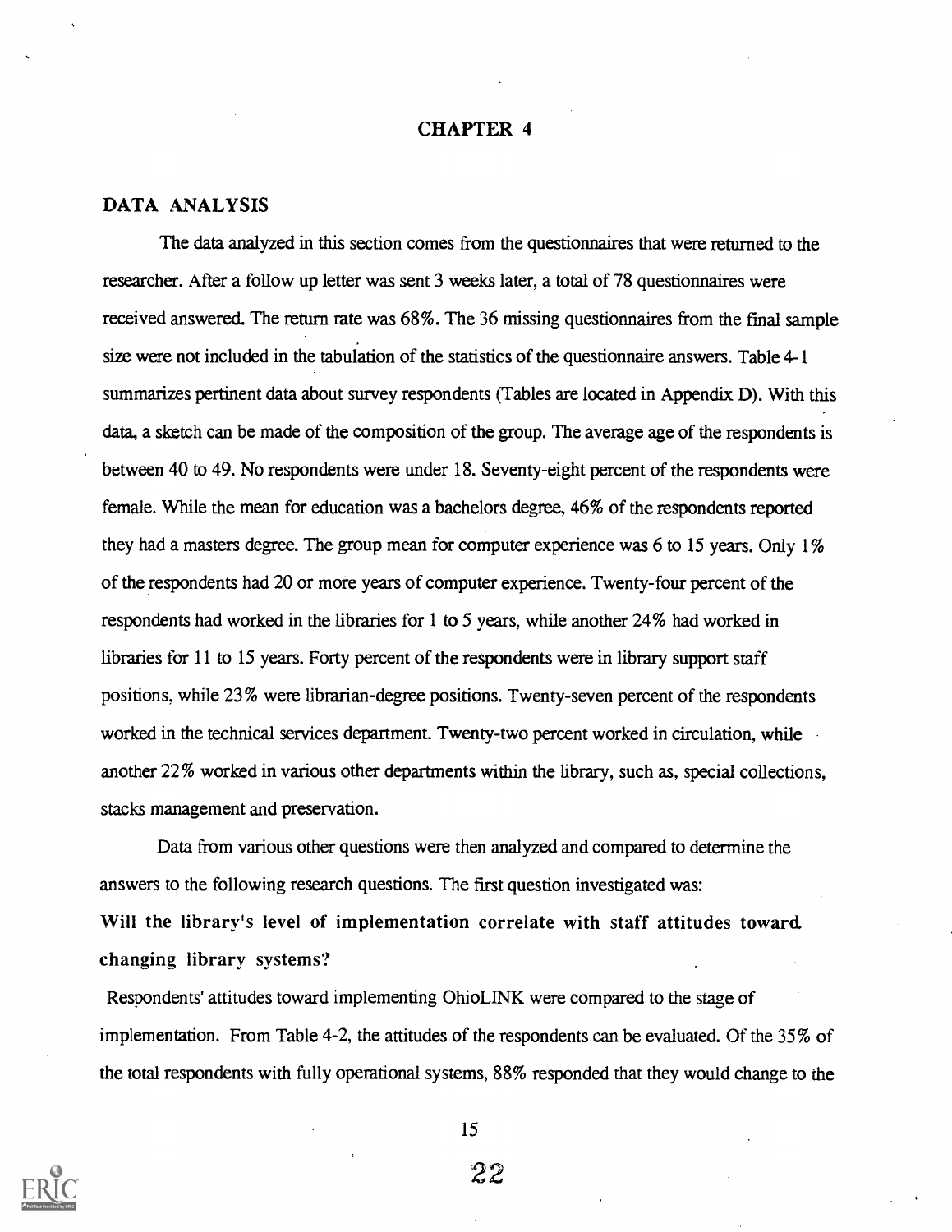# CHAPTER 4

## DATA ANALYSIS

The data analyzed in this section comes from the questionnaires that were returned to the researcher. After a follow up letter was sent 3 weeks later, a total of 78 questionnaires were received answered. The return rate was 68%. The 36 missing questionnaires from the final sample size were not included in the tabulation of the statistics of the questionnaire answers. Table 4-1 summarizes pertinent data about survey respondents (Tables are located in Appendix D). With this data, a sketch can be made of the composition of the group. The average age of the respondents is between 40 to 49. No respondents were under 18. Seventy-eight percent of the respondents were female. While the mean for education was a bachelors degree, 46% of the respondents reported they had a masters degree. The group mean for computer experience was 6 to 15 years. Only 1% of the respondents had 20 or more years of computer experience. Twenty-four percent of the respondents had worked in the libraries for 1 to 5 years, while another 24% had worked in libraries for 11 to 15 years. Forty percent of the respondents were in library support staff positions, while 23% were librarian-degree positions. Twenty-seven percent of the respondents worked in the technical services department. Twenty-two percent worked in circulation, while another 22% worked in various other departments within the library, such as, special collections, stacks management and preservation.

Data from various other questions were then analyzed and compared to determine the answers to the following research questions. The first question investigated was:

**Will the library's level of implementation correlate with staff attitudes toward changing library systems?**

Respondents' attitudes toward implementing OhioLINK were compared to the stage of implementation. From Table 4-2, the attitudes of the respondents can be evaluated. Of the 35% of the total respondents with fully operational systems, 88% responded that they would change to the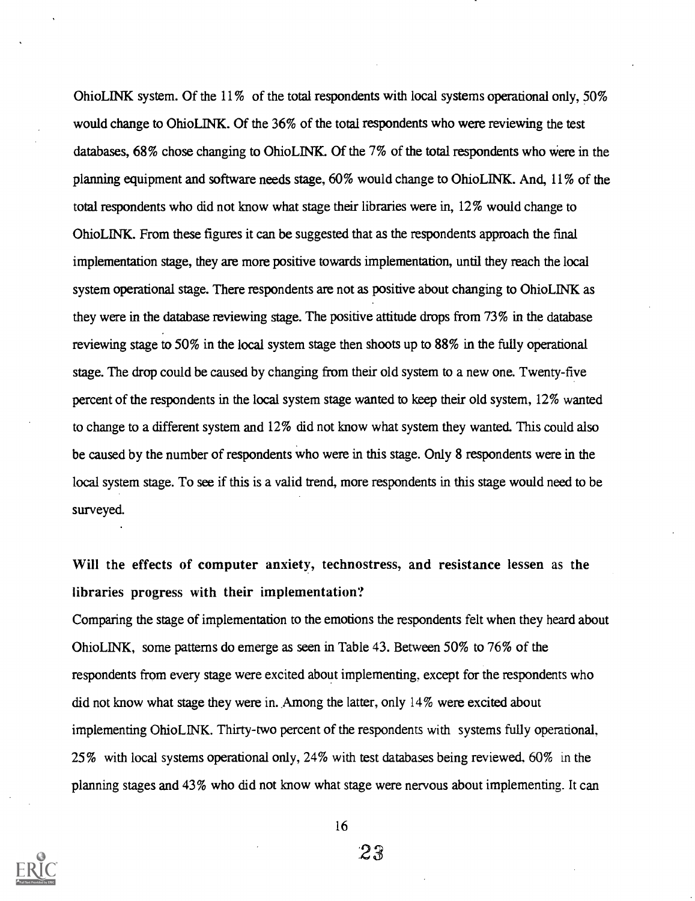OhioLINK system. Of the 11% of the total respondents with local systems operational only, 50% would change to OhioLINK. Of the 36% of the total respondents who were reviewing the test databases, 68% chose changing to OhioLINK. Of the 7% of the total respondents who were in the planning equipment and software needs stage, 60% would change to OhioLINK. And, 11% of the total respondents who did not know what stage their libraries were in, 12% would change to OhioLINK. From these figures it can be suggested that as the respondents approach the final implementation stage, they are more positive towards implementation, until they reach the local system operational stage. There respondents are not as positive about changing to OhioLINK as they were in the database reviewing stage. The positive attitude drops from 73% in the database reviewing stage to 50% in the local system stage then shoots up to 88% in the fully operational stage. The drop could be caused by changing from their old system to a new one. Twenty-five percent of the respondents in the local system stage wanted to keep their old system, 12% wanted to change to a different system and 12% did not know what system they wanted. This could also be caused by the number of respondents who were in this stage. Only 8 respondents were in the local system stage. To see if this is a valid trend, more respondents in this stage would need to be surveyed.

### Will the effects of computer anxiety, technostress, and resistance lessen as the libraries progress with their implementation?

Comparing the stage of implementation to the emotions the respondents felt when they heard about OhioLINK, some patterns do emerge as seen in Table 43. Between 50% to 76% of the respondents from every stage were excited about implementing, except for the respondents who did not know what stage they were in. Among the latter, only 14% were excited about implementing OhioLINK. Thirty-two percent of the respondents with systems fully operational, 25% with local systems operational only, 24% with test databases being reviewed, 60% in the planning stages and 43% who did not know what stage were nervous about implementing. It can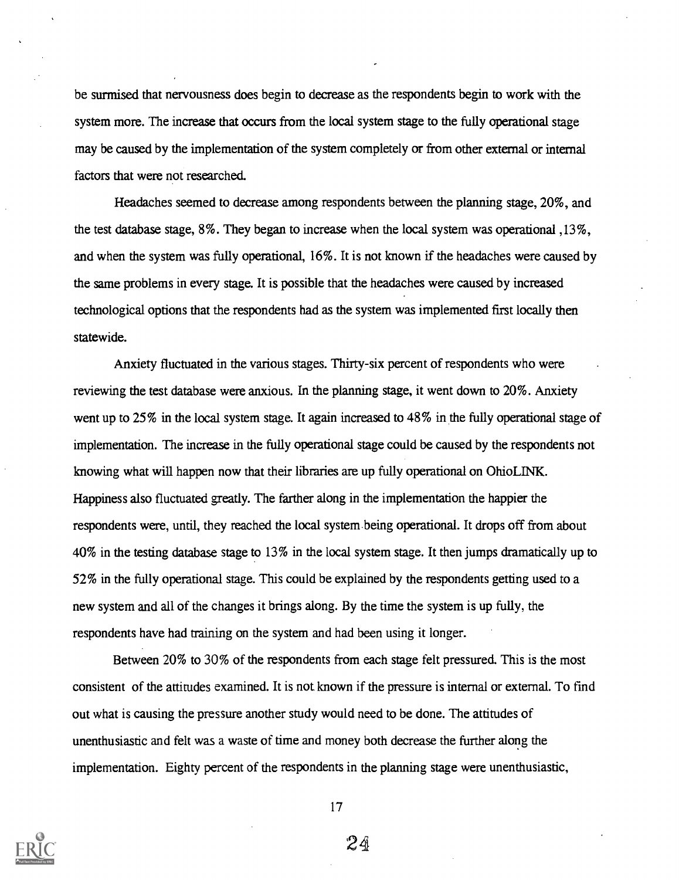be surmised that nervousness does begin to decrease as the respondents begin to work with the system more. The increase that occurs from the local system stage to the fully operational stage may be caused by the implementation of the system completely or from other external or internal factors that were not researched.

Headaches seemed to decrease among respondents between the planning stage, 20%, and the test database stage, 8%. They began to increase when the local system was operational ,13%, and when the system was fully operational, 16%. It is not known if the headaches were caused by the same problems in every stage. It is possible that the headaches were caused by increased technological options that the respondents had as the system was implemented first locally then statewide.

Anxiety fluctuated in the various stages. Thirty-six percent of respondents who were reviewing the test database were anxious. In the planning stage, it went down to 20%. Anxiety went up to 25% in the local system stage. It again increased to 48% in the fully operational stage of implementation. The increase in the fully operational stage could be caused by the respondents not knowing what will happen now that their libraries are up fully operational on OhioLINK. Happiness also fluctuated greatly. The farther along in the implementation the happier the respondents were, until, they reached the local system being operational. It drops off from about 40% in the testing database stage to 13% in the local system stage. It then jumps dramatically up to 52% in the fully operational stage. This could be explained by the respondents getting used to a new system and all of the changes it brings along. By the time the system is up fully, the respondents have had training on the system and had been using it longer.

Between 20% to 30% of the respondents from each stage felt pressured. This is the most consistent of the attitudes examined. It is not known if the pressure is internal or external. To find out what is causing the pressure another study would need to be done. The attitudes of unenthusiastic and felt was a waste of time and money both decrease the further along the implementation. Eighty percent of the respondents in the planning stage were unenthusiastic,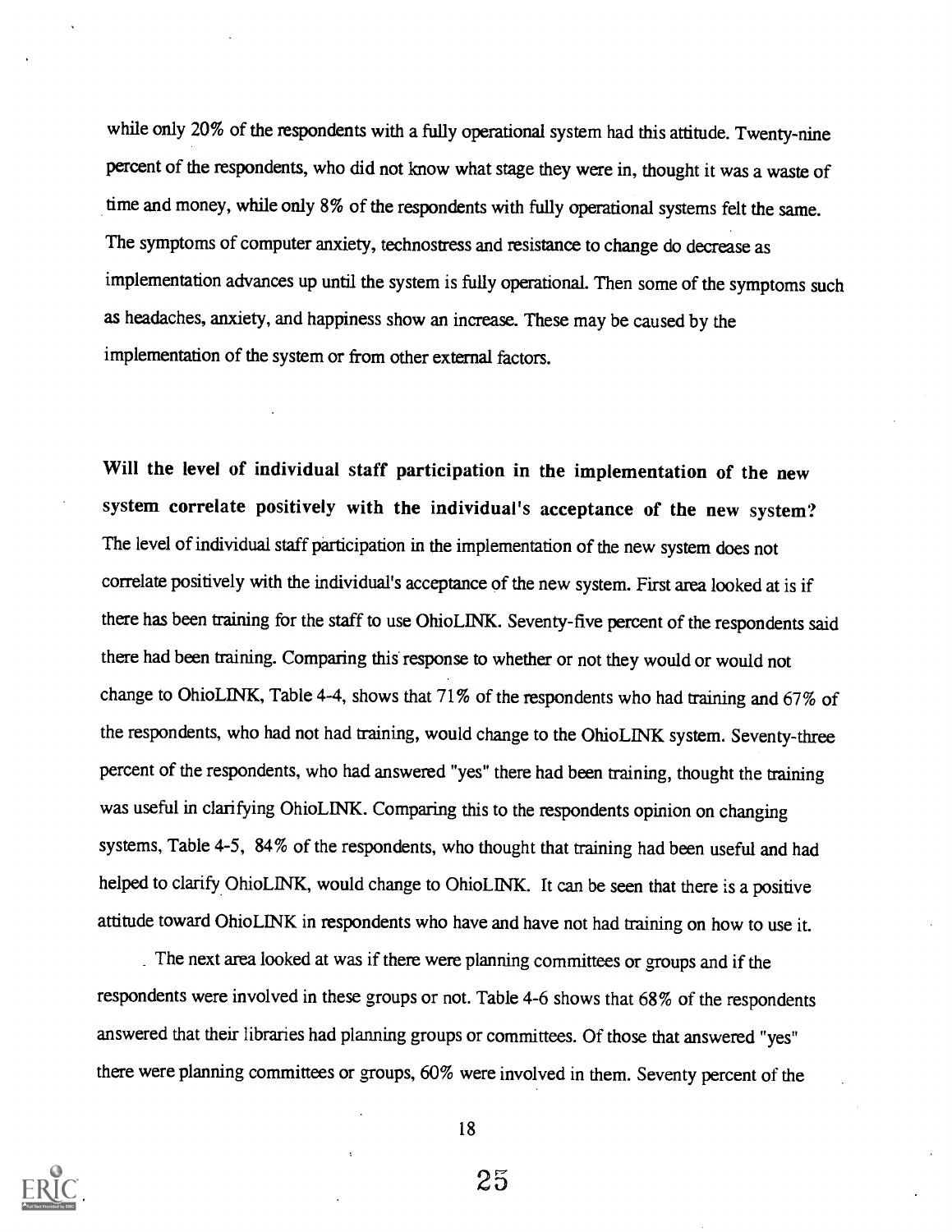while only 20% of the respondents with a fully operational system had this attitude. Twenty-nine percent of the respondents, who did not know what stage they were in, thought it was a waste of time and money, while only 8% of the respondents with fully operational systems felt the same. The symptoms of computer anxiety, technostress and resistance to change do decrease as implementation advances up until the system is fully operational. Then some of the symptoms such as headaches, anxiety, and happiness show an increase. These may be caused by the implementation of the system or from other external factors.

**Will the level of individual staff participation in the implementation of the new system correlate positively with the individual's acceptance of the new system?** The level of individual staff participation in the implementation of the new system does not correlate positively with the individual's acceptance of the new system. First area looked at is if there has been training for the staff to use OhioLINK. Seventy-five percent of the respondents said there had been training. Comparing this response to whether or not they would or would not change to OhioLINK, Table 4-4, shows that 71% of the respondents who had training and 67% of the respondents, who had not had training, would change to the OhioLINK system. Seventy-three percent of the respondents, who had answered "yes" there had been training, thought the training was useful in clarifying OhioLINK. Comparing this to the respondents opinion on changing systems, Table 4-5, 84% of the respondents, who thought that training had been useful and had helped to clarify OhioLINK, would change to OhioLINK. It can be seen that there is a positive attitude toward OhioLINK in respondents who have and have not had training on how to use it.

The next area looked at was if there were planning committees or groups and if the respondents were involved in these groups or not. Table 4-6 shows that 68% of the respondents answered that their libraries had planning groups or committees. Of those that answered "yes" there were planning committees or groups, 60% were involved in them. Seventy percent of the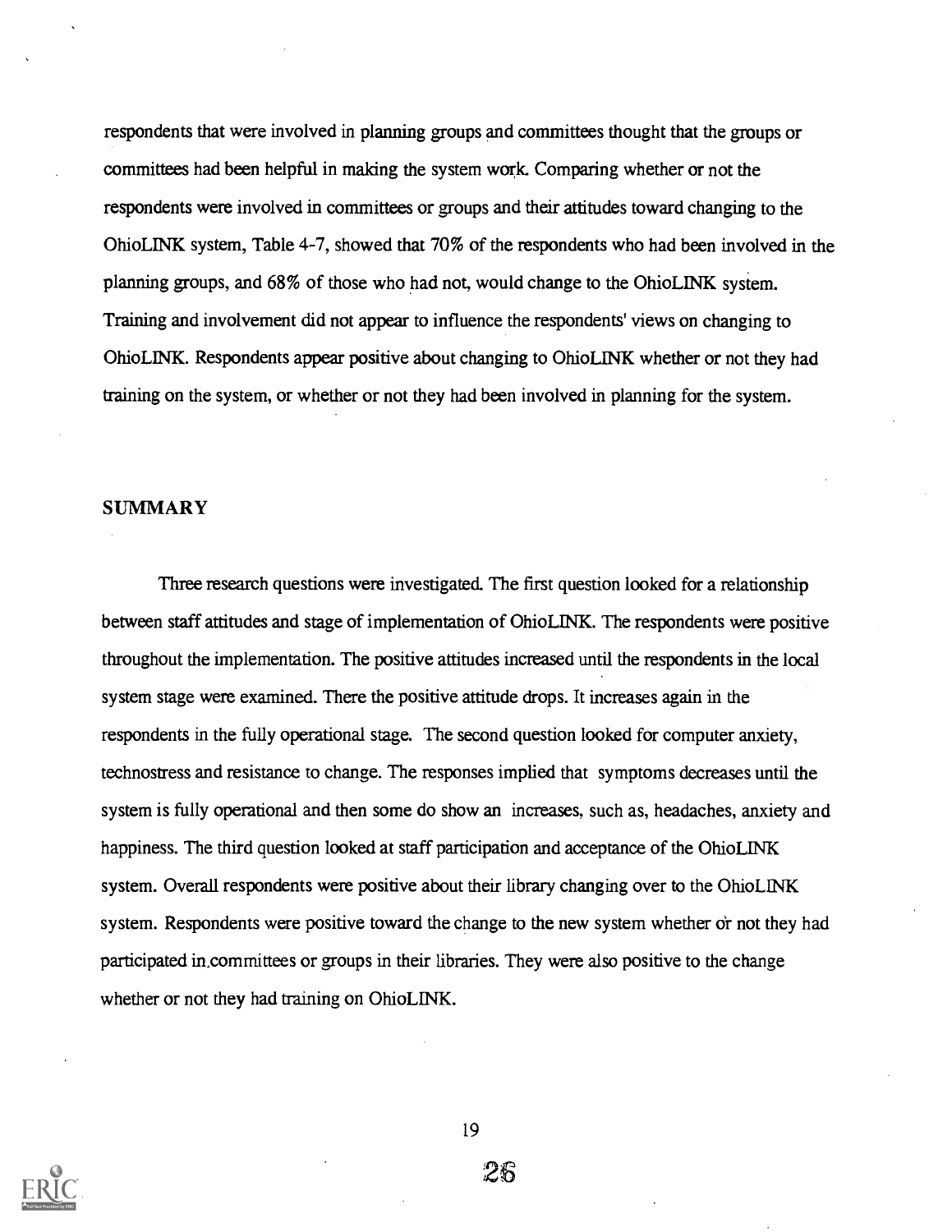respondents that were involved in planning groups and committees thought that the groups or committees had been helpful in making the system work. Comparing whether or not the respondents were involved in committees or groups and their attitudes toward changing to the OhioLINK system, Table 4-7, showed that 70% of the respondents who had been involved in the planning groups, and 68% of those who had not, would change to the OhioLINK system. Training and involvement did not appear to influence the respondents' views on changing to OhioLINK. Respondents appear positive about changing to OhioLINK whether or not they had training on the system, or whether or not they had been involved in planning for the system.

## SUMMARY

Three research questions were investigated. The first question looked for a relationship between staff attitudes and stage of implementation of OhioLINK. The respondents were positive throughout the implementation. The positive attitudes increased until the respondents in the local system stage were examined. There the positive attitude drops. It increases again in the respondents in the fully operational stage. The second question looked for computer anxiety, technostress and resistance to change. The responses implied that symptoms decreases until the system is fully operational and then some do show an increases, such as, headaches, anxiety and happiness. The third question looked at staff participation and acceptance of the OhioLINK system. Overall respondents were positive about their library changing over to the OhioLINK system. Respondents were positive toward the change to the new system whether or not they had participated in committees or groups in their libraries. They were also positive to the change whether or not they had training on OhioLINK.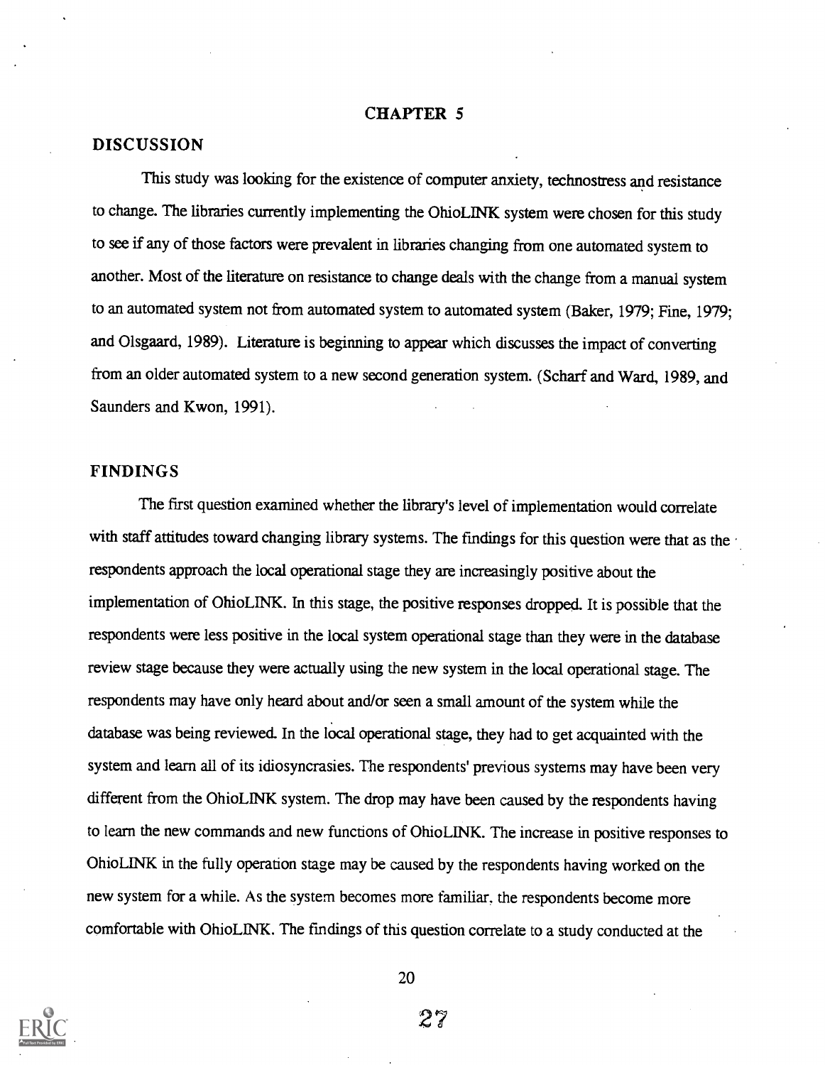# CHAPTER 5

## DISCUSSION

This study was looking for the existence of computer anxiety, technostress and resistance to change. The libraries currently implementing the OhioLINK system were chosen for this study to see if any of those factors were prevalent in libraries changing from one automated system to another. Most of the literature on resistance to change deals with the change from a manual system to an automated system not from automated system to automated system (Baker, 1979; Fine, 1979; and Olsgaard, 1989). Literature is beginning to appear which discusses the impact of converting from an older automated system to a new second generation system. (Scharf and Ward, 1989, and Saunders and Kwon, 1991).

## FINDINGS

The first question examined whether the library's level of implementation would correlate with staff attitudes toward changing library systems. The findings for this question were that as the respondents approach the local operational stage they are increasingly positive about the implementation of OhioLINK. In this stage, the positive responses dropped. It is possible that the respondents were less positive in the local system operational stage than they were in the database review stage because they were actually using the new system in the local operational stage. The respondents may have only heard about and/or seen a small amount of the system while the database was being reviewed. In the local operational stage, they had to get acquainted with the system and learn all of its idiosyncrasies. The respondents' previous systems may have been very different from the OhioLINK system. The drop may have been caused by the respondents having to learn the new commands and new functions of OhioLINK. The increase in positive responses to OhioLINK in the fully operation stage may be caused by the respondents having worked on the new system for a while. As the system becomes more familiar, the respondents become more comfortable with OhioLINK. The findings of this question correlate to a study conducted at the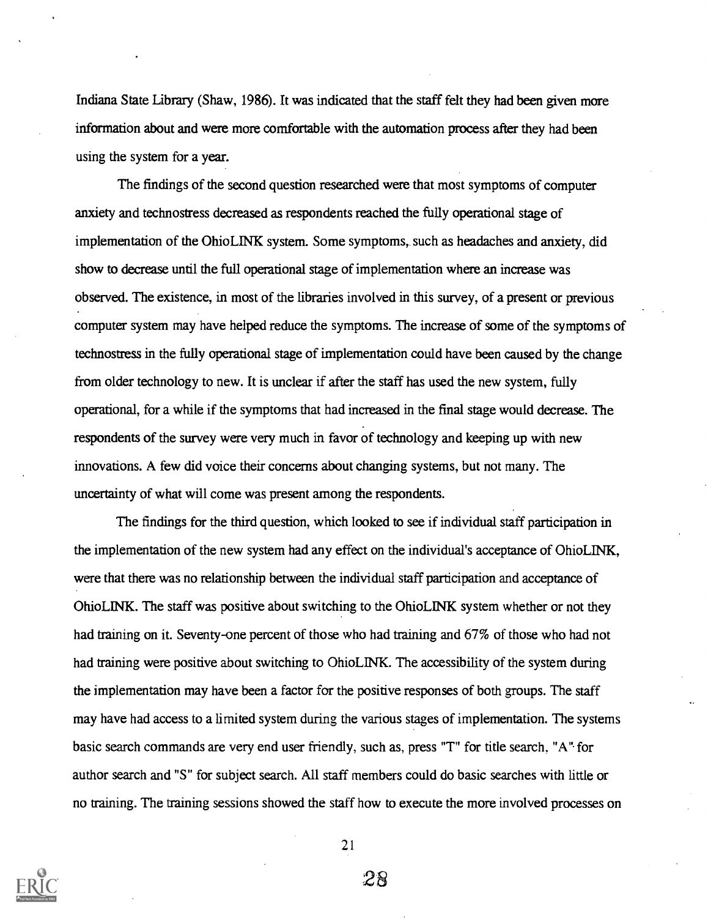Indiana State Library (Shaw, 1986). It was indicated that the staff felt they had been given more information about and were more comfortable with the automation process after they had been using the system for a year.

The findings of the second question researched were that most symptoms of computer anxiety and technostress decreased as respondents reached the fully operational stage of implementation of the OhioLINK system. Some symptoms, such as headaches and anxiety, did show to decrease until the full operational stage of implementation where an increase was observed. The existence, in most of the libraries involved in this survey, of a present or previous computer system may have helped reduce the symptoms. The increase of some of the symptoms of technostress in the fully operational stage of implementation could have been caused by the change from older technology to new. It is unclear if after the staff has used the new system, fully operational, for a while if the symptoms that had increased in the final stage would decrease. The respondents of the survey were very much in favor of technology and keeping up with new innovations. A few did voice their concerns about changing systems, but not many. The uncertainty of what will come was present among the respondents.

The findings for the third question, which looked to see if individual staff participation in the implementation of the new system had any effect on the individual's acceptance of OhioLINK, were that there was no relationship between the individual staff participation and acceptance of OhioLINK. The staff was positive about switching to the OhioLINK system whether or not they had training on it. Seventy-one percent of those who had training and 67% of those who had not had training were positive about switching to OhioLINK. The accessibility of the system during the implementation may have been a factor for the positive responses of both groups. The staff may have had access to a limited system during the various stages of implementation. The systems basic search commands are very end user friendly, such as, press "T" for title search, "A" for author search and "S" for subject search. All staff members could do basic searches with little or no training. The training sessions showed the staff how to execute the more involved processes on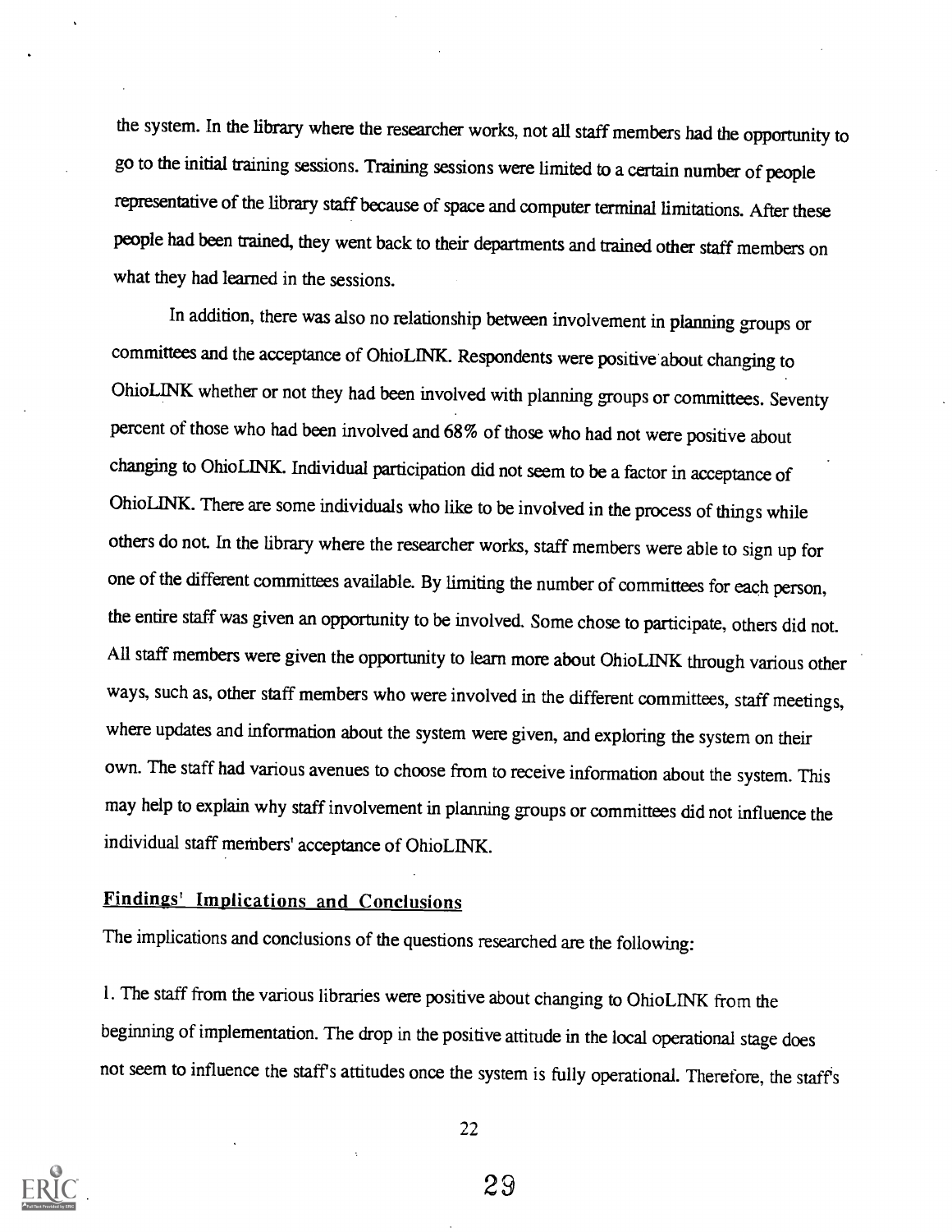the system. In the library where the researcher works, not all staff members had the opportunity to go to the initial training sessions. Training sessions were limited to a certain number of people representative of the library staff because of space and computer terminal limitations. After these people had been trained, they went back to their departments and trained other staff members on what they had learned in the sessions.

In addition, there was also no relationship between involvement in planning groups or committees and the acceptance of OhioLINK. Respondents were positive about changing to OhioLINK whether or not they had been involved with planning groups or committees. Seventy percent of those who had been involved and 68% of those who had not were positive about changing to OhioLINK. Individual participation did not seem to be a factor in acceptance of OhioLINK. There are some individuals who like to be involved in the process of things while others do not. In the library where the researcher works, staff members were able to sign up for one of the different committees available. By limiting the number of committees for each person, the entire staff was given an opportunity to be involved. Some chose to participate, others did not. All staff members were given the opportunity to learn more about OhioLINK through various other ways, such as, other staff members who were involved in the different committees, staff meetings, where updates and information about the system were given, and exploring the system on their own. The staff had various avenues to choose from to receive information about the system. This may help to explain why staff involvement in planning groups or committees did not influence the individual staff members' acceptance of OhioLINK.

## Findings' Implications and Conclusions

The implications and conclusions of the questions researched are the following:

1. The staff from the various libraries were positive about changing to OhioLINK from the beginning of implementation. The drop in the positive attitude in the local operational stage does not seem to influence the staff's attitudes once the system is fully operational. Therefore, the staff's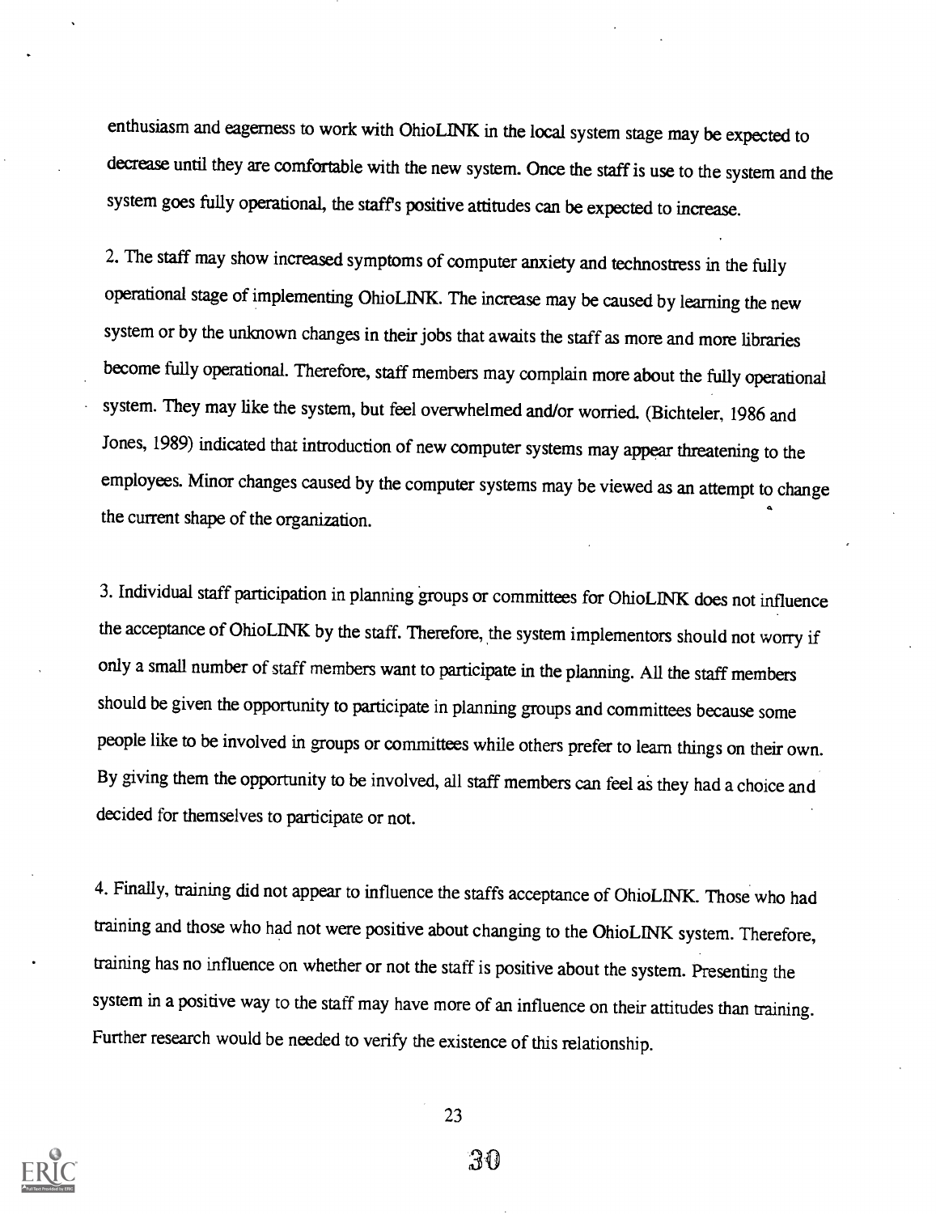enthusiasm and eagerness to work with OhioLINK in the local system stage may be expected to decrease until they are comfortable with the new system. Once the staff is use to the system and the system goes fully operational, the staff's positive attitudes can be expected to increase.

2. The staff may show increased symptoms of computer anxiety and technostress in the fully operational stage of implementing OhioLINK. The increase may be caused by learning the new system or by the unknown changes in their jobs that awaits the staff as more and more libraries become fully operational. Therefore, staff members may complain more about the fully operational system. They may like the system, but feel overwhelmed and/or worried. (Bichteler, 1986 and Jones, 1989) indicated that introduction of new computer systems may appear threatening to the employees. Minor changes caused by the computer systems may be viewed as an attempt to change the current shape of the organization.

3. Individual staff participation in planning groups or committees for OhioLINK does not influence the acceptance of OhioLINK by the staff. Therefore, the system implementors should not worry if only a small number of staff members want to participate in the planning. All the staff members should be given the opportunity to participate in planning groups and committees because some people like to be involved in groups or committees while others prefer to learn things on their own. By giving them the opportunity to be involved, all staff members can feel as they had a choice and decided for themselves to participate or not.

4. Finally, training did not appear to influence the staffs acceptance of OhioLINK. Those who had training and those who had not were positive about changing to the OhioLINK system. Therefore, training has no influence on whether or not the staff is positive about the system. Presenting the system in a positive way to the staff may have more of an influence on their attitudes than training. Further research would be needed to verify the existence of this relationship.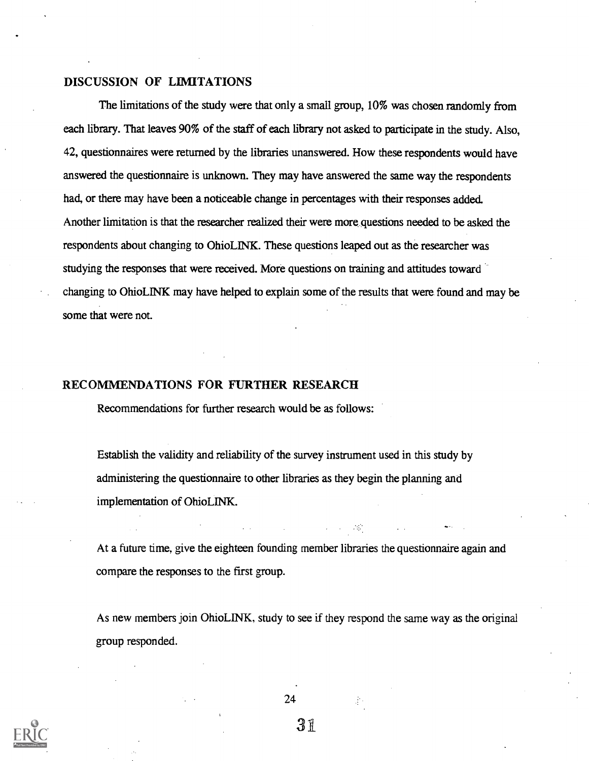## DISCUSSION OF LIMITATIONS

The limitations of the study were that only a small group, 10% was chosen randomly from each library. That leaves 90% of the staff of each library not asked to participate in the study. Also, 42, questionnaires were returned by the libraries unanswered. How these respondents would have answered the questionnaire is unknown. They may have answered the same way the respondents had, or there may have been a noticeable change in percentages with their responses added. Another limitation is that the researcher realized their were more questions needed to be asked the respondents about changing to OhioLINK. These questions leaped out as the researcher was studying the responses that were received. More questions on training and attitudes toward changing to OhioLINK may have helped to explain some of the results that were found and may be some that were not.

## RECOMMENDATIONS FOR FURTHER RESEARCH

Recommendations for further research would be as follows:

Establish the validity and reliability of the survey instrument used in this study by administering the questionnaire to other libraries as they begin the planning and implementation of OhioLINK.

At a future time, give the eighteen founding member libraries the questionnaire again and compare the responses to the first group.

As new members join OhioLINK, study to see if they respond the same way as the original group responded.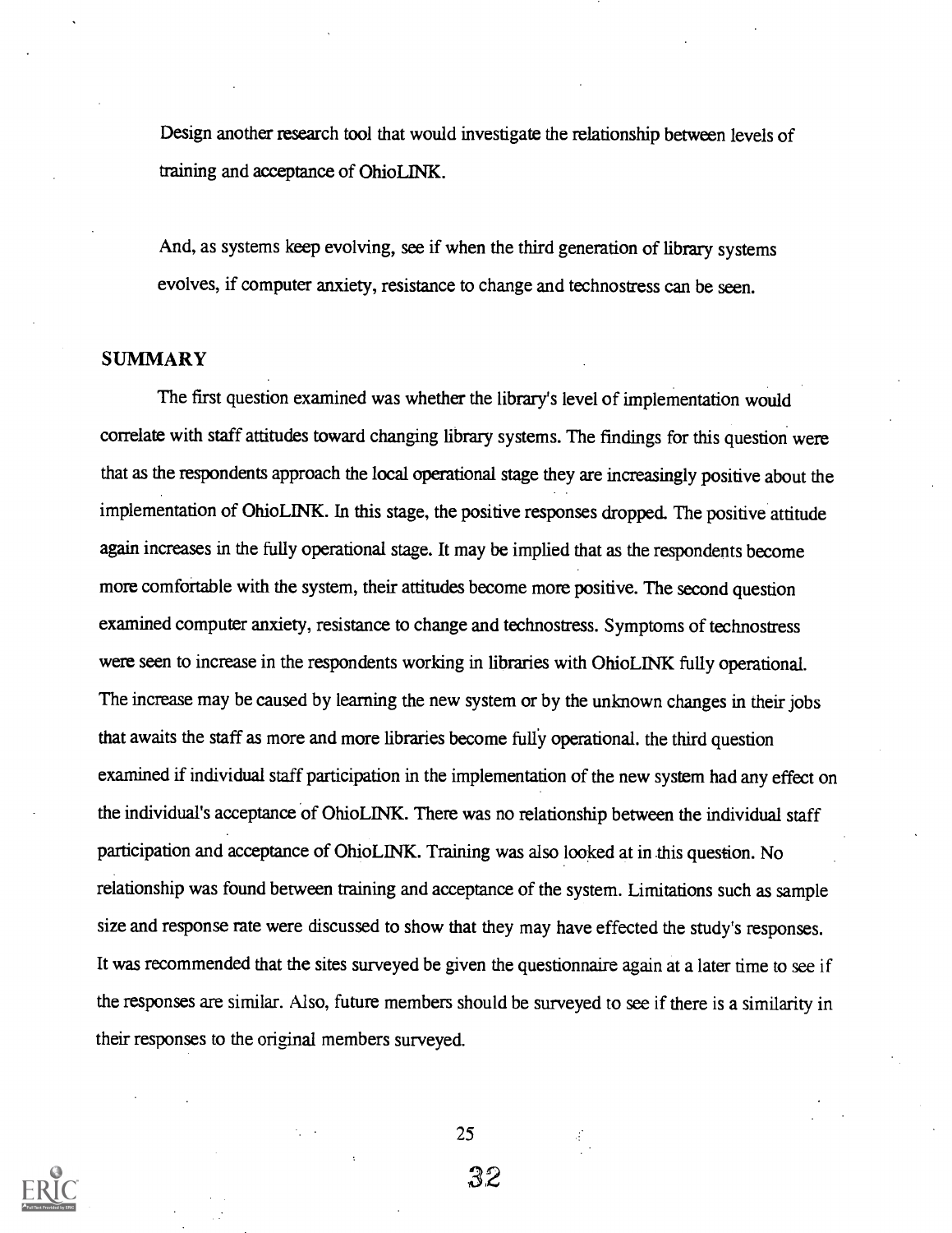Design another research tool that would investigate the relationship between levels of training and acceptance of OhioLINK.

And, as systems keep evolving, see if when the third generation of library systems evolves, if computer anxiety, resistance to change and technostress can be seen.

## SUMMARY

The first question examined was whether the library's level of implementation would correlate with staff attitudes toward changing library systems. The findings for this question were that as the respondents approach the local operational stage they are increasingly positive about the implementation of OhioLINK. In this stage, the positive responses dropped. The positive attitude again increases in the fully operational stage. It may be implied that as the respondents become more comfortable with the system, their attitudes become more positive. The second question examined computer anxiety, resistance to change and technostress. Symptoms of technostress were seen to increase in the respondents working in libraries with OhioLINK fully operational. The increase may be caused by learning the new system or by the unknown changes in their jobs that awaits the staff as more and more libraries become fully operational. the third question examined if individual staff participation in the implementation of the new system had any effect on the individual's acceptance of OhioLINK. There was no relationship between the individual staff participation and acceptance of OhioLINK. Training was also looked at in this question. No relationship was found between training and acceptance of the system. Limitations such as sample size and response rate were discussed to show that they may have effected the study's responses. It was recommended that the sites surveyed be given the questionnaire again at a later time to see if the responses are similar. Also, future members should be surveyed to see if there is a similarity in their responses to the original members surveyed.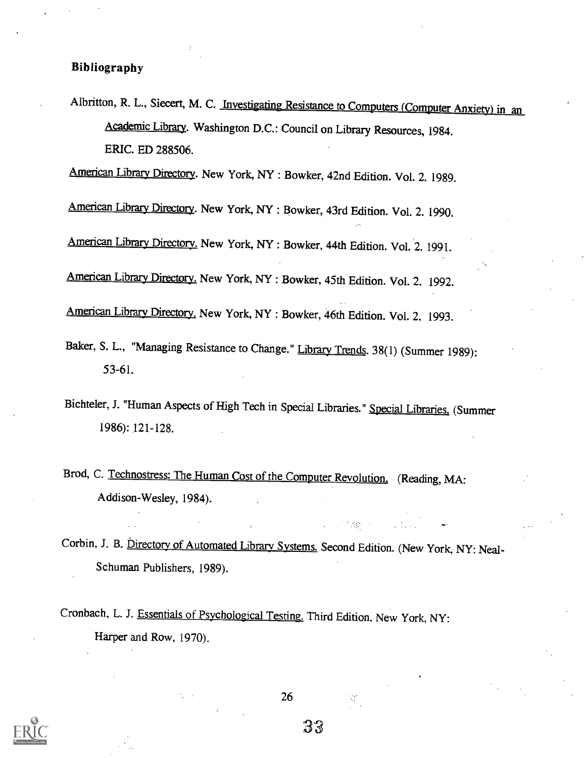## Bibliography

Albritton, R. L., Siecert, M. C. Investigating Resistance to Computers (Computer Anxiety) in an Academic Library. Washington D.C.: Council on Library Resources, 1984. ERIC. ED 288506.

American Library Directory. New York, NY : Bowker, 42nd Edition. Vol. 2. 1989.

American Library Directory. New York, NY : Bowker, 43rd Edition. Vol. 2. 1990.

American Library Directory. New York, NY : Bowker, 44th Edition. Vol. 2. 1991.

American Library Directory. New York, NY : Bowker, 45th Edition. Vol. 2. 1992.

American Library Directory. New York, NY : Bowker, 46th Edition. Vol. 2. 1993.

Baker, S. L., "Managing Resistance to Change." Library Trends. 38(1) (Summer 1989): 53-61.

Bichteler, J. "Human Aspects of High Tech in Special Libraries." Special Libraries. (Summer 1986): 121-128.

Brod, C. Technostress: The Human Cost of the Computer Revolution. (Reading, MA: Addison-Wesley, 1984).

Corbin, J. B. Directory of Automated Library Systems. Second Edition. (New York, NY: Neal-Schuman Publishers, 1989).

Cronbach, L. J. Essentials of Psychological Testing. Third Edition. New York, NY: Harper and Row, 1970).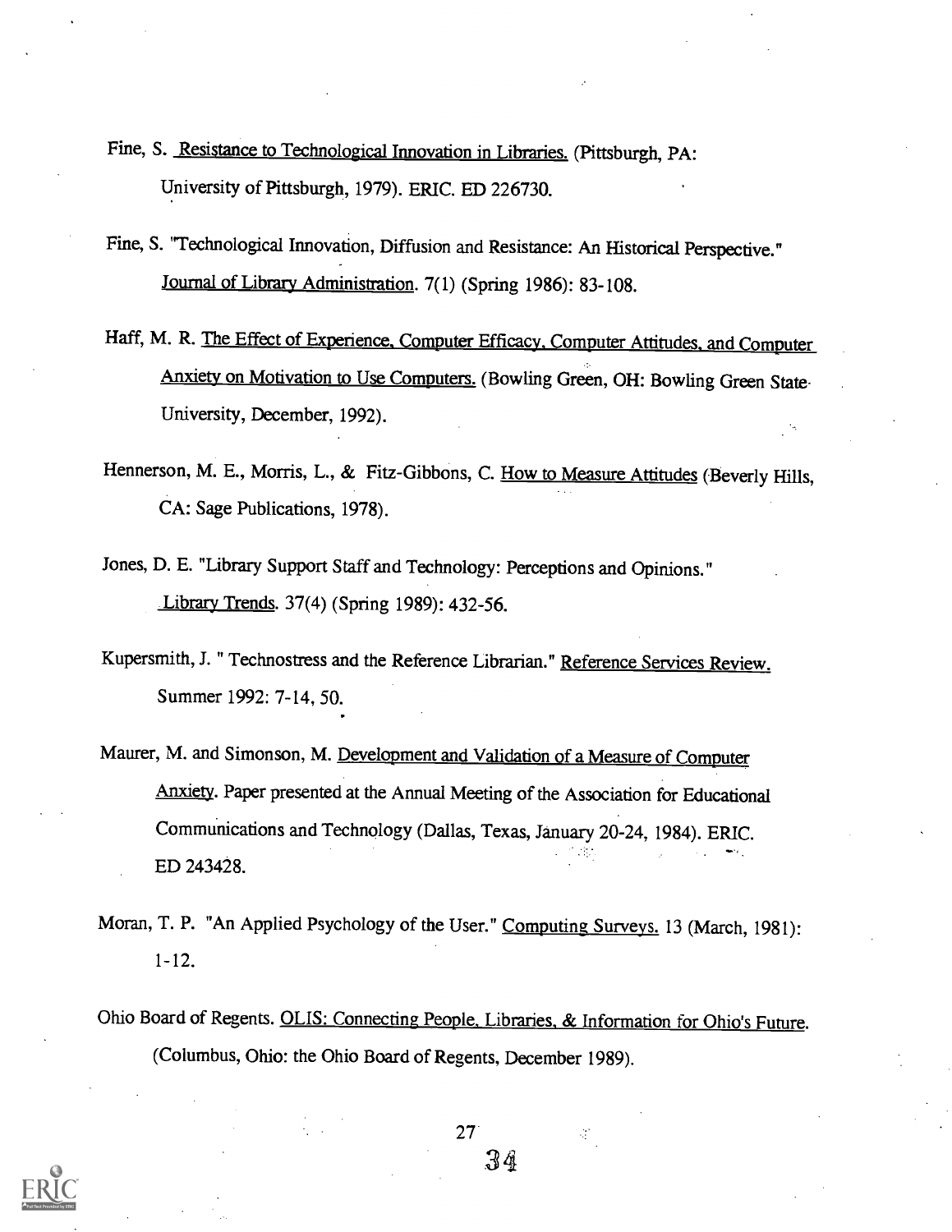Fine, S. Resistance to Technological Innovation in Libraries. (Pittsburgh, PA: University of Pittsburgh, 1979). ERIC. ED 226730.

Fine, S. "Technological Innovation, Diffusion and Resistance: An Historical Perspective." Journal of Library Administration. 7(1) (Spring 1986): 83-108.

Haff, M. R. The Effect of Experience, Computer Efficacy, Computer Attitudes, and Computer Anxiety on Motivation to Use Computers. (Bowling Green, OH: Bowling Green State University, December, 1992).

Hennerson, M. E., Morris, L., & Fitz-Gibbons, C. How to Measure Attitudes (Beverly Hills, CA: Sage Publications, 1978).

Jones, D. E. "Library Support Staff and Technology: Perceptions and Opinions." Library Trends. 37(4) (Spring 1989): 432-56.

Kupersmith, J. " Technostress and the Reference Librarian." Reference Services Review. Summer 1992: 7-14, 50.

Maurer, M. and Simonson, M. Development and Validation of a Measure of Computer Anxiety. Paper presented at the Annual Meeting of the Association for Educational Communications and Technology (Dallas, Texas, January 20-24, 1984). ERIC. ED 243428.

Moran, T. P. "An Applied Psychology of the User." Computing Surveys. 13 (March, 1981): 1-12.

Ohio Board of Regents. OLIS: Connecting People, Libraries, & Information for Ohio's Future. (Columbus, Ohio: the Ohio Board of Regents, December 1989).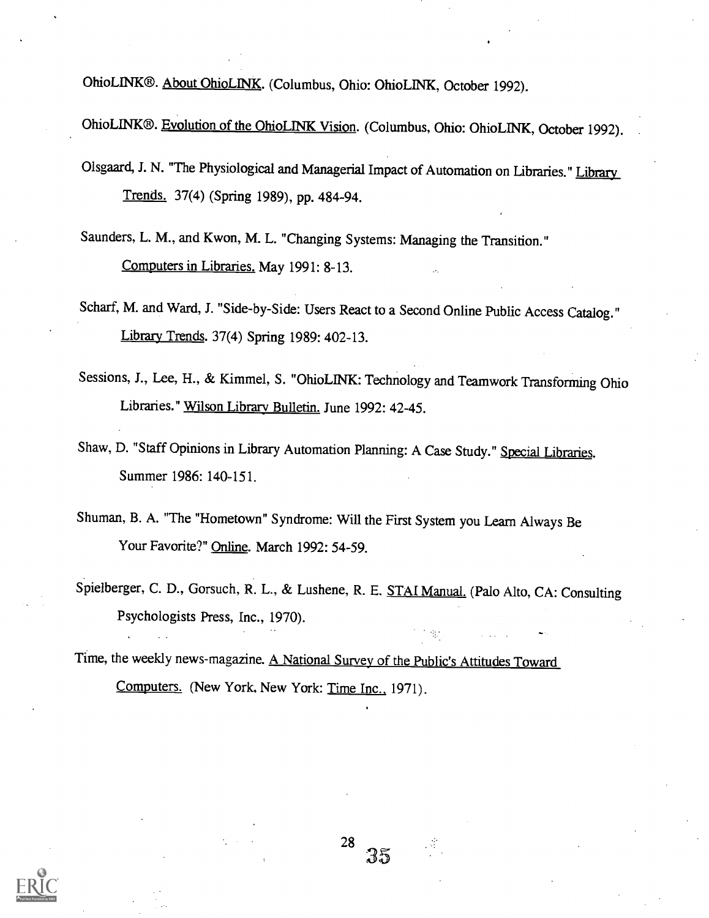OhioLINK®. About OhioLINK. (Columbus, Ohio: OhioLINK, October 1992).

OhioLINK®. Evolution of the OhioLINK Vision. (Columbus, Ohio: OhioLINK, October 1992).

Olsgaard, J. N. "The Physiological and Managerial Impact of Automation on Libraries." Library Trends. 37(4) (Spring 1989), pp. 484-94.

Saunders, L. M., and Kwon, M. L. "Changing Systems: Managing the Transition." Computers in Libraries. May 1991: 8-13.

Scharf, M. and Ward, J. "Side-by-Side: Users React to a Second Online Public Access Catalog." Library Trends. 37(4) Spring 1989: 402-13.

Sessions, J., Lee, H., & Kimmel, S. "OhioLINK: Technology and Teamwork Transforming Ohio Libraries." Wilson Library Bulletin. June 1992: 42-45.

Shaw, D. "Staff Opinions in Library Automation Planning: A Case Study." Special Libraries. Summer 1986: 140-151.

Shuman, B. A. "The "Hometown" Syndrome: Will the First System you Learn Always Be Your Favorite?" Online. March 1992: 54-59.

Spielberger, C. D., Gorsuch, R. L., & Lushene, R. E. STAI Manual. (Palo Alto, CA: Consulting Psychologists Press, Inc., 1970).

Time, the weekly news-magazine. A National Survey of the Public's Attitudes Toward Computers. (New York, New York: Time Inc., 1971).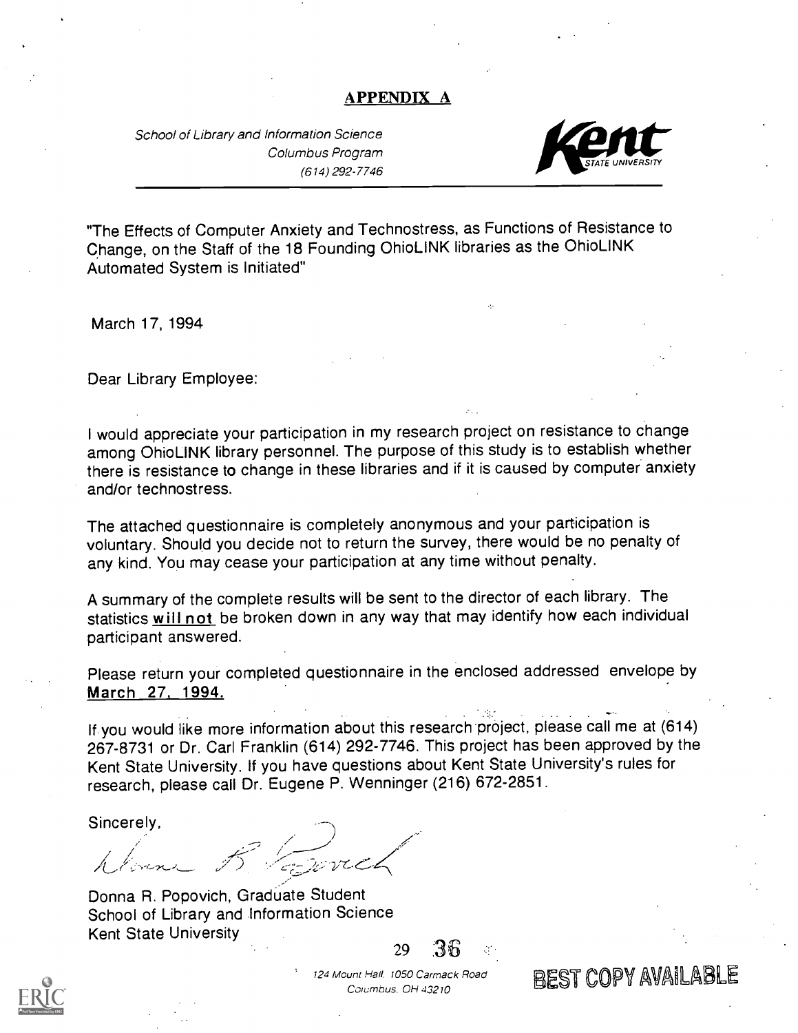## APPENDIX A

*School of Library and Information Science*
*Columbus Program*
*(614) 292-7746*

Kent STATE UNIVERSITY

---

"The Effects of Computer Anxiety and Technostress, as Functions of Resistance to Change, on the Staff of the 18 Founding OhioLINK libraries as the OhioLINK Automated System is Initiated"

March 17, 1994

Dear Library Employee:

I would appreciate your participation in my research project on resistance to change among OhioLINK library personnel. The purpose of this study is to establish whether there is resistance to change in these libraries and if it is caused by computer anxiety and/or technostress.

The attached questionnaire is completely anonymous and your participation is voluntary. Should you decide not to return the survey, there would be no penalty of any kind. You may cease your participation at any time without penalty.

A summary of the complete results will be sent to the director of each library. The statistics **will not** be broken down in any way that may identify how each individual participant answered.

Please return your completed questionnaire in the enclosed addressed envelope by **March 27, 1994.**

If you would like more information about this research project, please call me at (614) 267-8731 or Dr. Carl Franklin (614) 292-7746. This project has been approved by the Kent State University. If you have questions about Kent State University's rules for research, please call Dr. Eugene P. Wenninger (216) 672-2851.

Sincerely,

Donna R. Popovich, Graduate Student
School of Library and Information Science
Kent State University

*124 Mount Hall, 1050 Carmack Road*
*Columbus, OH 43210*

BEST COPY AVAILABLE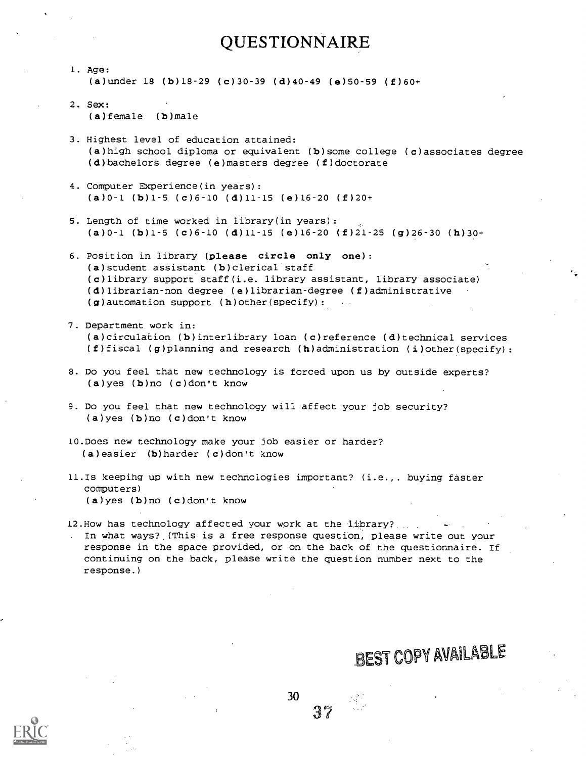# QUESTIONNAIRE

1. Age:
   (a)under 18 (b)18-29 (c)30-39 (d)40-49 (e)50-59 (f)60+

2. Sex:
   (a)female (b)male

3. Highest level of education attained:
   (a)high school diploma or equivalent (b)some college (c)associates degree (d)bachelors degree (e)masters degree (f)doctorate

4. Computer Experience(in years):
   (a)0-1 (b)1-5 (c)6-10 (d)11-15 (e)16-20 (f)20+

5. Length of time worked in library(in years):
   (a)0-1 (b)1-5 (c)6-10 (d)11-15 (e)16-20 (f)21-25 (g)26-30 (h)30+

6. Position in library (**please circle only one**):
   (a)student assistant (b)clerical staff
   (c)library support staff(i.e. library assistant, library associate)
   (d)librarian-non degree (e)librarian-degree (f)administrative
   (g)automation support (h)other(specify):

7. Department work in:
   (a)circulation (b)interlibrary loan (c)reference (d)technical services
   (f)fiscal (g)planning and research (h)administration (i)other(specify):

8. Do you feel that new technology is forced upon us by outside experts?
   (a)yes (b)no (c)don't know

9. Do you feel that new technology will affect your job security?
   (a)yes (b)no (c)don't know

10. Does new technology make your job easier or harder?
    (a)easier (b)harder (c)don't know

11. Is keeping up with new technologies important? (i.e.,. buying faster computers)
    (a)yes (b)no (c)don't know

12. How has technology affected your work at the library?
    In what ways? (This is a free response question, please write out your response in the space provided, or on the back of the questionnaire. If continuing on the back, please write the question number next to the response.)

BEST COPY AVAILABLE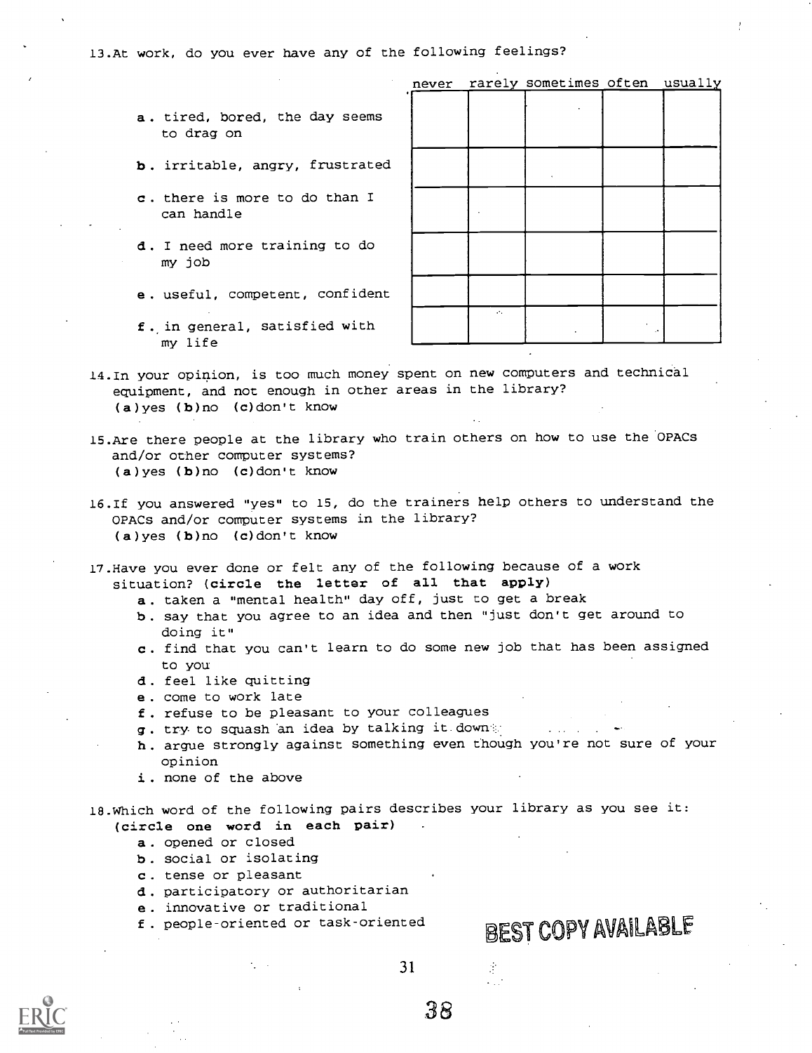13. At work, do you ever have any of the following feelings?

| | never | rarely | sometimes | often | usually |
|---|---|---|---|---|---|
| a. tired, bored, the day seems to drag on | | | | | |
| b. irritable, angry, frustrated | | | | | |
| c. there is more to do than I can handle | | | | | |
| d. I need more training to do my job | | | | | |
| e. useful, competent, confident | | | | | |
| f. in general, satisfied with my life | | | | | |

14. In your opinion, is too much money spent on new computers and technical equipment, and not enough in other areas in the library?
(a)yes (b)no (c)don't know

15. Are there people at the library who train others on how to use the OPACs and/or other computer systems?
(a)yes (b)no (c)don't know

16. If you answered "yes" to 15, do the trainers help others to understand the OPACs and/or computer systems in the library?
(a)yes (b)no (c)don't know

17. Have you ever done or felt any of the following because of a work situation? (**circle the letter of all that apply**)

- a. taken a "mental health" day off, just to get a break
- b. say that you agree to an idea and then "just don't get around to doing it"
- c. find that you can't learn to do some new job that has been assigned to you
- d. feel like quitting
- e. come to work late
- f. refuse to be pleasant to your colleagues
- g. try to squash an idea by talking it down
- h. argue strongly against something even though you're not sure of your opinion
- i. none of the above

18. Which word of the following pairs describes your library as you see it: (**circle one word in each pair**)

- a. opened or closed
- b. social or isolating
- c. tense or pleasant
- d. participatory or authoritarian
- e. innovative or traditional
- f. people-oriented or task-oriented

BEST COPY AVAILABLE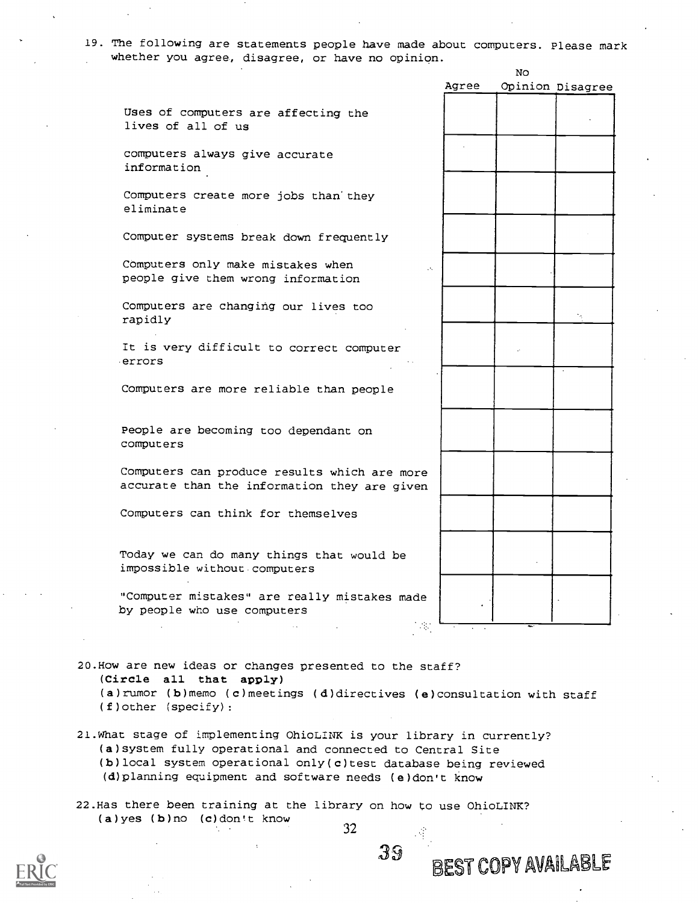19. The following are statements people have made about computers. Please mark whether you agree, disagree, or have no opinion.

| | Agree | No Opinion | Disagree |
|---|---|---|---|
| Uses of computers are affecting the lives of all of us | | | |
| Computers always give accurate information | | | |
| Computers create more jobs than they eliminate | | | |
| Computer systems break down frequently | | | |
| Computers only make mistakes when people give them wrong information | | | |
| Computers are changing our lives too rapidly | | | |
| It is very difficult to correct computer errors | | | |
| Computers are more reliable than people | | | |
| People are becoming too dependant on computers | | | |
| Computers can produce results which are more accurate than the information they are given | | | |
| Computers can think for themselves | | | |
| Today we can do many things that would be impossible without computers | | | |
| "Computer mistakes" are really mistakes made by people who use computers | | | |

20. How are new ideas or changes presented to the staff?
**(Circle all that apply)**
(**a**) rumor (**b**) memo (**c**) meetings (**d**) directives (**e**) consultation with staff
(**f**) other (specify):

21. What stage of implementing OhioLINK is your library in currently?
(**a**) system fully operational and connected to Central Site
(**b**) local system operational only (**c**) test database being reviewed
(**d**) planning equipment and software needs (**e**) don't know

22. Has there been training at the library on how to use OhioLINK?
(**a**) yes (**b**) no (**c**) don't know

BEST COPY AVAILABLE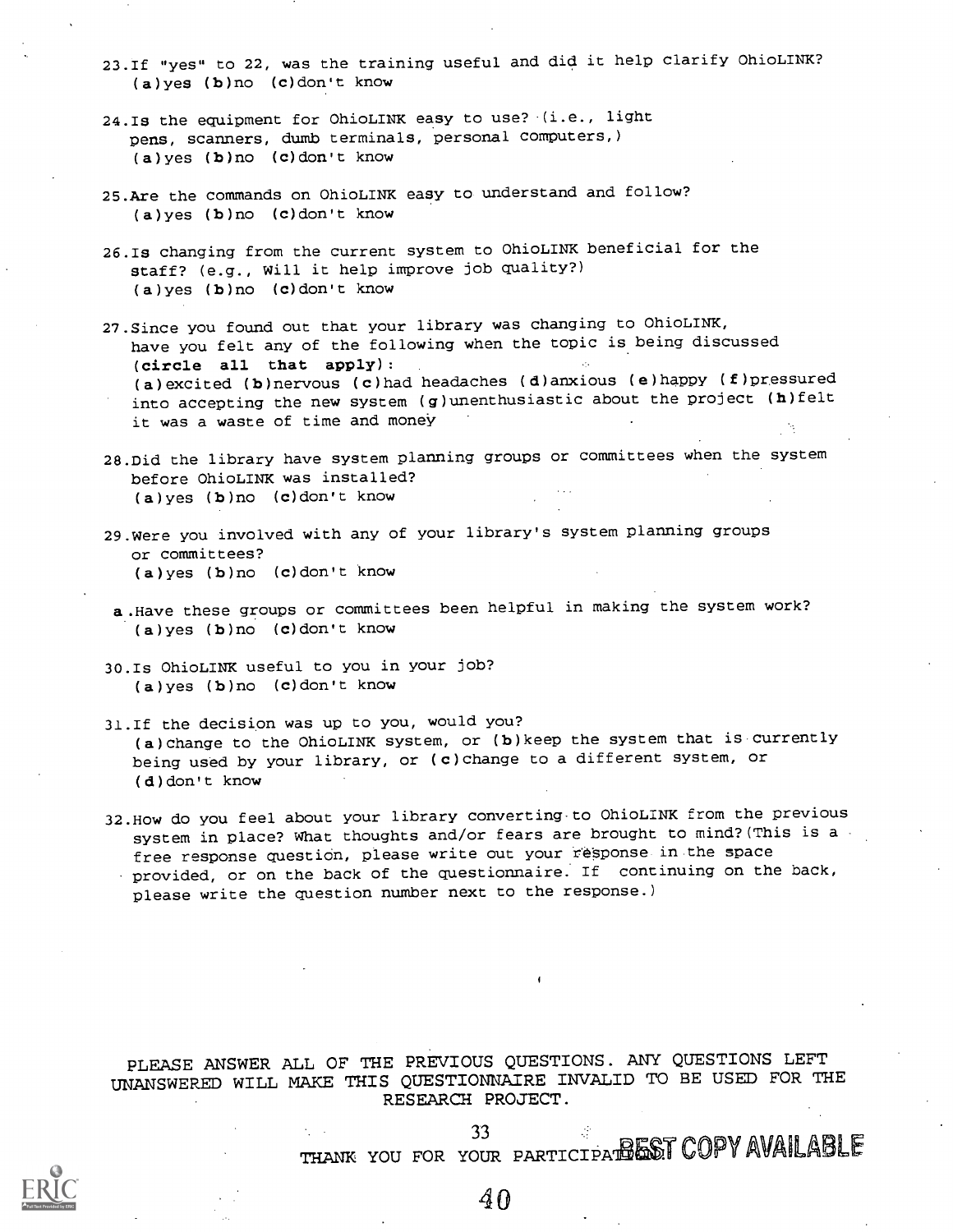23. If "yes" to 22, was the training useful and did it help clarify OhioLINK?
    (a)yes (b)no (c)don't know

24. Is the equipment for OhioLINK easy to use? (i.e., light pens, scanners, dumb terminals, personal computers,)
    (a)yes (b)no (c)don't know

25. Are the commands on OhioLINK easy to understand and follow?
    (a)yes (b)no (c)don't know

26. Is changing from the current system to OhioLINK beneficial for the staff? (e.g., Will it help improve job quality?)
    (a)yes (b)no (c)don't know

27. Since you found out that your library was changing to OhioLINK, have you felt any of the following when the topic is being discussed (**circle all that apply**):
    (a)excited (b)nervous (c)had headaches (d)anxious (e)happy (f)pressured into accepting the new system (g)unenthusiastic about the project (h)felt it was a waste of time and money

28. Did the library have system planning groups or committees when the system before OhioLINK was installed?
    (a)yes (b)no (c)don't know

29. Were you involved with any of your library's system planning groups or committees?
    (a)yes (b)no (c)don't know

    a. Have these groups or committees been helpful in making the system work?
    (a)yes (b)no (c)don't know

30. Is OhioLINK useful to you in your job?
    (a)yes (b)no (c)don't know

31. If the decision was up to you, would you?
    (a)change to the OhioLINK system, or (b)keep the system that is currently being used by your library, or (c)change to a different system, or (d)don't know

32. How do you feel about your library converting to OhioLINK from the previous system in place? What thoughts and/or fears are brought to mind? (This is a free response question, please write out your response in the space provided, or on the back of the questionnaire. If continuing on the back, please write the question number next to the response.)

PLEASE ANSWER ALL OF THE PREVIOUS QUESTIONS. ANY QUESTIONS LEFT UNANSWERED WILL MAKE THIS QUESTIONNAIRE INVALID TO BE USED FOR THE RESEARCH PROJECT.

THANK YOU FOR YOUR PARTICIPATION.

BEST COPY AVAILABLE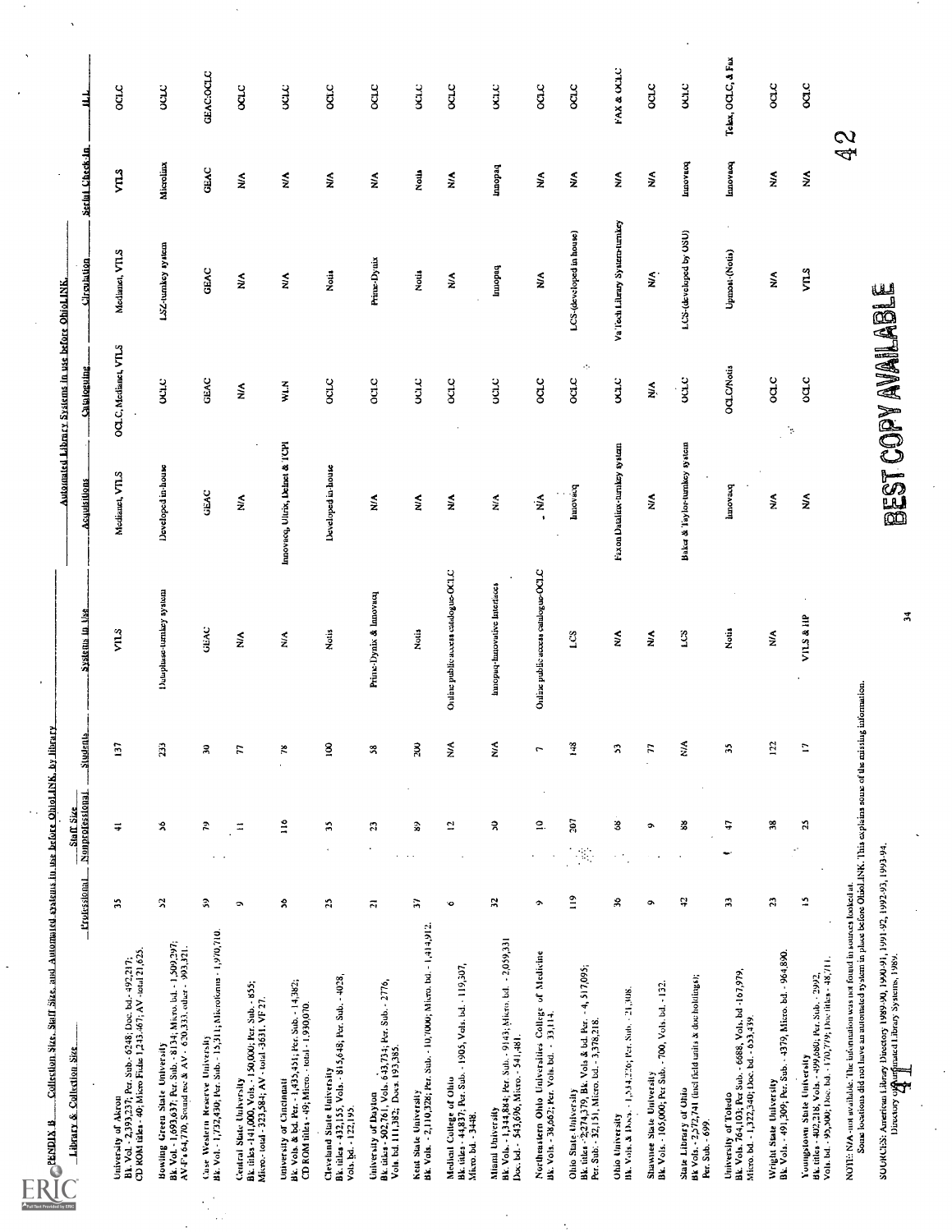APPENDIX B Collection Size, Staff Size, and Automated systems in use before OhioLINK, by library

| Library & Collection Size | Staff Size | | | Systems in Use | Automated Library Systems in use before OhioLINK | | | | |
|---|---|---|---|---|---|---|---|---|---|
| | Professional | Nonprofessional | Students | | Acquisitions | Cataloguing | Circulation | Serial Check-In | ILL |
| University of Akron<br>Bk. Vol. - 2,393,237; Per. Sub. - 6248; Doc. bd. - 492,217; CD ROM titles - 40; Micro Fiche 1,233,467; AV - total 21,625. | 35 | 41 | 137 | VTLS | Medianet, VTLS | OCLC, Medianet, VTLS | Medianet, VTLS | VTLS | OCLC |
| Bowling Green State University<br>Bk. Vol. - 1,693,637; Per. Sub. - 8134; Micro. bd. - 1,509,297; AV-F's 64,770, Sound rec & AV - 630,333; other - 993,321. | 32 | 36 | 233 | Dataphase-turnkey system | Developed in-house | OCLC | LSZ-turnkey system | Microlinx | OCLC |
| Case Western Reserve University<br>Bk Vol. - 1,732,430; Per. Sub. - 13,311; Microforms - 1,970,710. | 59 | 79 | 30 | GEAC | GEAC | GEAC | GEAC | GEAC | GEAC/OCLC |
| Central State University<br>Bk. titles - 141,000; Vols. - 150,000; Per. Sub. - 855; Micro - total - 323,584; AV - total - 3631. VF 27. | 9 | 11 | 77 | N/A | N/A | N/A | N/A | N/A | OCLC |
| University of Cincinnati<br>Bk. Vols. & bd. Per. - 1,435,451; Per. Sub. - 14,382; CD ROM titles - 49; Micro. - total - 1,930,070. | 56 | 116 | 78 | N/A | Innovacq, Ulrix, Dehnet & TCPI | WLN | N/A | N/A | OCLC |
| Cleveland State University<br>Bk. titles - 432,155; Vols. - 815,648; Per. Sub. - 4028; Vols. bd. - 122,195. | 25 | 35 | 100 | Notis | Developed in-house | OCLC | Notis | Notis | OCLC |
| University of Dayton<br>Bk. titles - 502,761; Vols. 643,734; Per. Sub. - 2776; Vols. bd. 111,382; Docs. 193,385. | 21 | 23 | 58 | Prime-Dynix & Innovacq | N/A | OCLC | Prime-Dynix | N/A | OCLC |
| Kent State University<br>Bk. Vols. - 2,110,328; Per. Sub. - 10,7000; Micro. bd. - 1,414,912. | 37 | 89 | 200 | Notis | N/A | OCLC | Notis | Notis | OCLC |
| Medical College of Ohio<br>Bk. titles - 44,837; Per. Sub. - 1905; Vols. bd. - 119,307; Micro. bd. - 3448. | 6 | 12 | N/A | Online public access catalogue-OCLC | N/A | OCLC | N/A | N/A | OCLC |
| Miami University<br>Bk Vols. - 1,344,884; Per. Sub. - 9143; Micro. bd. - 2,059,331; Doc. bd. - 543,696; Micro. - 541,481. | 32 | 50 | N/A | Innopaq-Innovative Interfaces | N/A | OCLC | Innopaq | Innopaq | OCLC |
| Northeastern Ohio Universities College of Medicine<br>Bk. Vols. - 38,662; Per. Vols bd. - 33,114. | 9 | 10 | 7 | Online public access catalogue-OCLC | N/A | OCLC | N/A | N/A | OCLC |
| Ohio State University<br>Bk. titles - 2,274,379; Bk. Vols & bd. Per. - 4, 517,095; Per. Sub. - 32,151; Micro. bd. - 3,378,218. | 119 | 207 | 148 | LCS | Innovacq | OCLC | LCS-(developed in house) | N/A | OCLC |
| Ohio University<br>Bk. Vols. & Docs. - 1,534,226; Per. Sub. - 21,308. | 36 | 68 | 53 | N/A | Faxon Datalinx-turnkey system | OCLC | Va Tech Library System-turnkey | N/A | FAX & OCLC |
| Shawnee State University<br>Bk. Vols. - 105,000; Per Sub. - 700; Vols. bd. - 132. | 9 | 9 | 77 | N/A | N/A | N/A | N/A | N/A | OCLC |
| State Library of Ohio<br>Bk Vols. - 2,572,741 (incl field units & doc holdings); Per. Sub. - 699. | 42 | 88 | N/A | LCS | Baker & Taylor-turnkey system | OCLC | LCS-(developed by OSU) | Innovacq | OCLC |
| University of Toledo<br>Bk. Vols. 764,103; Per Sub. - 6688; Vols. bd -167,979; Micro. bd. - 1,322,340; Doc. bd. - 653,439. | 33 | 47 | 35 | Notis | Innovacq | OCLC/Notis | Upmost-(Notis) | Innovacq | Telex, OCLC, & Fax |
| Wright State University<br>Bk. Vols. - 491,309; Per. Sub. - 4379; Micro. bd. - 964,890. | 23 | 38 | 122 | N/A | N/A | OCLC | N/A | N/A | OCLC |
| Youngstown State University<br>Bk. titles - 402,218; Vols. - 499,680; Per. Sub. - 2992; Vols. bd. - 95,500; Doc. bd. - 170,779; Doc titles - 48,711. | 15 | 25 | 17 | VTLS & HP | N/A | OCLC | VTLS | N/A | OCLC |

NOTE: N/A-not available. The information was not found in sources looked at.
Some locations did not have an automated system in place before OhioLINK. This explains some of the missing information.

SOURCES: American Library Directory 1989-90, 1990-91, 1991-92, 1992-93, 1993-94.
Directory of Automated Library Systems, 1989.

BEST COPY AVAILABLE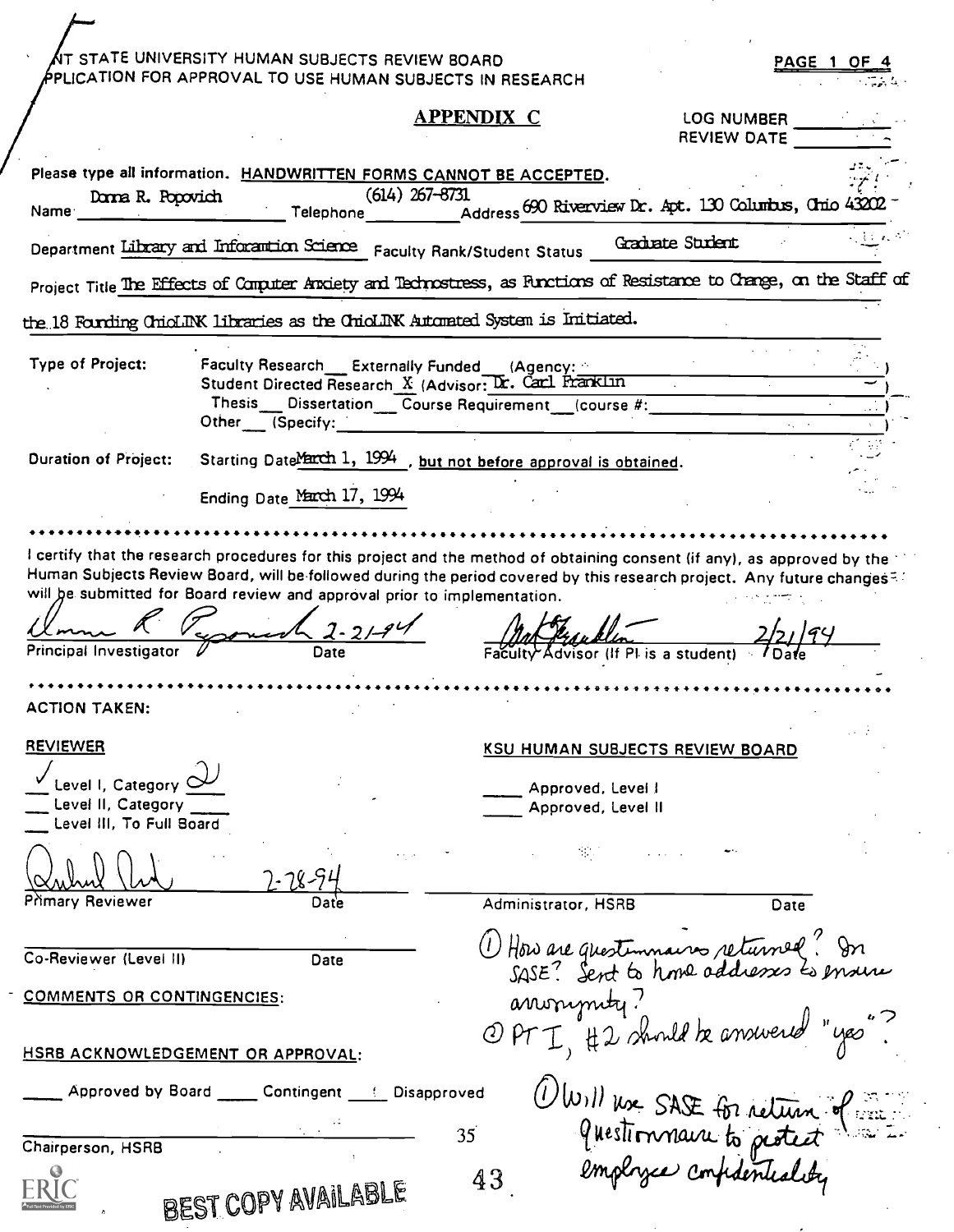KENT STATE UNIVERSITY HUMAN SUBJECTS REVIEW BOARD
APPLICATION FOR APPROVAL TO USE HUMAN SUBJECTS IN RESEARCH

PAGE 1 OF 4

## APPENDIX C

LOG NUMBER ______
REVIEW DATE ______

Please type all information. HANDWRITTEN FORMS CANNOT BE ACCEPTED.

Name Donna R. Popovich Telephone (614) 267-8731 Address 690 Riverview Dr. Apt. 130 Columbus, Ohio 43202

Department Library and Information Science Faculty Rank/Student Status Graduate Student

Project Title The Effects of Computer Anxiety and Technostress, as Functions of Resistance to Change, on the Staff of the 18 Founding OhioLINK libraries as the OhioLINK Automated System is Initiated.

Type of Project: Faculty Research ___ Externally Funded ___ (Agency: ______)
Student Directed Research X (Advisor: Dr. Carl Franklin)
Thesis ___ Dissertation ___ Course Requirement ___ (course #: ______)
Other ___ (Specify: ______)

Duration of Project: Starting Date March 1, 1994, but not before approval is obtained.

Ending Date March 17, 1994

I certify that the research procedures for this project and the method of obtaining consent (if any), as approved by the Human Subjects Review Board, will be followed during the period covered by this research project. Any future changes will be submitted for Board review and approval prior to implementation.

Donna R. Popovich 2-21-94
Principal Investigator Date

Carl Franklin 2/21/94
Faculty Advisor (If PI is a student) Date

ACTION TAKEN:

REVIEWER

✓ Level I, Category 2
___ Level II, Category ___
___ Level III, To Full Board

[signature] 2-28-94
Primary Reviewer Date

______
Co-Reviewer (Level II) Date

COMMENTS OR CONTINGENCIES:

HSRB ACKNOWLEDGEMENT OR APPROVAL:

___ Approved by Board ___ Contingent ___ Disapproved

______
Chairperson, HSRB

KSU HUMAN SUBJECTS REVIEW BOARD

___ Approved, Level I
___ Approved, Level II

______
Administrator, HSRB Date

① How are questionnaires returned? In SASE? Sent to home addresses to ensure anonymity?
② PT I, #2 should be answered "yes"?

① Will use SASE for return of questionnaire to protect employee confidentiality

BEST COPY AVAILABLE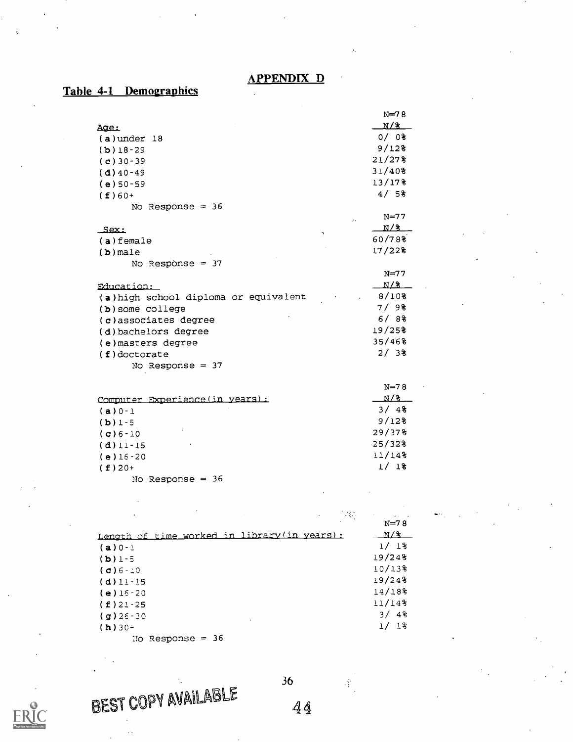## APPENDIX D

### Table 4-1 Demographics

| Age: | N=78<br>N/% |
|---|---|
| (a)under 18 | 0/ 0% |
| (b)18-29 | 9/12% |
| (c)30-39 | 21/27% |
| (d)40-49 | 31/40% |
| (e)50-59 | 13/17% |
| (f)60+ | 4/ 5% |
| No Response = 36 | |

| Sex: | N=77<br>N/% |
|---|---|
| (a)female | 60/78% |
| (b)male | 17/22% |
| No Response = 37 | |

| Education: | N=77<br>N/% |
|---|---|
| (a)high school diploma or equivalent | 8/10% |
| (b)some college | 7/ 9% |
| (c)associates degree | 6/ 8% |
| (d)bachelors degree | 19/25% |
| (e)masters degree | 35/46% |
| (f)doctorate | 2/ 3% |
| No Response = 37 | |

| Computer Experience(in years): | N=78<br>N/% |
|---|---|
| (a)0-1 | 3/ 4% |
| (b)1-5 | 9/12% |
| (c)6-10 | 29/37% |
| (d)11-15 | 25/32% |
| (e)16-20 | 11/14% |
| (f)20+ | 1/ 1% |
| No Response = 36 | |

| Length of time worked in library(in years): | N=78<br>N/% |
|---|---|
| (a)0-1 | 1/ 1% |
| (b)1-5 | 19/24% |
| (c)6-10 | 10/13% |
| (d)11-15 | 19/24% |
| (e)16-20 | 14/18% |
| (f)21-25 | 11/14% |
| (g)26-30 | 3/ 4% |
| (h)30+ | 1/ 1% |
| No Response = 36 | |

BEST COPY AVAILABLE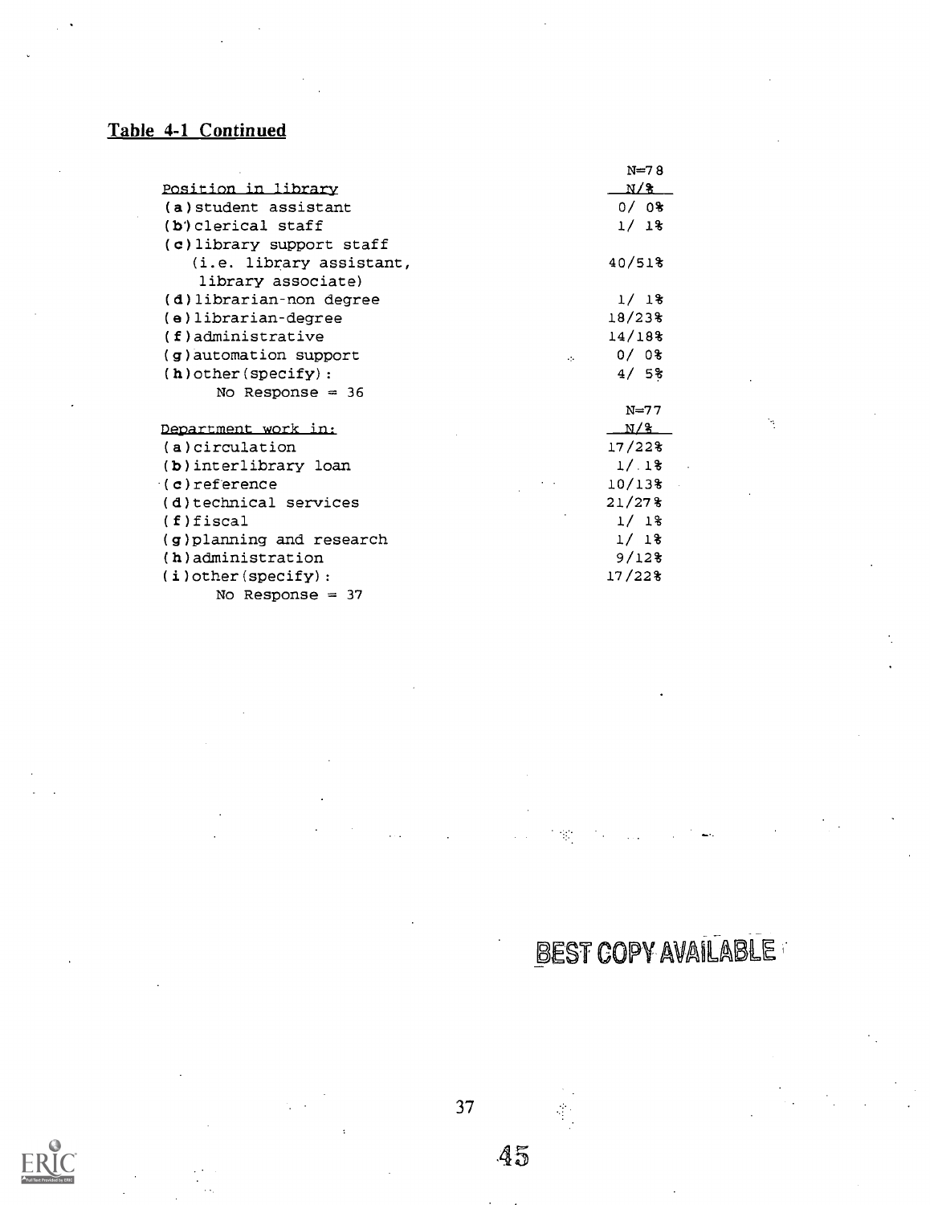**Table 4-1 Continued**

| Position in library | N=78<br>N/% |
|---|---|
| (a) student assistant | 0/ 0% |
| (b) clerical staff | 1/ 1% |
| (c) library support staff (i.e. library assistant, library associate) | 40/51% |
| (d) librarian-non degree | 1/ 1% |
| (e) librarian-degree | 18/23% |
| (f) administrative | 14/18% |
| (g) automation support | 0/ 0% |
| (h) other (specify): | 4/ 5% |
| No Response = 36 | |

| Department work in: | N=77<br>N/% |
|---|---|
| (a) circulation | 17/22% |
| (b) interlibrary loan | 1/ 1% |
| (c) reference | 10/13% |
| (d) technical services | 21/27% |
| (f) fiscal | 1/ 1% |
| (g) planning and research | 1/ 1% |
| (h) administration | 9/12% |
| (i) other (specify): | 17/22% |
| No Response = 37 | |

BEST COPY AVAILABLE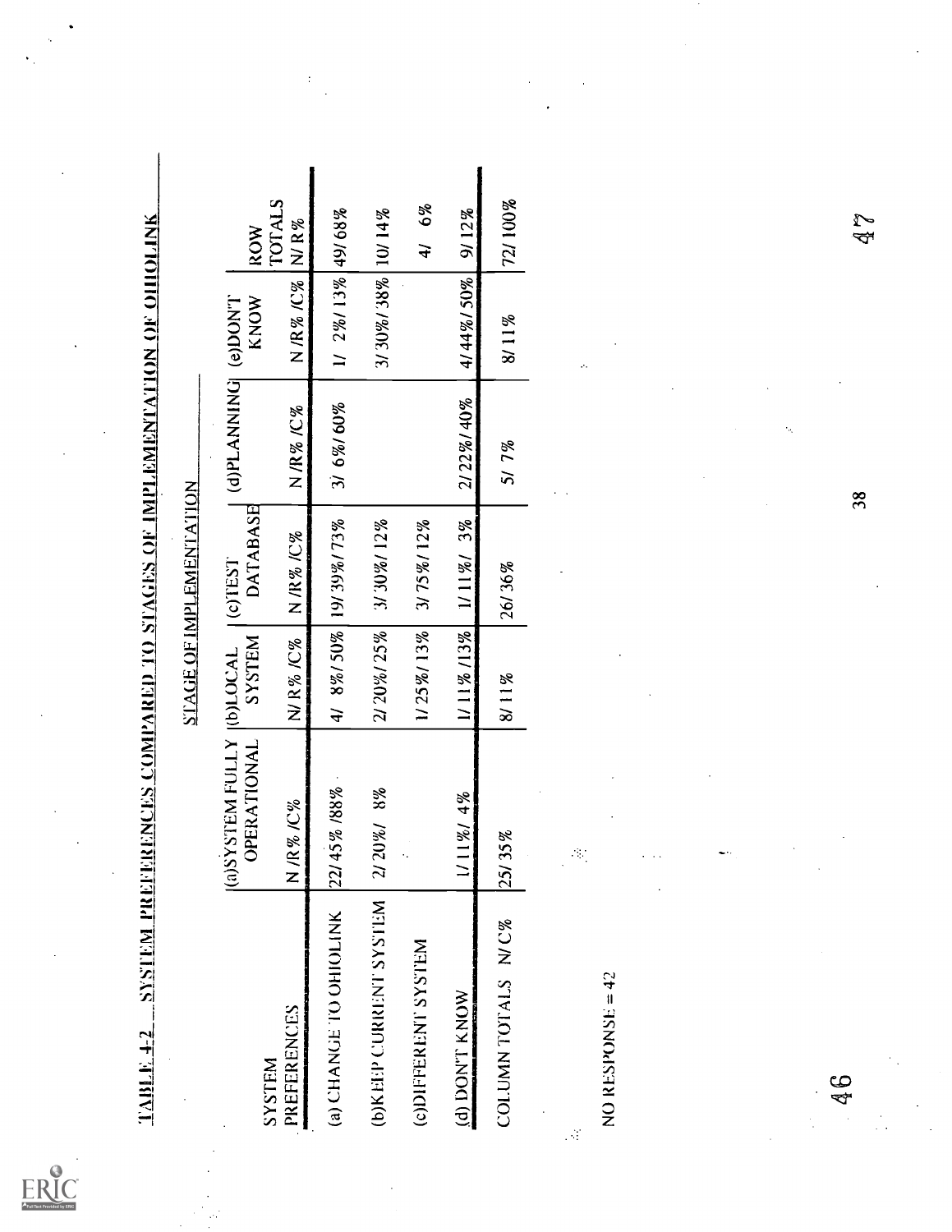## TABLE 4-2 SYSTEM PREFERENCES COMPARED TO STAGES OF IMPLEMENTATION OF OHIOLINK

| SYSTEM PREFERENCES | STAGE OF IMPLEMENTATION (a)SYSTEM FULLY OPERATIONAL | (b)LOCAL SYSTEM | (c)TEST DATABASE | (d)PLANNING | (e)DON'T KNOW | ROW TOTALS |
|---|---|---|---|---|---|---|
| | N /R% /C% | N/ R% /C% | N /R% /C% | N /R% /C% | N /R% /C% | N/ R % |
| (a) CHANGE TO OHIOLINK | 22/ 45% /88% | 4/ 8%/ 50% | 19/ 39%/ 73% | 3/ 6%/ 60% | 1/ 2%/ 13% | 49/ 68% |
| (b)KEEP CURRENT SYSTEM | 2/ 20%/ 8% | 2/ 20%/ 25% | 3/ 30%/ 12% | | 3/ 30%/ 38% | 10/ 14% |
| (c)DIFFERENT SYSTEM | | 1/ 25%/ 13% | 3/ 75%/ 12% | | | 4/ 6% |
| (d) DON'T KNOW | 1/ 11%/ 4% | 1/ 11% /13% | 1/ 11%/ 3% | 2/ 22%/ 40% | 4/ 44%/ 50% | 9/ 12% |
| COLUMN TOTALS N/ C% | 25/ 35% | 8/ 11% | 26/ 36% | 5/ 7% | 8/ 11% | 72/ 100% |

NO RESPONSE = 42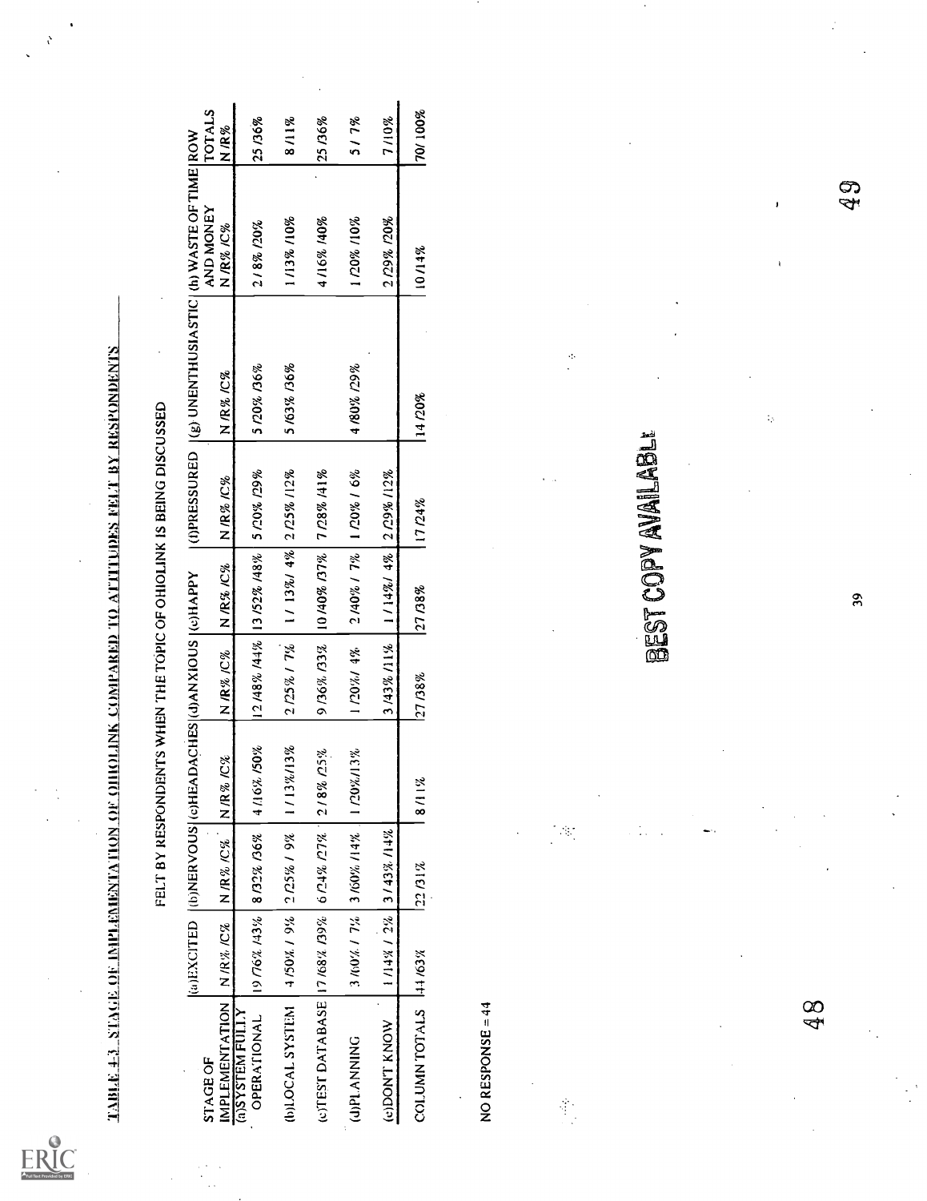TABLE 4-3. STAGE OF IMPLEMENTATION OF OHIOLINK COMPARED TO ATTITUDES FELT BY RESPONDENTS

FELT BY RESPONDENTS WHEN THE TOPIC OF OHIOLINK IS BEING DISCUSSED

| STAGE OF IMPLEMENTATION | (a)EXCITED N /R% /C% | (b)NERVOUS N /R% /C% | (c)HEADACHES N /R% /C% | (d)ANXIOUS N /R% /C% | (e)HAPPY N /R% /C% | (f)PRESSURED N /R% /C% | (g) UNENTHUSIASTIC N /R% /C% | (h) WASTE OF TIME AND MONEY N /R% /C% | ROW TOTALS N /R% |
|---|---|---|---|---|---|---|---|---|---|
| (a)SYSTEM FULLY OPERATIONAL | 19 /76% /43% | 8 /32% /36% | 4 /16% /50% | 12 /48% /44% | 13 /52% /48% | 5 /20% /29% | 5 /20% /36% | 2 / 8% /20% | 25 /36% |
| (b)LOCAL SYSTEM | 4 /50% / 9% | 2 /25% / 9% | 1 / 13% /13% | 2 /25% / 7% | 1 / 13% / 4% | 2 /25% /12% | 5 /63% /36% | 1 /13% /10% | 8 /11% |
| (c)TEST DATABASE | 17 /68% /39% | 6 /24% /27% | 2 / 8% /25% | 9 /36% /33% | 10 /40% /37% | 7 /28% /41% | | 4 /16% /40% | 25 /36% |
| (d)PLANNING | 3 /60% / 7% | 3 /60% /14% | 1 /20% /13% | 1 /20% / 4% | 2 /40% / 7% | 1 /20% / 6% | 4 /80% /29% | 1 /20% /10% | 5 / 7% |
| (e)DON'T KNOW | 1 /14% / 2% | 3 / 43% /14% | | 3 /43% /11% | 1 / 14% / 4% | 2 /29% /12% | | 2 /29% /20% | 7 /10% |
| COLUMN TOTALS | 44 /63% | 22 /31% | 8 /11% | 27 /38% | 27 /38% | 17 /24% | 14 /20% | 10 /14% | 70/ 100% |

NO RESPONSE = 44

BEST COPY AVAILABLE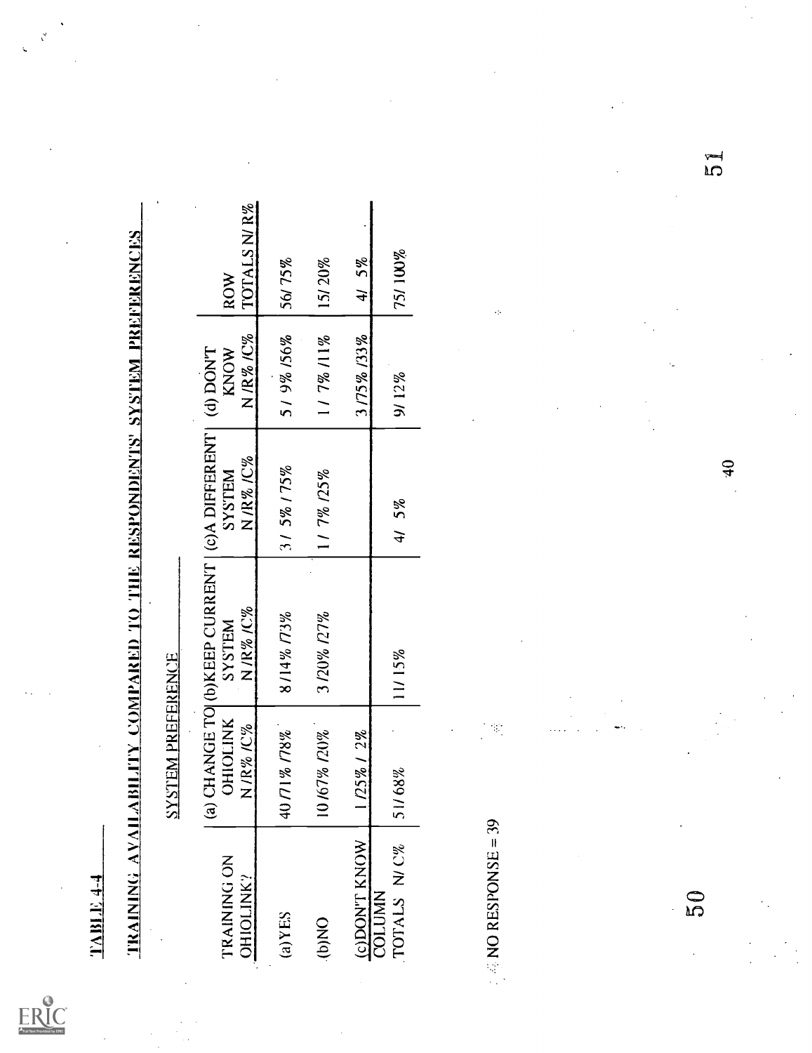TABLE 4-4

TRAINING AVAILABILITY COMPARED TO THE RESPONDENTS' SYSTEM PREFERENCES

| TRAINING ON OHIOLINK? | SYSTEM PREFERENCE (a) CHANGE TO OHIOLINK N /R% /C% | (b) KEEP CURRENT SYSTEM N /R% /C% | (c) A DIFFERENT SYSTEM N /R% /C% | (d) DON'T KNOW N /R% /C% | ROW TOTALS N/ R% |
|---|---|---|---|---|---|
| (a) YES | 40 /71% /78% | 8 /14% /73% | 3 / 5% / 75% | 5 / 9% /56% | 56/ 75% |
| (b) NO | 10 /67% /20% | 3 /20% /27% | 1 / 7% /25% | 1 / 7% /11% | 15/ 20% |
| (c) DON'T KNOW | 1 /25% / 2% | | | 3 /75% /33% | 4/ 5% |
| COLUMN TOTALS N/ C% | 51/ 68% | 11/ 15% | 4/ 5% | 9/ 12% | 75/ 100% |

NO RESPONSE = 39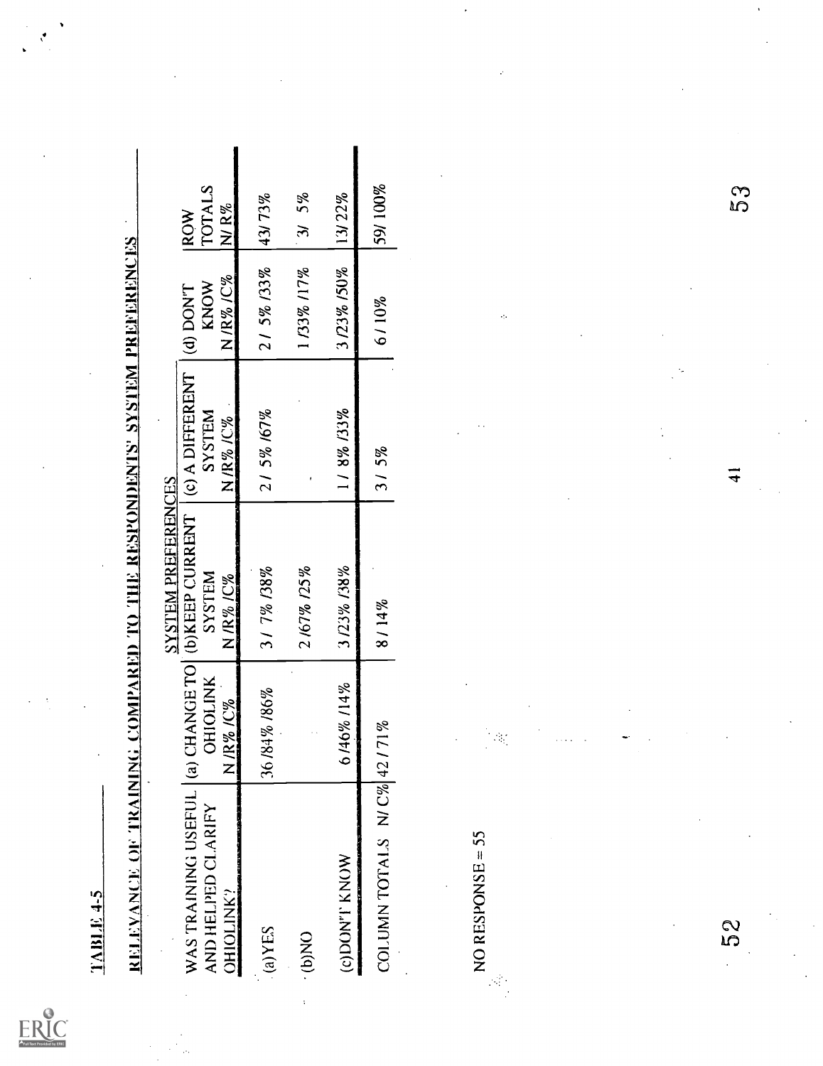TABLE 4-5

## RELEVANCE OF TRAINING COMPARED TO THE RESPONDENTS' SYSTEM PREFERENCES

| WAS TRAINING USEFUL AND HELPED CLARIFY OHIOLINK? | SYSTEM PREFERENCES (a) CHANGE TO OHIOLINK N /R% /C% | (b)KEEP CURRENT SYSTEM N /R% /C% | (c) A DIFFERENT SYSTEM N /R% /C% | (d) DON'T KNOW N /R% /C% | ROW TOTALS N/ R% |
|---|---|---|---|---|---|
| (a)YES | 36 /84% /86% | 3 / 7% /38% | 2 / 5% /67% | 2 / 5% /33% | 43/ 73% |
| (b)NO | | 2 /67% /25% | | 1 /33% /17% | 3/ 5% |
| (c)DON'T KNOW | 6 /46% /14% | 3 /23% /38% | 1 / 8% /33% | 3 /23% /50% | 13/ 22% |
| COLUMN TOTALS N/ C% | 42 / 71% | 8 / 14% | 3 / 5% | 6 / 10% | 59/ 100% |

NO RESPONSE = 55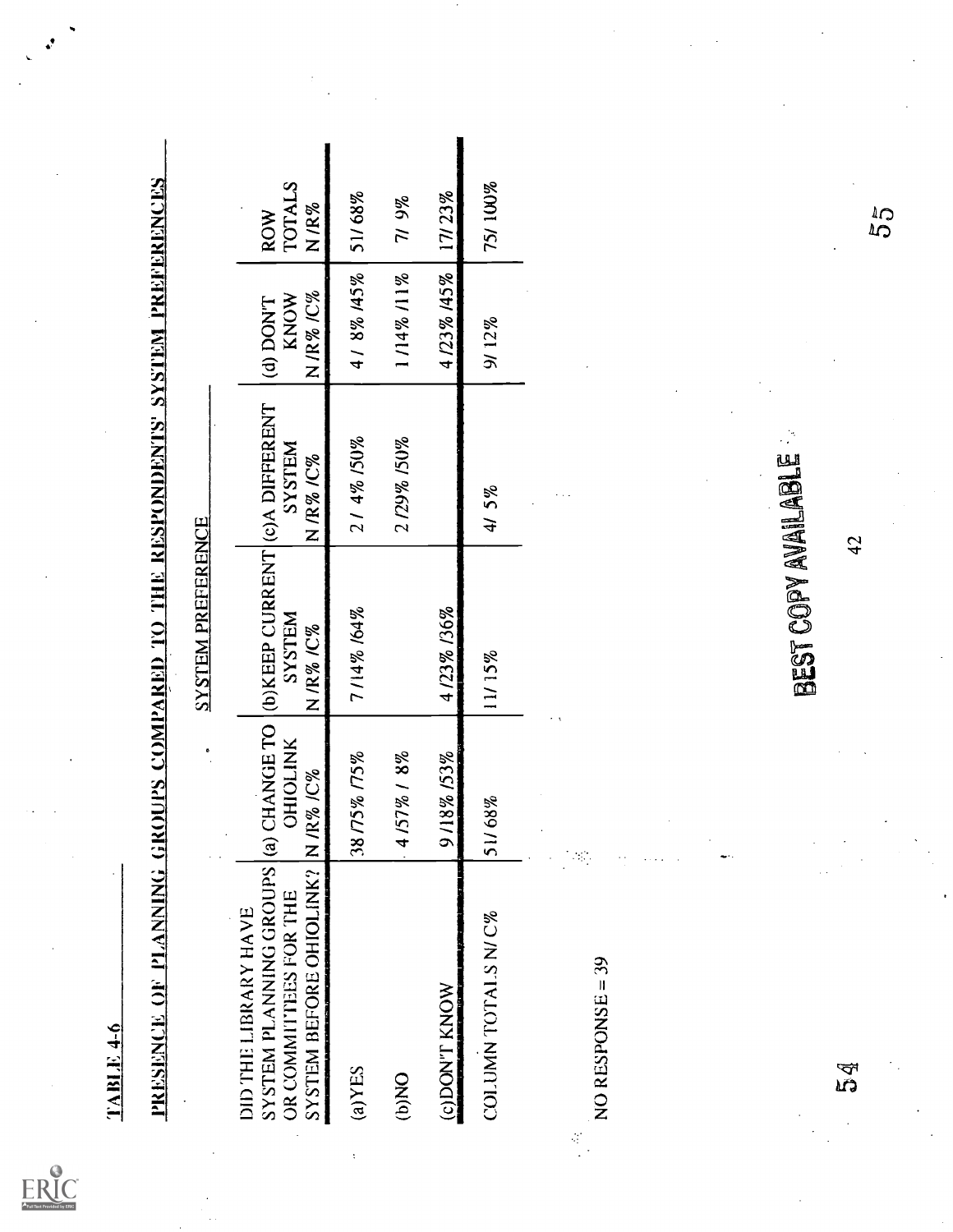TABLE 4-6

**PRESENCE OF PLANNING GROUPS COMPARED TO THE RESPONDENTS' SYSTEM PREFERENCES**

| DID THE LIBRARY HAVE SYSTEM PLANNING GROUPS OR COMMITTEES FOR THE SYSTEM BEFORE OHIOLINK? | SYSTEM PREFERENCE (a) CHANGE TO OHIOLINK N /R% /C% | (b)KEEP CURRENT SYSTEM N /R% /C% | (c)A DIFFERENT SYSTEM N /R% /C% | (d) DON'T KNOW N /R% /C% | ROW TOTALS N /R% |
|---|---|---|---|---|---|
| (a)YES | 38 /75% /75% | 7 /14% /64% | 2 / 4% /50% | 4 / 8% /45% | 51/ 68% |
| (b)NO | 4 /57% / 8% | | 2 /29% /50% | 1 /14% /11% | 7/ 9% |
| (c)DON'T KNOW | 9 /18% /53% | 4 /23% /36% | | 4 /23% /45% | 17/ 23% |
| COLUMN TOTALS N/ C% | 51/ 68% | 11/ 15% | 4/ 5% | 9/ 12% | 75/ 100% |

NO RESPONSE = 39

BEST COPY AVAILABLE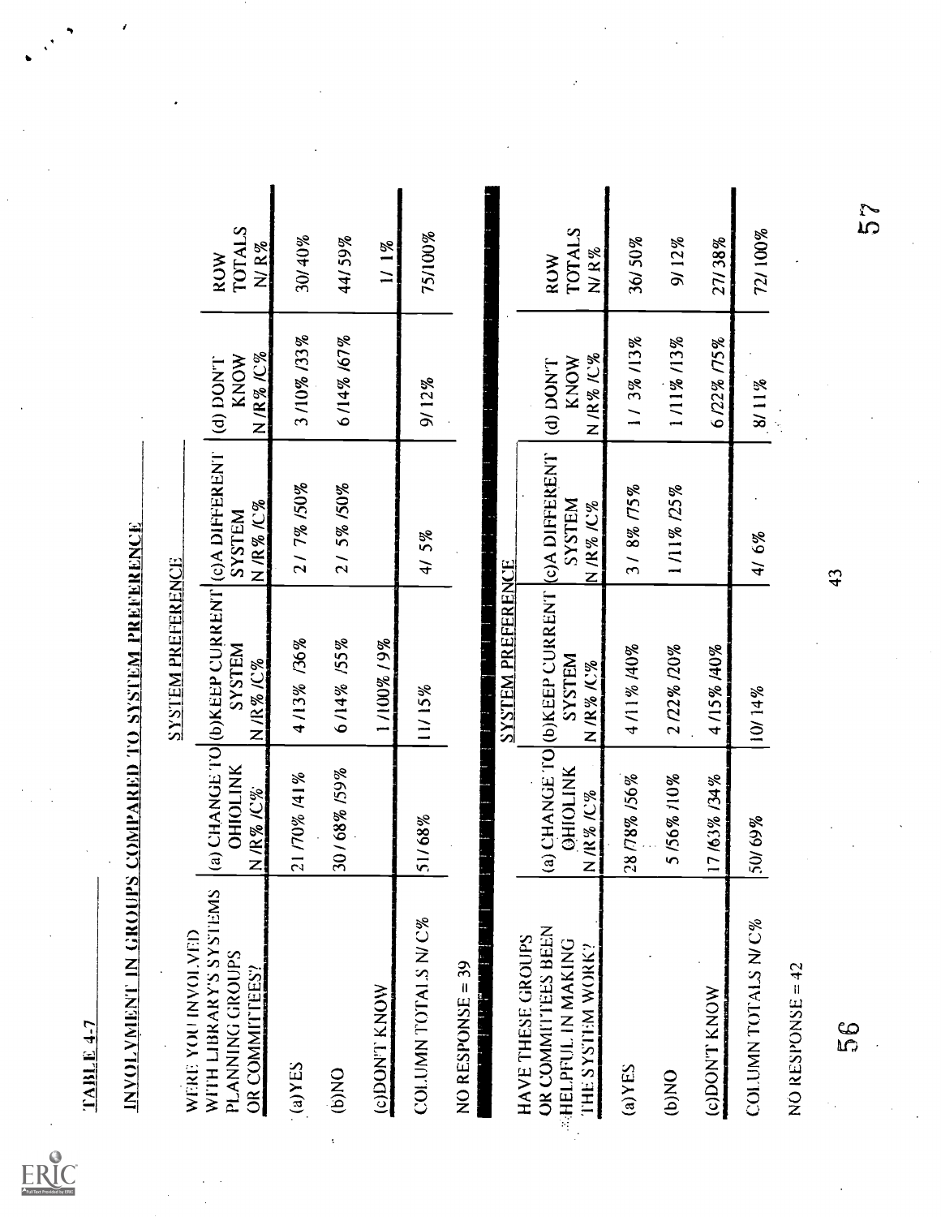TABLE 4-7

INVOLVMENT IN GROUPS COMPARED TO SYSTEM PREFERENCE

| WERE YOU INVOLVED WITH LIBRARY'S SYSTEMS PLANNING GROUPS OR COMMITTEES? | SYSTEM PREFERENCE | | | | |
|---|---|---|---|---|---|
| | (a) CHANGE TO OHIOLINK N /R% /C% | (b)KEEP CURRENT SYSTEM N /R% /C% | (c)A DIFFERENT SYSTEM N /R% /C% | (d) DON'T KNOW N /R% /C% | ROW TOTALS N/ R% |
| (a)YES | 21 /70% /41% | 4 /13% /36% | 2 / 7% /50% | 3 /10% /33% | 30/ 40% |
| (b)NO | 30 / 68% /59% | 6 /14% /55% | 2 / 5% /50% | 6 /14% /67% | 44/ 59% |
| (c)DON'T KNOW | | 1 /100% / 9% | | | 1/ 1% |
| COLUMN TOTALS N/ C% | 51/ 68% | 11/ 15% | 4/ 5% | 9/ 12% | 75/100% |

NO RESPONSE = 39

| HAVE THESE GROUPS OR COMMITTEES BEEN HELPFUL IN MAKING THE SYSTEM WORK? | SYSTEM PREFERENCE | | | | |
|---|---|---|---|---|---|
| | (a) CHANGE TO OHIOLINK N /R% /C% | (b)KEEP CURRENT SYSTEM N /R% /C% | (c)A DIFFERENT SYSTEM N /R% /C% | (d) DON'T KNOW N /R% /C% | ROW TOTALS N/ R% |
| (a)YES | 28 /78% /56% | 4 /11% /40% | 3 / 8% /75% | 1 / 3% /13% | 36/ 50% |
| (b)NO | 5 /56% /10% | 2 /22% /20% | 1 /11% /25% | 1 /11% /13% | 9/ 12% |
| (c)DON'T KNOW | 17 /63% /34% | 4 /15% /40% | | 6 /22% /75% | 27/ 38% |
| COLUMN TOTALS N/ C% | 50/ 69% | 10/ 14% | 4/ 6% | 8/ 11% | 72/ 100% |

NO RESPONSE = 42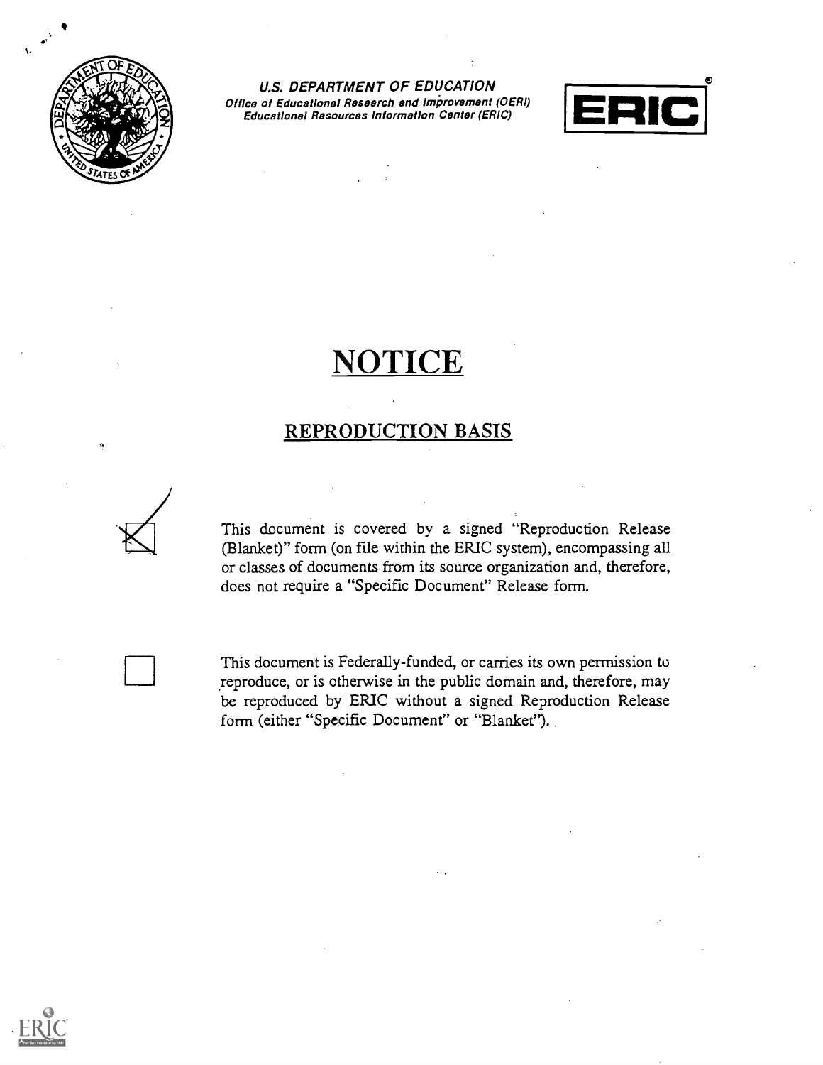U.S. DEPARTMENT OF EDUCATION
Office of Educational Research and Improvement (OERI)
Educational Resources Information Center (ERIC)

ERIC®

# NOTICE

## REPRODUCTION BASIS

☒ This document is covered by a signed "Reproduction Release (Blanket)" form (on file within the ERIC system), encompassing all or classes of documents from its source organization and, therefore, does not require a "Specific Document" Release form.

☐ This document is Federally-funded, or carries its own permission to reproduce, or is otherwise in the public domain and, therefore, may be reproduced by ERIC without a signed Reproduction Release form (either "Specific Document" or "Blanket").